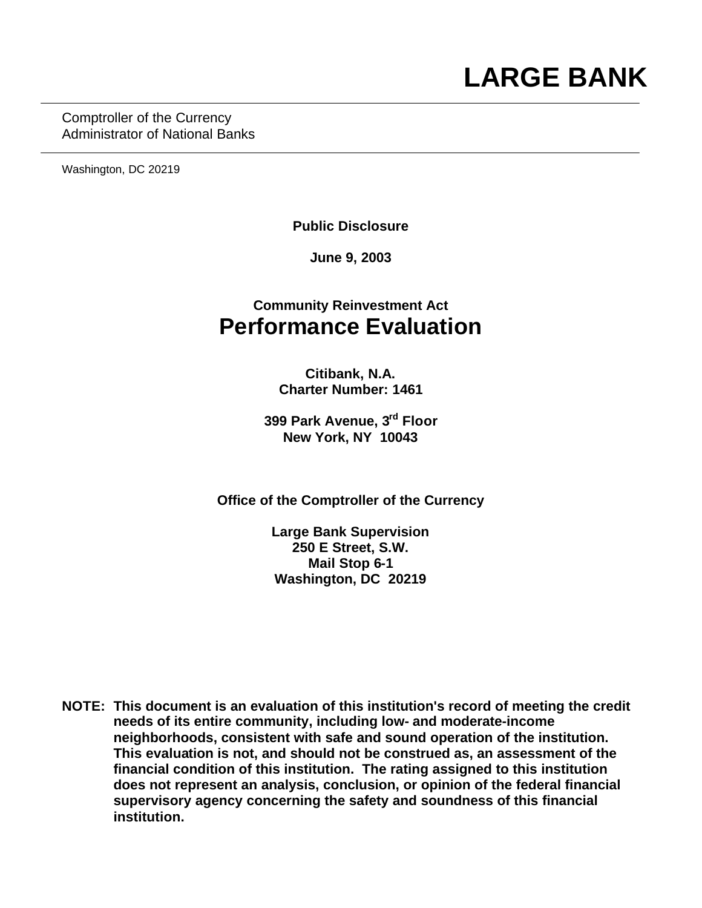# LARGE BANK

Comptroller of the Currency
Administrator of National Banks

Washington, DC 20219

**Public Disclosure**

**June 9, 2003**

**Community Reinvestment Act**

# Performance Evaluation

**Citibank, N.A.**
**Charter Number: 1461**

**399 Park Avenue, 3rd Floor**
**New York, NY 10043**

**Office of the Comptroller of the Currency**

**Large Bank Supervision**
**250 E Street, S.W.**
**Mail Stop 6-1**
**Washington, DC 20219**

**NOTE: This document is an evaluation of this institution's record of meeting the credit needs of its entire community, including low- and moderate-income neighborhoods, consistent with safe and sound operation of the institution. This evaluation is not, and should not be construed as, an assessment of the financial condition of this institution. The rating assigned to this institution does not represent an analysis, conclusion, or opinion of the federal financial supervisory agency concerning the safety and soundness of this financial institution.**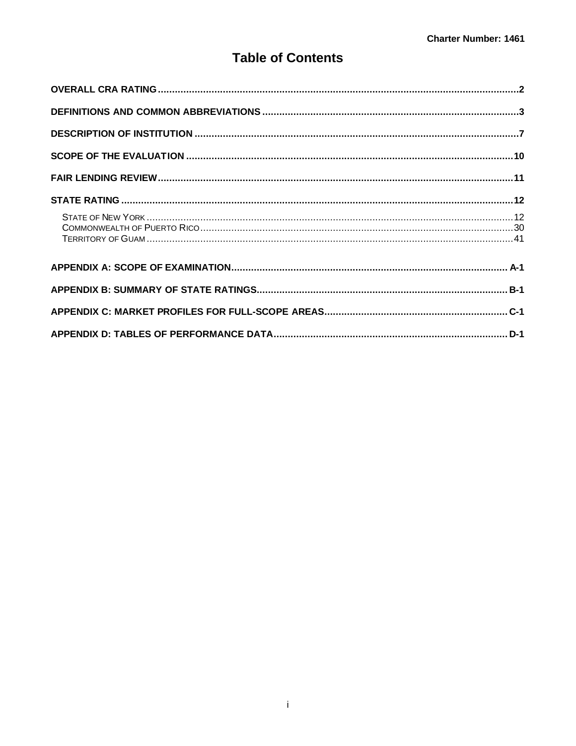Charter Number: 1461

# Table of Contents

OVERALL CRA RATING ..... 2

DEFINITIONS AND COMMON ABBREVIATIONS ..... 3

DESCRIPTION OF INSTITUTION ..... 7

SCOPE OF THE EVALUATION ..... 10

FAIR LENDING REVIEW ..... 11

STATE RATING ..... 12

- State of New York ..... 12
- Commonwealth of Puerto Rico ..... 30
- Territory of Guam ..... 41

APPENDIX A: SCOPE OF EXAMINATION ..... A-1

APPENDIX B: SUMMARY OF STATE RATINGS ..... B-1

APPENDIX C: MARKET PROFILES FOR FULL-SCOPE AREAS ..... C-1

APPENDIX D: TABLES OF PERFORMANCE DATA ..... D-1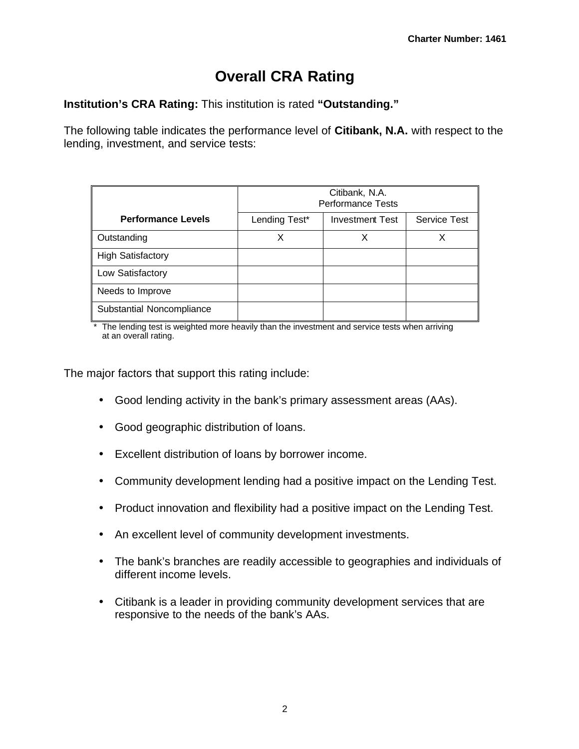# Overall CRA Rating

**Institution's CRA Rating:** This institution is rated **"Outstanding."**

The following table indicates the performance level of **Citibank, N.A.** with respect to the lending, investment, and service tests:

| | Citibank, N.A. Performance Tests | | |
|---|---|---|---|
| **Performance Levels** | Lending Test* | Investment Test | Service Test |
| Outstanding | X | X | X |
| High Satisfactory | | | |
| Low Satisfactory | | | |
| Needs to Improve | | | |
| Substantial Noncompliance | | | |

\* The lending test is weighted more heavily than the investment and service tests when arriving at an overall rating.

The major factors that support this rating include:

- Good lending activity in the bank's primary assessment areas (AAs).
- Good geographic distribution of loans.
- Excellent distribution of loans by borrower income.
- Community development lending had a positive impact on the Lending Test.
- Product innovation and flexibility had a positive impact on the Lending Test.
- An excellent level of community development investments.
- The bank's branches are readily accessible to geographies and individuals of different income levels.
- Citibank is a leader in providing community development services that are responsive to the needs of the bank's AAs.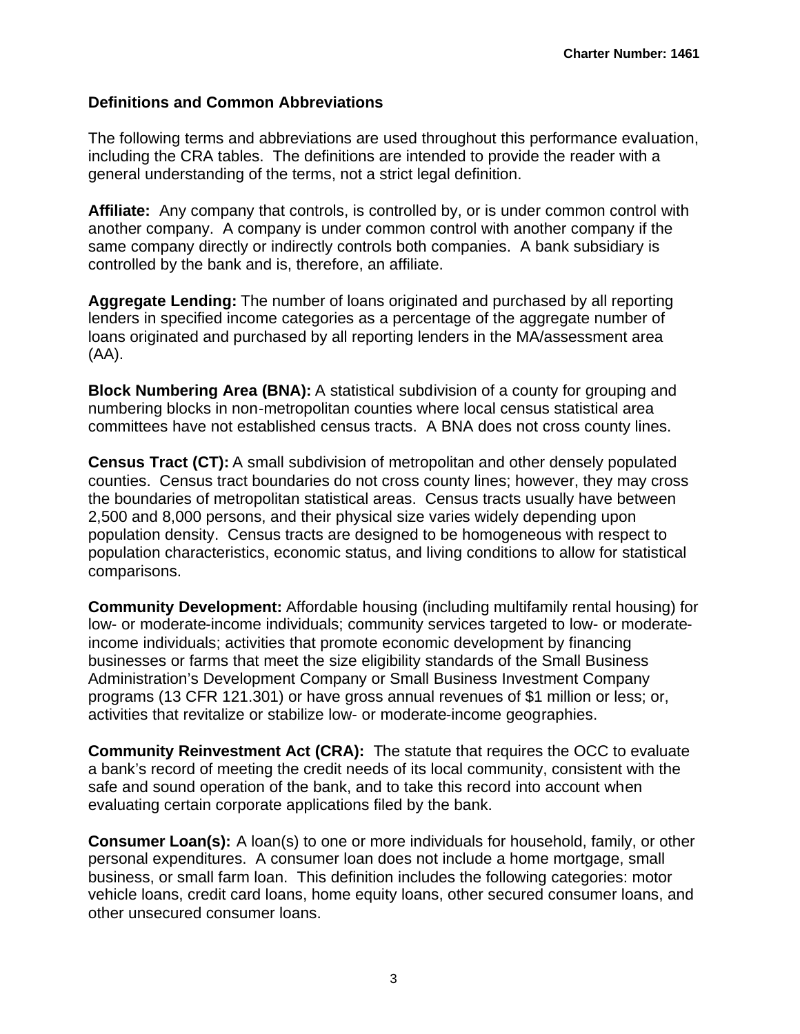## Definitions and Common Abbreviations

The following terms and abbreviations are used throughout this performance evaluation, including the CRA tables. The definitions are intended to provide the reader with a general understanding of the terms, not a strict legal definition.

**Affiliate:** Any company that controls, is controlled by, or is under common control with another company. A company is under common control with another company if the same company directly or indirectly controls both companies. A bank subsidiary is controlled by the bank and is, therefore, an affiliate.

**Aggregate Lending:** The number of loans originated and purchased by all reporting lenders in specified income categories as a percentage of the aggregate number of loans originated and purchased by all reporting lenders in the MA/assessment area (AA).

**Block Numbering Area (BNA):** A statistical subdivision of a county for grouping and numbering blocks in non-metropolitan counties where local census statistical area committees have not established census tracts. A BNA does not cross county lines.

**Census Tract (CT):** A small subdivision of metropolitan and other densely populated counties. Census tract boundaries do not cross county lines; however, they may cross the boundaries of metropolitan statistical areas. Census tracts usually have between 2,500 and 8,000 persons, and their physical size varies widely depending upon population density. Census tracts are designed to be homogeneous with respect to population characteristics, economic status, and living conditions to allow for statistical comparisons.

**Community Development:** Affordable housing (including multifamily rental housing) for low- or moderate-income individuals; community services targeted to low- or moderate-income individuals; activities that promote economic development by financing businesses or farms that meet the size eligibility standards of the Small Business Administration's Development Company or Small Business Investment Company programs (13 CFR 121.301) or have gross annual revenues of $1 million or less; or, activities that revitalize or stabilize low- or moderate-income geographies.

**Community Reinvestment Act (CRA):** The statute that requires the OCC to evaluate a bank's record of meeting the credit needs of its local community, consistent with the safe and sound operation of the bank, and to take this record into account when evaluating certain corporate applications filed by the bank.

**Consumer Loan(s):** A loan(s) to one or more individuals for household, family, or other personal expenditures. A consumer loan does not include a home mortgage, small business, or small farm loan. This definition includes the following categories: motor vehicle loans, credit card loans, home equity loans, other secured consumer loans, and other unsecured consumer loans.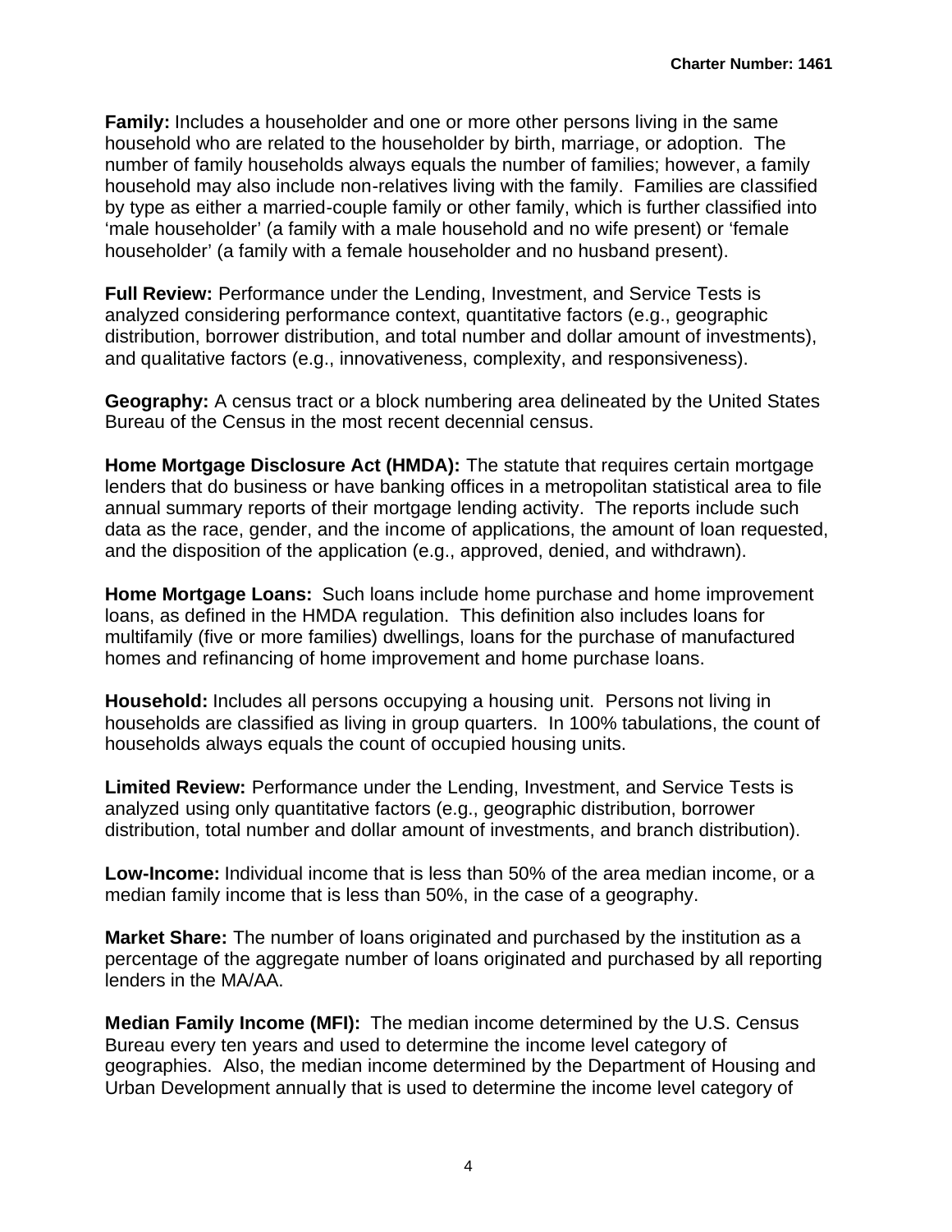**Family:** Includes a householder and one or more other persons living in the same household who are related to the householder by birth, marriage, or adoption. The number of family households always equals the number of families; however, a family household may also include non-relatives living with the family. Families are classified by type as either a married-couple family or other family, which is further classified into 'male householder' (a family with a male household and no wife present) or 'female householder' (a family with a female householder and no husband present).

**Full Review:** Performance under the Lending, Investment, and Service Tests is analyzed considering performance context, quantitative factors (e.g., geographic distribution, borrower distribution, and total number and dollar amount of investments), and qualitative factors (e.g., innovativeness, complexity, and responsiveness).

**Geography:** A census tract or a block numbering area delineated by the United States Bureau of the Census in the most recent decennial census.

**Home Mortgage Disclosure Act (HMDA):** The statute that requires certain mortgage lenders that do business or have banking offices in a metropolitan statistical area to file annual summary reports of their mortgage lending activity. The reports include such data as the race, gender, and the income of applications, the amount of loan requested, and the disposition of the application (e.g., approved, denied, and withdrawn).

**Home Mortgage Loans:** Such loans include home purchase and home improvement loans, as defined in the HMDA regulation. This definition also includes loans for multifamily (five or more families) dwellings, loans for the purchase of manufactured homes and refinancing of home improvement and home purchase loans.

**Household:** Includes all persons occupying a housing unit. Persons not living in households are classified as living in group quarters. In 100% tabulations, the count of households always equals the count of occupied housing units.

**Limited Review:** Performance under the Lending, Investment, and Service Tests is analyzed using only quantitative factors (e.g., geographic distribution, borrower distribution, total number and dollar amount of investments, and branch distribution).

**Low-Income:** Individual income that is less than 50% of the area median income, or a median family income that is less than 50%, in the case of a geography.

**Market Share:** The number of loans originated and purchased by the institution as a percentage of the aggregate number of loans originated and purchased by all reporting lenders in the MA/AA.

**Median Family Income (MFI):** The median income determined by the U.S. Census Bureau every ten years and used to determine the income level category of geographies. Also, the median income determined by the Department of Housing and Urban Development annually that is used to determine the income level category of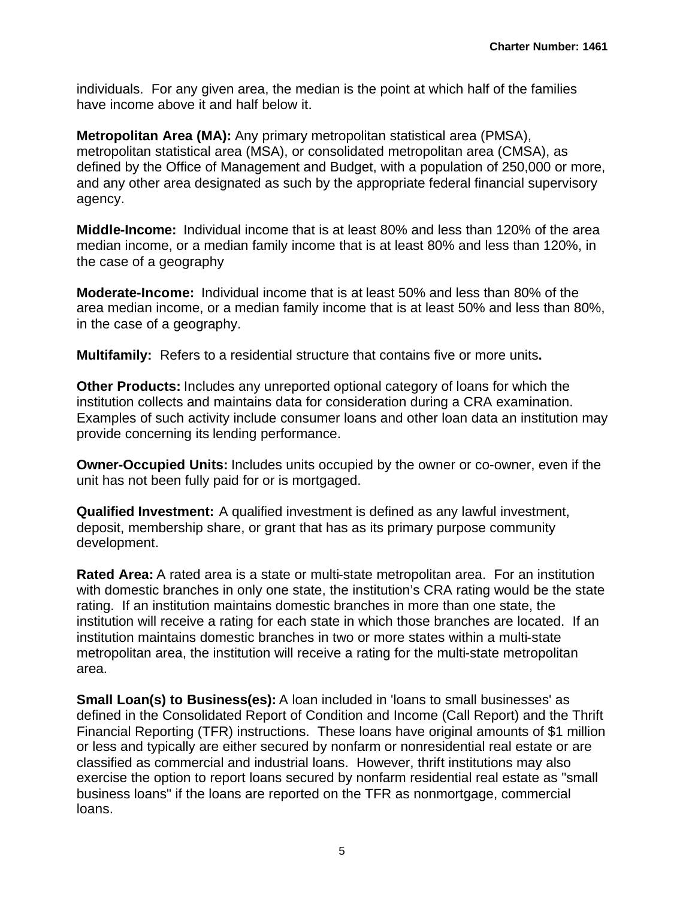individuals. For any given area, the median is the point at which half of the families have income above it and half below it.

**Metropolitan Area (MA):** Any primary metropolitan statistical area (PMSA), metropolitan statistical area (MSA), or consolidated metropolitan area (CMSA), as defined by the Office of Management and Budget, with a population of 250,000 or more, and any other area designated as such by the appropriate federal financial supervisory agency.

**Middle-Income:** Individual income that is at least 80% and less than 120% of the area median income, or a median family income that is at least 80% and less than 120%, in the case of a geography

**Moderate-Income:** Individual income that is at least 50% and less than 80% of the area median income, or a median family income that is at least 50% and less than 80%, in the case of a geography.

**Multifamily:** Refers to a residential structure that contains five or more units**.**

**Other Products:** Includes any unreported optional category of loans for which the institution collects and maintains data for consideration during a CRA examination. Examples of such activity include consumer loans and other loan data an institution may provide concerning its lending performance.

**Owner-Occupied Units:** Includes units occupied by the owner or co-owner, even if the unit has not been fully paid for or is mortgaged.

**Qualified Investment:** A qualified investment is defined as any lawful investment, deposit, membership share, or grant that has as its primary purpose community development.

**Rated Area:** A rated area is a state or multi-state metropolitan area. For an institution with domestic branches in only one state, the institution's CRA rating would be the state rating. If an institution maintains domestic branches in more than one state, the institution will receive a rating for each state in which those branches are located. If an institution maintains domestic branches in two or more states within a multi-state metropolitan area, the institution will receive a rating for the multi-state metropolitan area.

**Small Loan(s) to Business(es):** A loan included in 'loans to small businesses' as defined in the Consolidated Report of Condition and Income (Call Report) and the Thrift Financial Reporting (TFR) instructions. These loans have original amounts of $1 million or less and typically are either secured by nonfarm or nonresidential real estate or are classified as commercial and industrial loans. However, thrift institutions may also exercise the option to report loans secured by nonfarm residential real estate as "small business loans" if the loans are reported on the TFR as nonmortgage, commercial loans.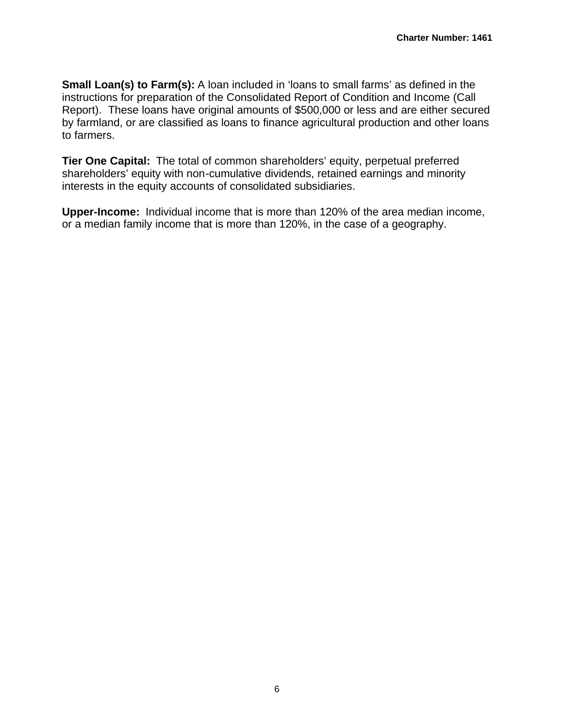**Small Loan(s) to Farm(s):** A loan included in 'loans to small farms' as defined in the instructions for preparation of the Consolidated Report of Condition and Income (Call Report). These loans have original amounts of $500,000 or less and are either secured by farmland, or are classified as loans to finance agricultural production and other loans to farmers.

**Tier One Capital:** The total of common shareholders' equity, perpetual preferred shareholders' equity with non-cumulative dividends, retained earnings and minority interests in the equity accounts of consolidated subsidiaries.

**Upper-Income:** Individual income that is more than 120% of the area median income, or a median family income that is more than 120%, in the case of a geography.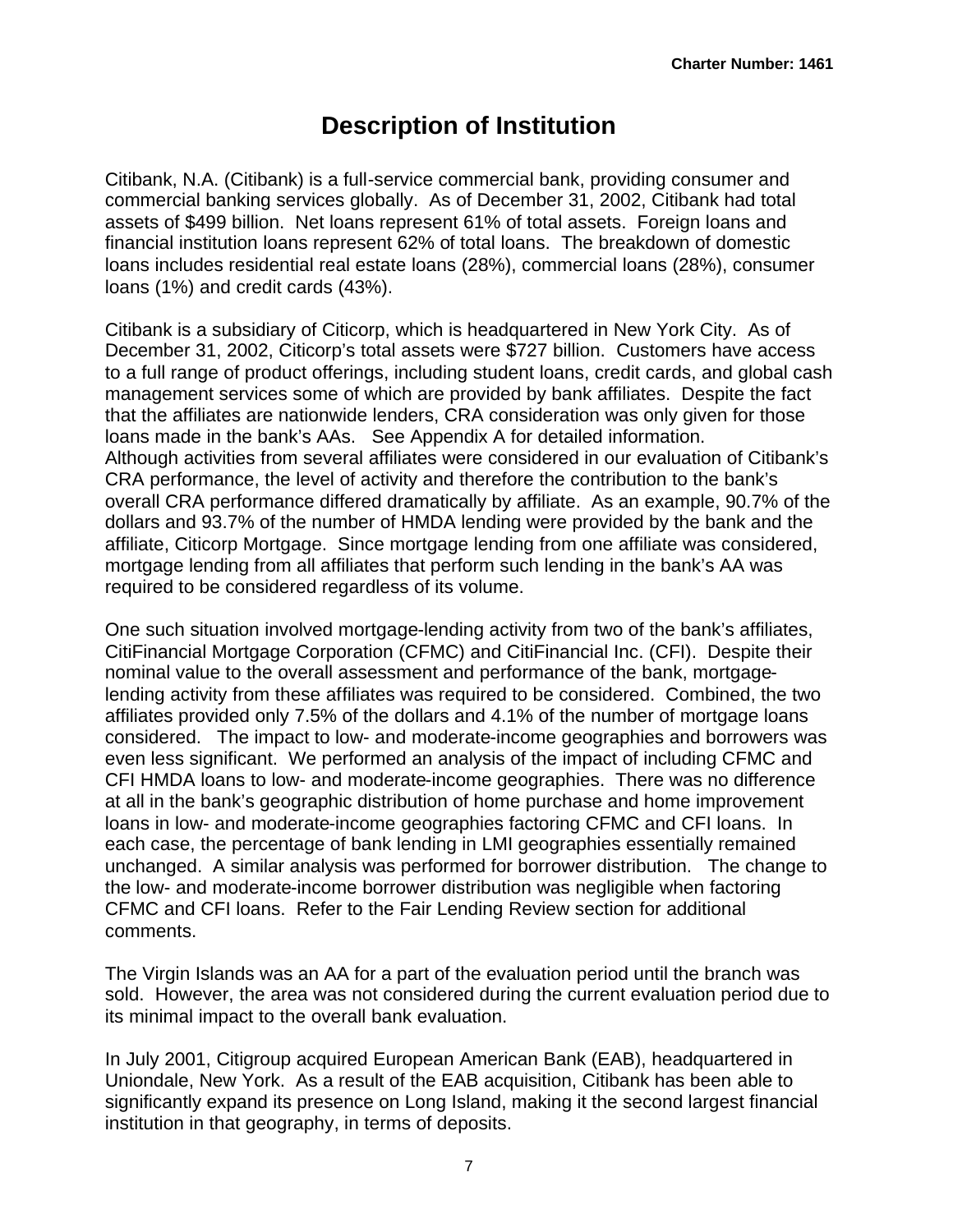# Description of Institution

Citibank, N.A. (Citibank) is a full-service commercial bank, providing consumer and commercial banking services globally. As of December 31, 2002, Citibank had total assets of $499 billion. Net loans represent 61% of total assets. Foreign loans and financial institution loans represent 62% of total loans. The breakdown of domestic loans includes residential real estate loans (28%), commercial loans (28%), consumer loans (1%) and credit cards (43%).

Citibank is a subsidiary of Citicorp, which is headquartered in New York City. As of December 31, 2002, Citicorp's total assets were $727 billion. Customers have access to a full range of product offerings, including student loans, credit cards, and global cash management services some of which are provided by bank affiliates. Despite the fact that the affiliates are nationwide lenders, CRA consideration was only given for those loans made in the bank's AAs. See Appendix A for detailed information.
Although activities from several affiliates were considered in our evaluation of Citibank's CRA performance, the level of activity and therefore the contribution to the bank's overall CRA performance differed dramatically by affiliate. As an example, 90.7% of the dollars and 93.7% of the number of HMDA lending were provided by the bank and the affiliate, Citicorp Mortgage. Since mortgage lending from one affiliate was considered, mortgage lending from all affiliates that perform such lending in the bank's AA was required to be considered regardless of its volume.

One such situation involved mortgage-lending activity from two of the bank's affiliates, CitiFinancial Mortgage Corporation (CFMC) and CitiFinancial Inc. (CFI). Despite their nominal value to the overall assessment and performance of the bank, mortgage-lending activity from these affiliates was required to be considered. Combined, the two affiliates provided only 7.5% of the dollars and 4.1% of the number of mortgage loans considered. The impact to low- and moderate-income geographies and borrowers was even less significant. We performed an analysis of the impact of including CFMC and CFI HMDA loans to low- and moderate-income geographies. There was no difference at all in the bank's geographic distribution of home purchase and home improvement loans in low- and moderate-income geographies factoring CFMC and CFI loans. In each case, the percentage of bank lending in LMI geographies essentially remained unchanged. A similar analysis was performed for borrower distribution. The change to the low- and moderate-income borrower distribution was negligible when factoring CFMC and CFI loans. Refer to the Fair Lending Review section for additional comments.

The Virgin Islands was an AA for a part of the evaluation period until the branch was sold. However, the area was not considered during the current evaluation period due to its minimal impact to the overall bank evaluation.

In July 2001, Citigroup acquired European American Bank (EAB), headquartered in Uniondale, New York. As a result of the EAB acquisition, Citibank has been able to significantly expand its presence on Long Island, making it the second largest financial institution in that geography, in terms of deposits.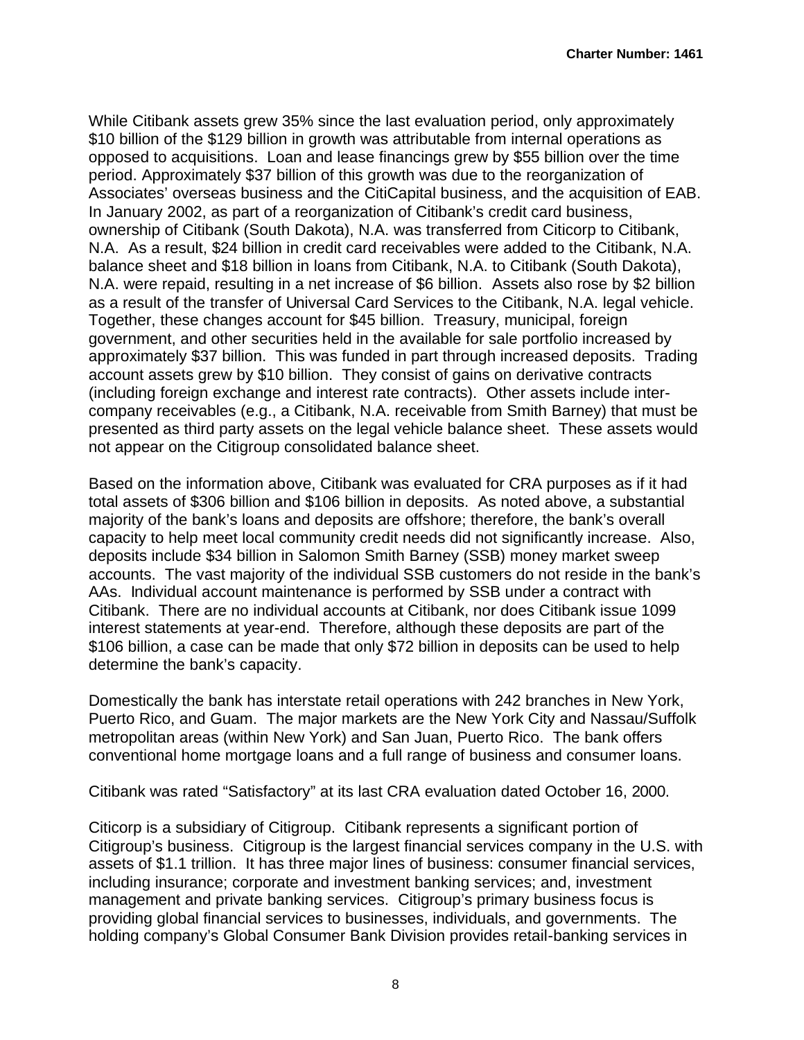While Citibank assets grew 35% since the last evaluation period, only approximately $10 billion of the $129 billion in growth was attributable from internal operations as opposed to acquisitions. Loan and lease financings grew by $55 billion over the time period. Approximately $37 billion of this growth was due to the reorganization of Associates' overseas business and the CitiCapital business, and the acquisition of EAB. In January 2002, as part of a reorganization of Citibank's credit card business, ownership of Citibank (South Dakota), N.A. was transferred from Citicorp to Citibank, N.A. As a result, $24 billion in credit card receivables were added to the Citibank, N.A. balance sheet and $18 billion in loans from Citibank, N.A. to Citibank (South Dakota), N.A. were repaid, resulting in a net increase of $6 billion. Assets also rose by $2 billion as a result of the transfer of Universal Card Services to the Citibank, N.A. legal vehicle. Together, these changes account for $45 billion. Treasury, municipal, foreign government, and other securities held in the available for sale portfolio increased by approximately $37 billion. This was funded in part through increased deposits. Trading account assets grew by $10 billion. They consist of gains on derivative contracts (including foreign exchange and interest rate contracts). Other assets include inter-company receivables (e.g., a Citibank, N.A. receivable from Smith Barney) that must be presented as third party assets on the legal vehicle balance sheet. These assets would not appear on the Citigroup consolidated balance sheet.

Based on the information above, Citibank was evaluated for CRA purposes as if it had total assets of $306 billion and $106 billion in deposits. As noted above, a substantial majority of the bank's loans and deposits are offshore; therefore, the bank's overall capacity to help meet local community credit needs did not significantly increase. Also, deposits include $34 billion in Salomon Smith Barney (SSB) money market sweep accounts. The vast majority of the individual SSB customers do not reside in the bank's AAs. Individual account maintenance is performed by SSB under a contract with Citibank. There are no individual accounts at Citibank, nor does Citibank issue 1099 interest statements at year-end. Therefore, although these deposits are part of the $106 billion, a case can be made that only $72 billion in deposits can be used to help determine the bank's capacity.

Domestically the bank has interstate retail operations with 242 branches in New York, Puerto Rico, and Guam. The major markets are the New York City and Nassau/Suffolk metropolitan areas (within New York) and San Juan, Puerto Rico. The bank offers conventional home mortgage loans and a full range of business and consumer loans.

Citibank was rated "Satisfactory" at its last CRA evaluation dated October 16, 2000.

Citicorp is a subsidiary of Citigroup. Citibank represents a significant portion of Citigroup's business. Citigroup is the largest financial services company in the U.S. with assets of $1.1 trillion. It has three major lines of business: consumer financial services, including insurance; corporate and investment banking services; and, investment management and private banking services. Citigroup's primary business focus is providing global financial services to businesses, individuals, and governments. The holding company's Global Consumer Bank Division provides retail-banking services in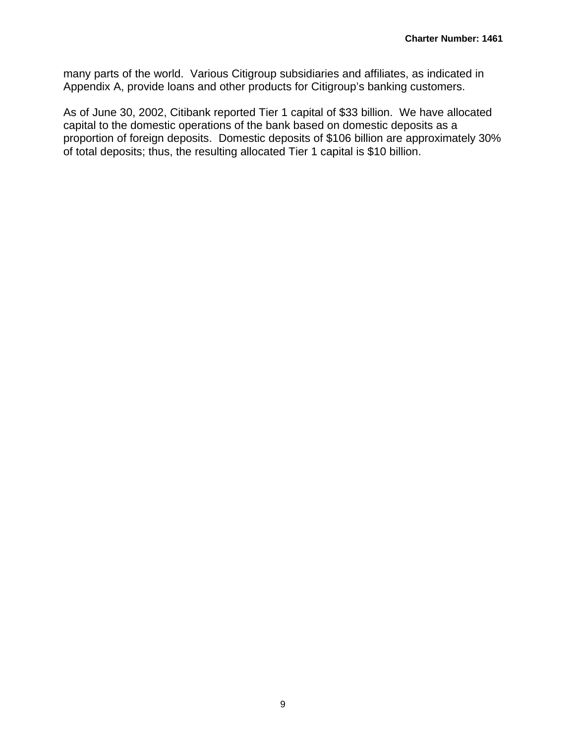many parts of the world. Various Citigroup subsidiaries and affiliates, as indicated in Appendix A, provide loans and other products for Citigroup's banking customers.

As of June 30, 2002, Citibank reported Tier 1 capital of $33 billion. We have allocated capital to the domestic operations of the bank based on domestic deposits as a proportion of foreign deposits. Domestic deposits of $106 billion are approximately 30% of total deposits; thus, the resulting allocated Tier 1 capital is $10 billion.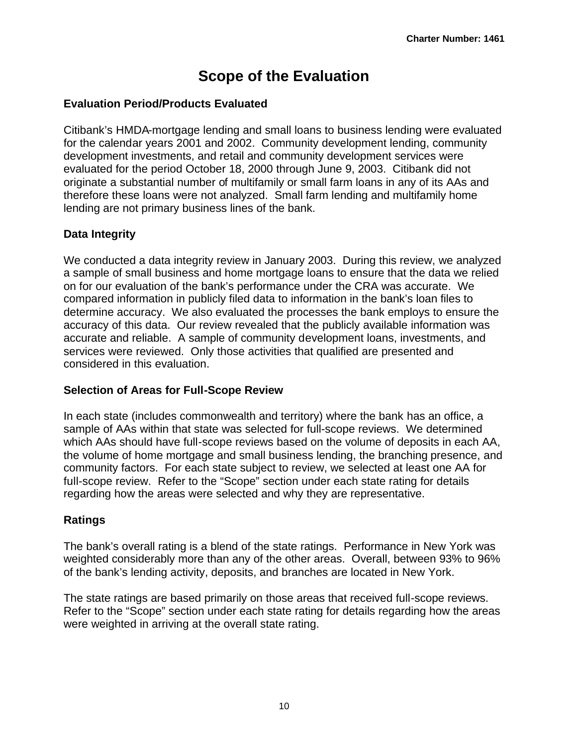# Scope of the Evaluation

### Evaluation Period/Products Evaluated

Citibank's HMDA-mortgage lending and small loans to business lending were evaluated for the calendar years 2001 and 2002. Community development lending, community development investments, and retail and community development services were evaluated for the period October 18, 2000 through June 9, 2003. Citibank did not originate a substantial number of multifamily or small farm loans in any of its AAs and therefore these loans were not analyzed. Small farm lending and multifamily home lending are not primary business lines of the bank.

### Data Integrity

We conducted a data integrity review in January 2003. During this review, we analyzed a sample of small business and home mortgage loans to ensure that the data we relied on for our evaluation of the bank's performance under the CRA was accurate. We compared information in publicly filed data to information in the bank's loan files to determine accuracy. We also evaluated the processes the bank employs to ensure the accuracy of this data. Our review revealed that the publicly available information was accurate and reliable. A sample of community development loans, investments, and services were reviewed. Only those activities that qualified are presented and considered in this evaluation.

### Selection of Areas for Full-Scope Review

In each state (includes commonwealth and territory) where the bank has an office, a sample of AAs within that state was selected for full-scope reviews. We determined which AAs should have full-scope reviews based on the volume of deposits in each AA, the volume of home mortgage and small business lending, the branching presence, and community factors. For each state subject to review, we selected at least one AA for full-scope review. Refer to the "Scope" section under each state rating for details regarding how the areas were selected and why they are representative.

### Ratings

The bank's overall rating is a blend of the state ratings. Performance in New York was weighted considerably more than any of the other areas. Overall, between 93% to 96% of the bank's lending activity, deposits, and branches are located in New York.

The state ratings are based primarily on those areas that received full-scope reviews. Refer to the "Scope" section under each state rating for details regarding how the areas were weighted in arriving at the overall state rating.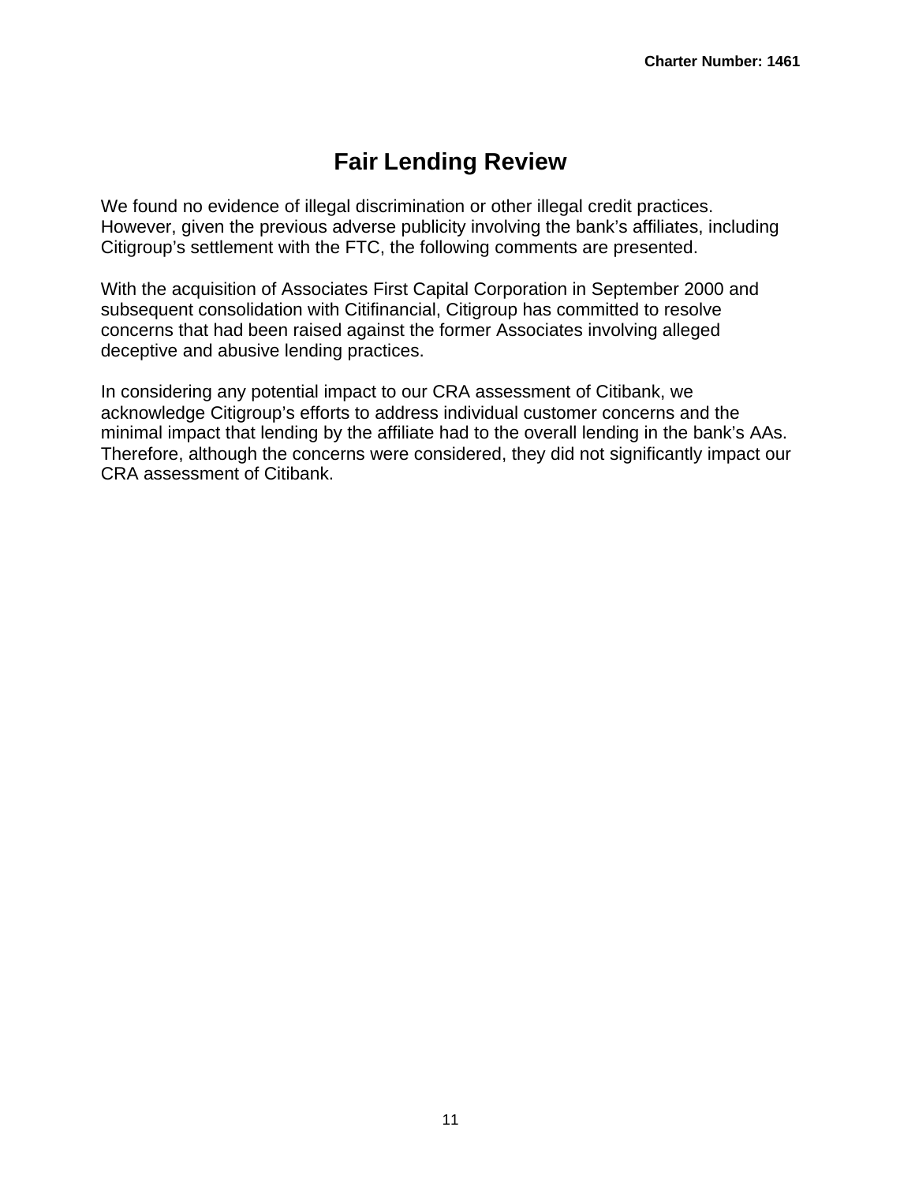# Fair Lending Review

We found no evidence of illegal discrimination or other illegal credit practices. However, given the previous adverse publicity involving the bank's affiliates, including Citigroup's settlement with the FTC, the following comments are presented.

With the acquisition of Associates First Capital Corporation in September 2000 and subsequent consolidation with Citifinancial, Citigroup has committed to resolve concerns that had been raised against the former Associates involving alleged deceptive and abusive lending practices.

In considering any potential impact to our CRA assessment of Citibank, we acknowledge Citigroup's efforts to address individual customer concerns and the minimal impact that lending by the affiliate had to the overall lending in the bank's AAs. Therefore, although the concerns were considered, they did not significantly impact our CRA assessment of Citibank.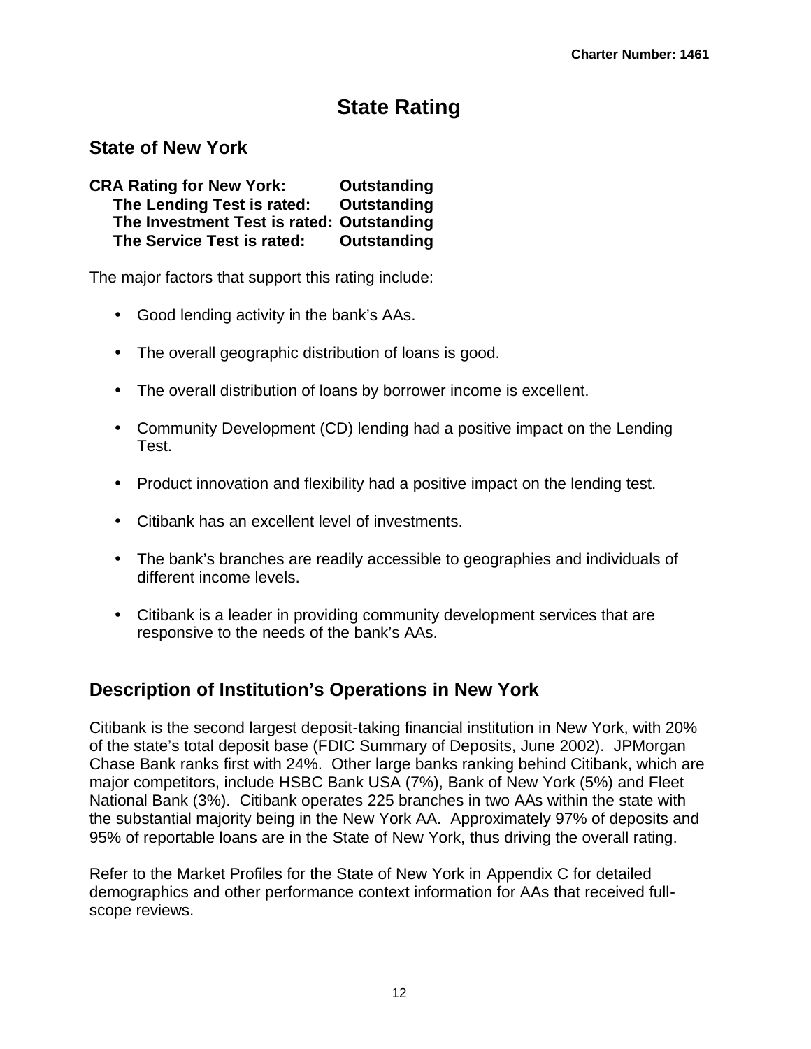# State Rating

## State of New York

**CRA Rating for New York: Outstanding**
**The Lending Test is rated: Outstanding**
**The Investment Test is rated: Outstanding**
**The Service Test is rated: Outstanding**

The major factors that support this rating include:

- Good lending activity in the bank's AAs.
- The overall geographic distribution of loans is good.
- The overall distribution of loans by borrower income is excellent.
- Community Development (CD) lending had a positive impact on the Lending Test.
- Product innovation and flexibility had a positive impact on the lending test.
- Citibank has an excellent level of investments.
- The bank's branches are readily accessible to geographies and individuals of different income levels.
- Citibank is a leader in providing community development services that are responsive to the needs of the bank's AAs.

## Description of Institution's Operations in New York

Citibank is the second largest deposit-taking financial institution in New York, with 20% of the state's total deposit base (FDIC Summary of Deposits, June 2002). JPMorgan Chase Bank ranks first with 24%. Other large banks ranking behind Citibank, which are major competitors, include HSBC Bank USA (7%), Bank of New York (5%) and Fleet National Bank (3%). Citibank operates 225 branches in two AAs within the state with the substantial majority being in the New York AA. Approximately 97% of deposits and 95% of reportable loans are in the State of New York, thus driving the overall rating.

Refer to the Market Profiles for the State of New York in Appendix C for detailed demographics and other performance context information for AAs that received full-scope reviews.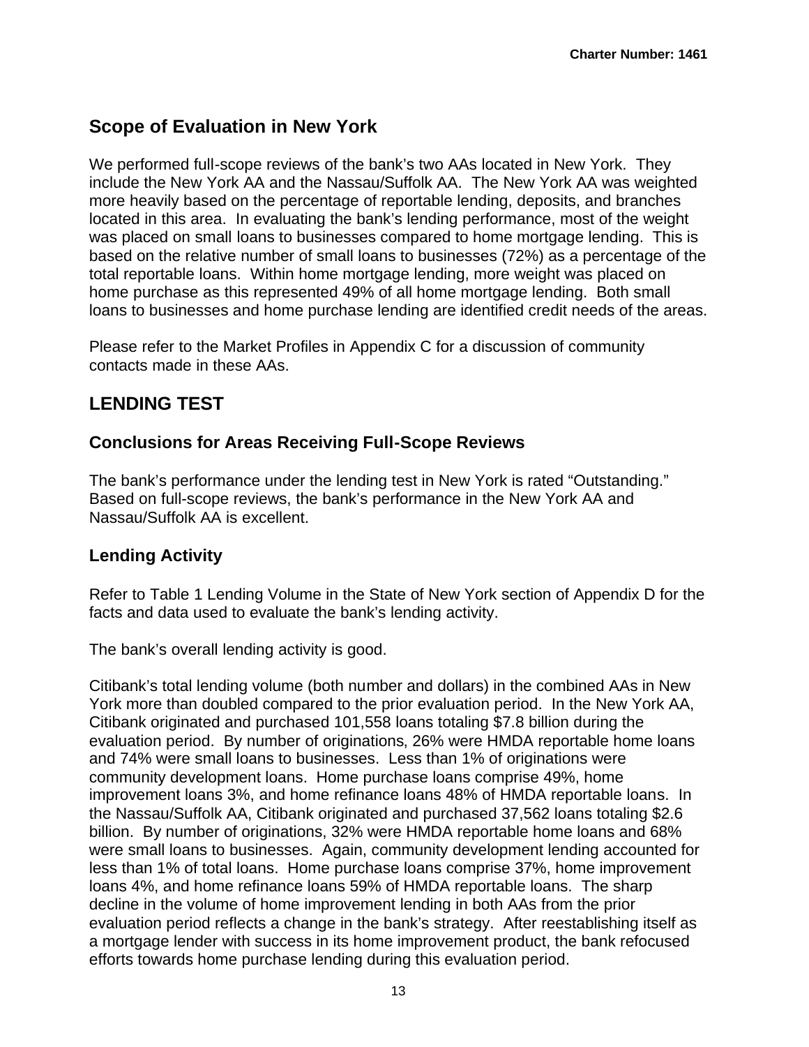## Scope of Evaluation in New York

We performed full-scope reviews of the bank's two AAs located in New York. They include the New York AA and the Nassau/Suffolk AA. The New York AA was weighted more heavily based on the percentage of reportable lending, deposits, and branches located in this area. In evaluating the bank's lending performance, most of the weight was placed on small loans to businesses compared to home mortgage lending. This is based on the relative number of small loans to businesses (72%) as a percentage of the total reportable loans. Within home mortgage lending, more weight was placed on home purchase as this represented 49% of all home mortgage lending. Both small loans to businesses and home purchase lending are identified credit needs of the areas.

Please refer to the Market Profiles in Appendix C for a discussion of community contacts made in these AAs.

## LENDING TEST

### Conclusions for Areas Receiving Full-Scope Reviews

The bank's performance under the lending test in New York is rated "Outstanding." Based on full-scope reviews, the bank's performance in the New York AA and Nassau/Suffolk AA is excellent.

### Lending Activity

Refer to Table 1 Lending Volume in the State of New York section of Appendix D for the facts and data used to evaluate the bank's lending activity.

The bank's overall lending activity is good.

Citibank's total lending volume (both number and dollars) in the combined AAs in New York more than doubled compared to the prior evaluation period. In the New York AA, Citibank originated and purchased 101,558 loans totaling $7.8 billion during the evaluation period. By number of originations, 26% were HMDA reportable home loans and 74% were small loans to businesses. Less than 1% of originations were community development loans. Home purchase loans comprise 49%, home improvement loans 3%, and home refinance loans 48% of HMDA reportable loans. In the Nassau/Suffolk AA, Citibank originated and purchased 37,562 loans totaling $2.6 billion. By number of originations, 32% were HMDA reportable home loans and 68% were small loans to businesses. Again, community development lending accounted for less than 1% of total loans. Home purchase loans comprise 37%, home improvement loans 4%, and home refinance loans 59% of HMDA reportable loans. The sharp decline in the volume of home improvement lending in both AAs from the prior evaluation period reflects a change in the bank's strategy. After reestablishing itself as a mortgage lender with success in its home improvement product, the bank refocused efforts towards home purchase lending during this evaluation period.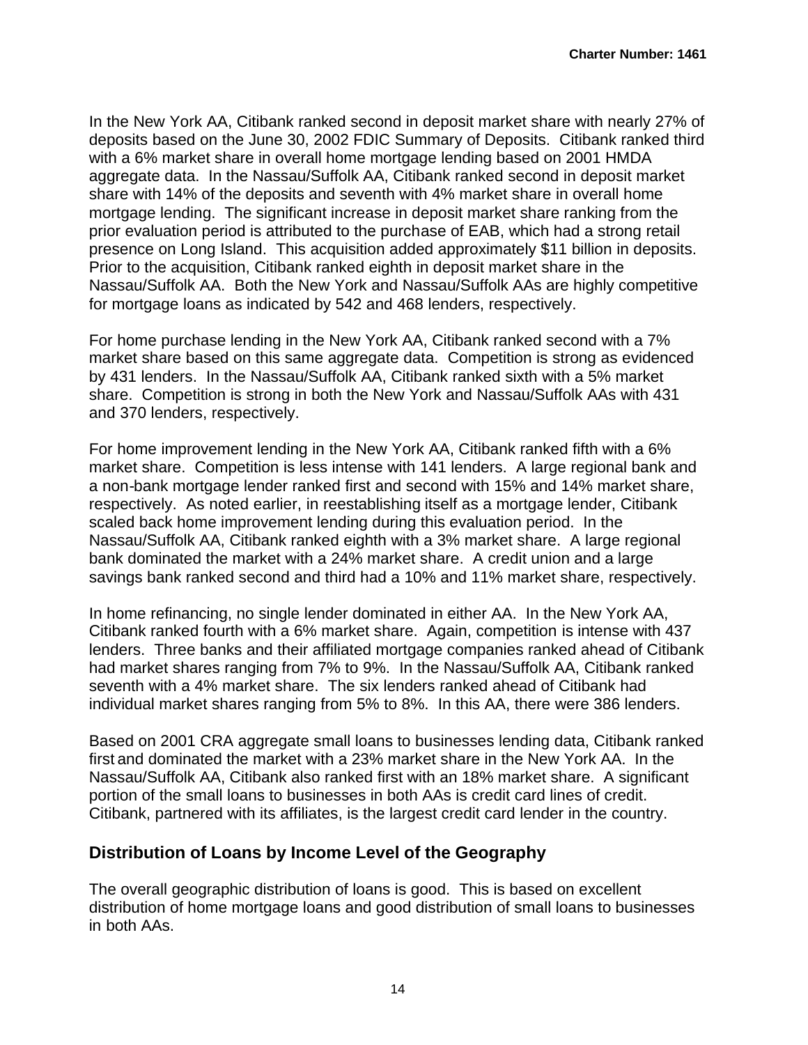In the New York AA, Citibank ranked second in deposit market share with nearly 27% of deposits based on the June 30, 2002 FDIC Summary of Deposits. Citibank ranked third with a 6% market share in overall home mortgage lending based on 2001 HMDA aggregate data. In the Nassau/Suffolk AA, Citibank ranked second in deposit market share with 14% of the deposits and seventh with 4% market share in overall home mortgage lending. The significant increase in deposit market share ranking from the prior evaluation period is attributed to the purchase of EAB, which had a strong retail presence on Long Island. This acquisition added approximately $11 billion in deposits. Prior to the acquisition, Citibank ranked eighth in deposit market share in the Nassau/Suffolk AA. Both the New York and Nassau/Suffolk AAs are highly competitive for mortgage loans as indicated by 542 and 468 lenders, respectively.

For home purchase lending in the New York AA, Citibank ranked second with a 7% market share based on this same aggregate data. Competition is strong as evidenced by 431 lenders. In the Nassau/Suffolk AA, Citibank ranked sixth with a 5% market share. Competition is strong in both the New York and Nassau/Suffolk AAs with 431 and 370 lenders, respectively.

For home improvement lending in the New York AA, Citibank ranked fifth with a 6% market share. Competition is less intense with 141 lenders. A large regional bank and a non-bank mortgage lender ranked first and second with 15% and 14% market share, respectively. As noted earlier, in reestablishing itself as a mortgage lender, Citibank scaled back home improvement lending during this evaluation period. In the Nassau/Suffolk AA, Citibank ranked eighth with a 3% market share. A large regional bank dominated the market with a 24% market share. A credit union and a large savings bank ranked second and third had a 10% and 11% market share, respectively.

In home refinancing, no single lender dominated in either AA. In the New York AA, Citibank ranked fourth with a 6% market share. Again, competition is intense with 437 lenders. Three banks and their affiliated mortgage companies ranked ahead of Citibank had market shares ranging from 7% to 9%. In the Nassau/Suffolk AA, Citibank ranked seventh with a 4% market share. The six lenders ranked ahead of Citibank had individual market shares ranging from 5% to 8%. In this AA, there were 386 lenders.

Based on 2001 CRA aggregate small loans to businesses lending data, Citibank ranked first and dominated the market with a 23% market share in the New York AA. In the Nassau/Suffolk AA, Citibank also ranked first with an 18% market share. A significant portion of the small loans to businesses in both AAs is credit card lines of credit. Citibank, partnered with its affiliates, is the largest credit card lender in the country.

## Distribution of Loans by Income Level of the Geography

The overall geographic distribution of loans is good. This is based on excellent distribution of home mortgage loans and good distribution of small loans to businesses in both AAs.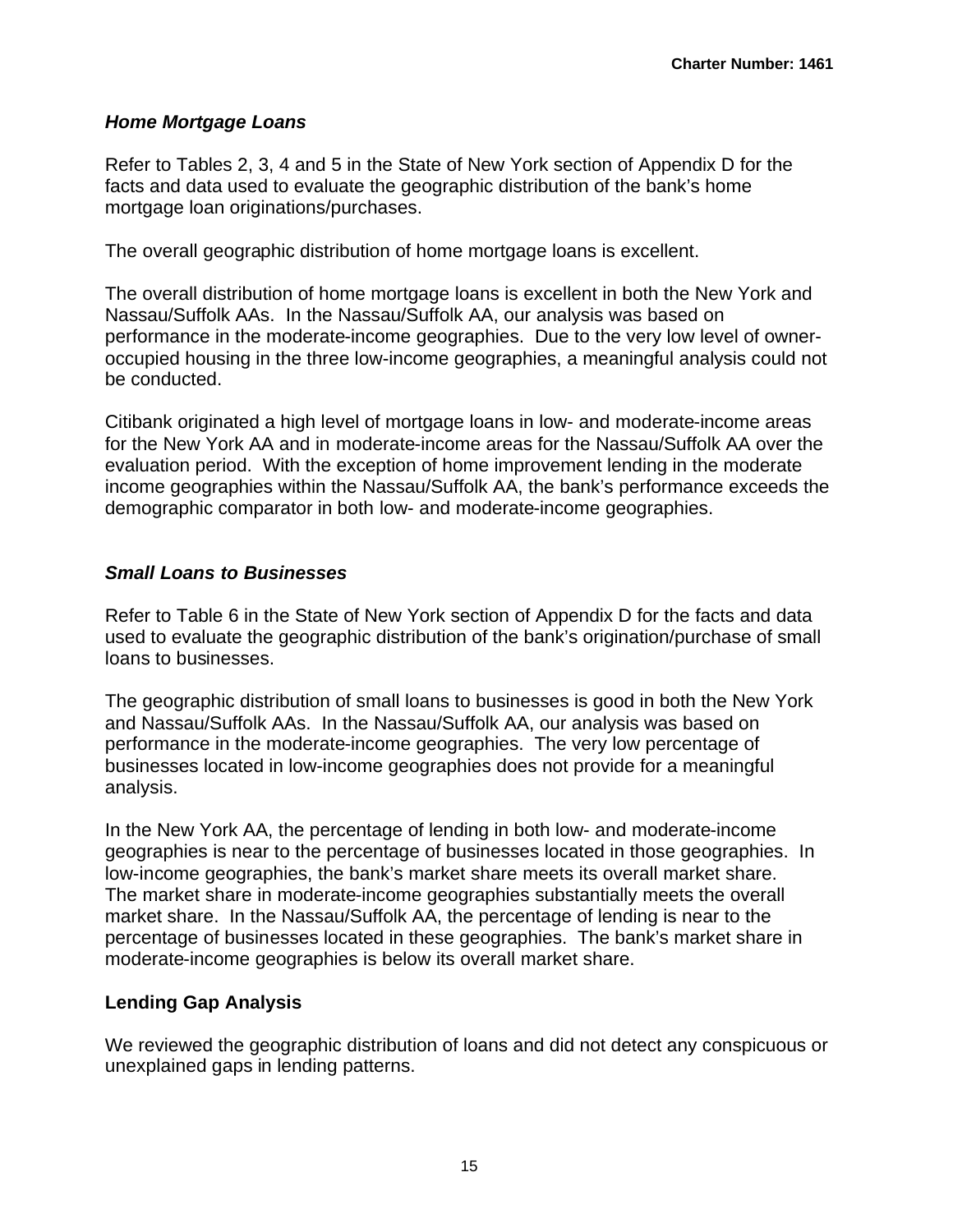### *Home Mortgage Loans*

Refer to Tables 2, 3, 4 and 5 in the State of New York section of Appendix D for the facts and data used to evaluate the geographic distribution of the bank's home mortgage loan originations/purchases.

The overall geographic distribution of home mortgage loans is excellent.

The overall distribution of home mortgage loans is excellent in both the New York and Nassau/Suffolk AAs. In the Nassau/Suffolk AA, our analysis was based on performance in the moderate-income geographies. Due to the very low level of owner-occupied housing in the three low-income geographies, a meaningful analysis could not be conducted.

Citibank originated a high level of mortgage loans in low- and moderate-income areas for the New York AA and in moderate-income areas for the Nassau/Suffolk AA over the evaluation period. With the exception of home improvement lending in the moderate income geographies within the Nassau/Suffolk AA, the bank's performance exceeds the demographic comparator in both low- and moderate-income geographies.

### *Small Loans to Businesses*

Refer to Table 6 in the State of New York section of Appendix D for the facts and data used to evaluate the geographic distribution of the bank's origination/purchase of small loans to businesses.

The geographic distribution of small loans to businesses is good in both the New York and Nassau/Suffolk AAs. In the Nassau/Suffolk AA, our analysis was based on performance in the moderate-income geographies. The very low percentage of businesses located in low-income geographies does not provide for a meaningful analysis.

In the New York AA, the percentage of lending in both low- and moderate-income geographies is near to the percentage of businesses located in those geographies. In low-income geographies, the bank's market share meets its overall market share. The market share in moderate-income geographies substantially meets the overall market share. In the Nassau/Suffolk AA, the percentage of lending is near to the percentage of businesses located in these geographies. The bank's market share in moderate-income geographies is below its overall market share.

### Lending Gap Analysis

We reviewed the geographic distribution of loans and did not detect any conspicuous or unexplained gaps in lending patterns.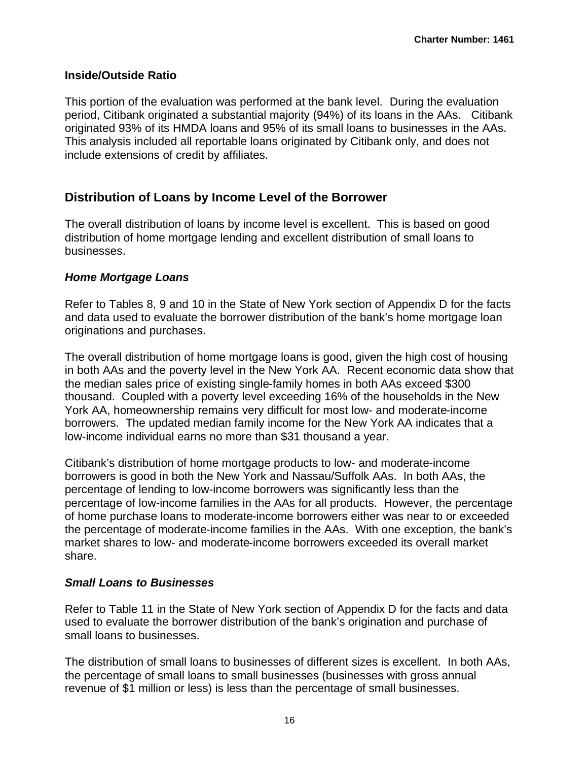### Inside/Outside Ratio

This portion of the evaluation was performed at the bank level. During the evaluation period, Citibank originated a substantial majority (94%) of its loans in the AAs. Citibank originated 93% of its HMDA loans and 95% of its small loans to businesses in the AAs. This analysis included all reportable loans originated by Citibank only, and does not include extensions of credit by affiliates.

## Distribution of Loans by Income Level of the Borrower

The overall distribution of loans by income level is excellent. This is based on good distribution of home mortgage lending and excellent distribution of small loans to businesses.

#### *Home Mortgage Loans*

Refer to Tables 8, 9 and 10 in the State of New York section of Appendix D for the facts and data used to evaluate the borrower distribution of the bank's home mortgage loan originations and purchases.

The overall distribution of home mortgage loans is good, given the high cost of housing in both AAs and the poverty level in the New York AA. Recent economic data show that the median sales price of existing single-family homes in both AAs exceed $300 thousand. Coupled with a poverty level exceeding 16% of the households in the New York AA, homeownership remains very difficult for most low- and moderate-income borrowers. The updated median family income for the New York AA indicates that a low-income individual earns no more than $31 thousand a year.

Citibank's distribution of home mortgage products to low- and moderate-income borrowers is good in both the New York and Nassau/Suffolk AAs. In both AAs, the percentage of lending to low-income borrowers was significantly less than the percentage of low-income families in the AAs for all products. However, the percentage of home purchase loans to moderate-income borrowers either was near to or exceeded the percentage of moderate-income families in the AAs. With one exception, the bank's market shares to low- and moderate-income borrowers exceeded its overall market share.

#### *Small Loans to Businesses*

Refer to Table 11 in the State of New York section of Appendix D for the facts and data used to evaluate the borrower distribution of the bank's origination and purchase of small loans to businesses.

The distribution of small loans to businesses of different sizes is excellent. In both AAs, the percentage of small loans to small businesses (businesses with gross annual revenue of $1 million or less) is less than the percentage of small businesses.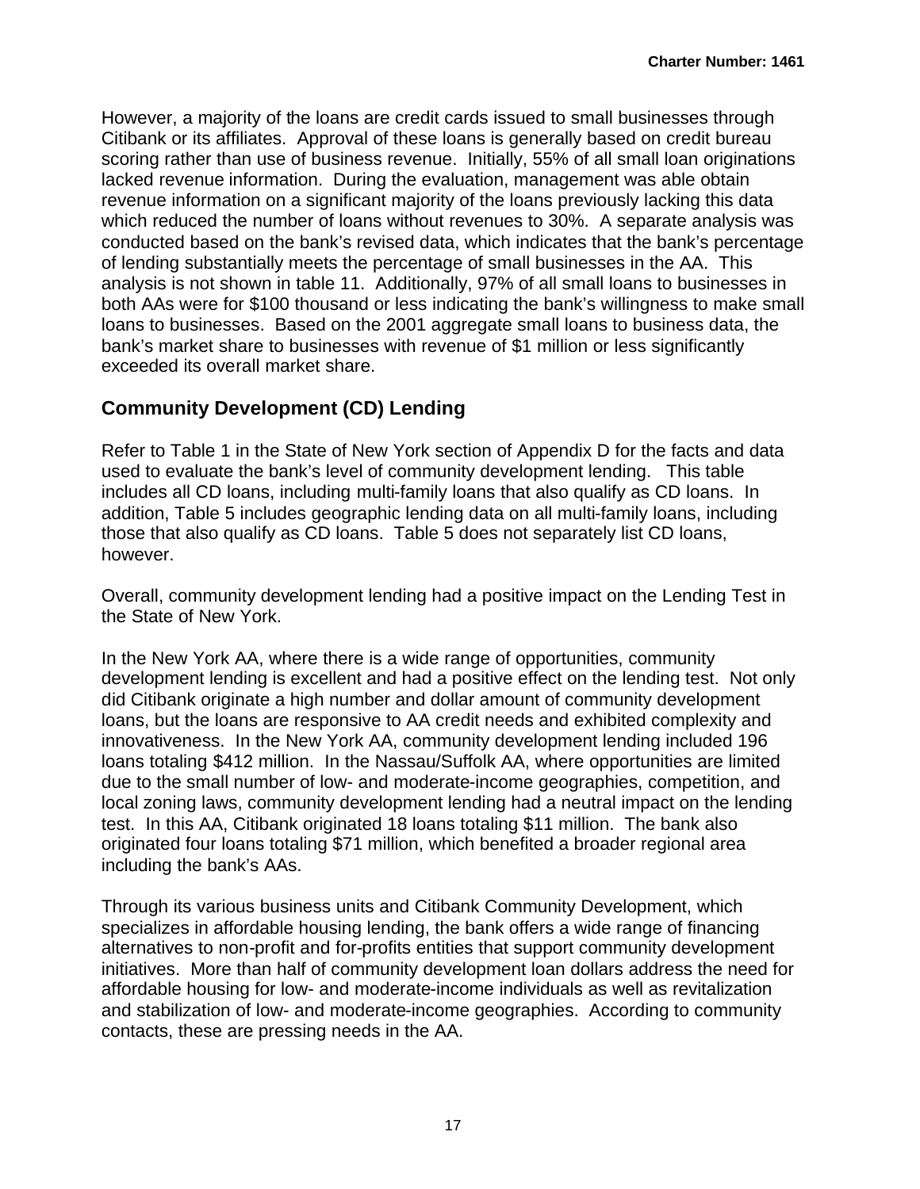However, a majority of the loans are credit cards issued to small businesses through Citibank or its affiliates. Approval of these loans is generally based on credit bureau scoring rather than use of business revenue. Initially, 55% of all small loan originations lacked revenue information. During the evaluation, management was able obtain revenue information on a significant majority of the loans previously lacking this data which reduced the number of loans without revenues to 30%. A separate analysis was conducted based on the bank's revised data, which indicates that the bank's percentage of lending substantially meets the percentage of small businesses in the AA. This analysis is not shown in table 11. Additionally, 97% of all small loans to businesses in both AAs were for $100 thousand or less indicating the bank's willingness to make small loans to businesses. Based on the 2001 aggregate small loans to business data, the bank's market share to businesses with revenue of $1 million or less significantly exceeded its overall market share.

## Community Development (CD) Lending

Refer to Table 1 in the State of New York section of Appendix D for the facts and data used to evaluate the bank's level of community development lending. This table includes all CD loans, including multi-family loans that also qualify as CD loans. In addition, Table 5 includes geographic lending data on all multi-family loans, including those that also qualify as CD loans. Table 5 does not separately list CD loans, however.

Overall, community development lending had a positive impact on the Lending Test in the State of New York.

In the New York AA, where there is a wide range of opportunities, community development lending is excellent and had a positive effect on the lending test. Not only did Citibank originate a high number and dollar amount of community development loans, but the loans are responsive to AA credit needs and exhibited complexity and innovativeness. In the New York AA, community development lending included 196 loans totaling $412 million. In the Nassau/Suffolk AA, where opportunities are limited due to the small number of low- and moderate-income geographies, competition, and local zoning laws, community development lending had a neutral impact on the lending test. In this AA, Citibank originated 18 loans totaling $11 million. The bank also originated four loans totaling $71 million, which benefited a broader regional area including the bank's AAs.

Through its various business units and Citibank Community Development, which specializes in affordable housing lending, the bank offers a wide range of financing alternatives to non-profit and for-profits entities that support community development initiatives. More than half of community development loan dollars address the need for affordable housing for low- and moderate-income individuals as well as revitalization and stabilization of low- and moderate-income geographies. According to community contacts, these are pressing needs in the AA.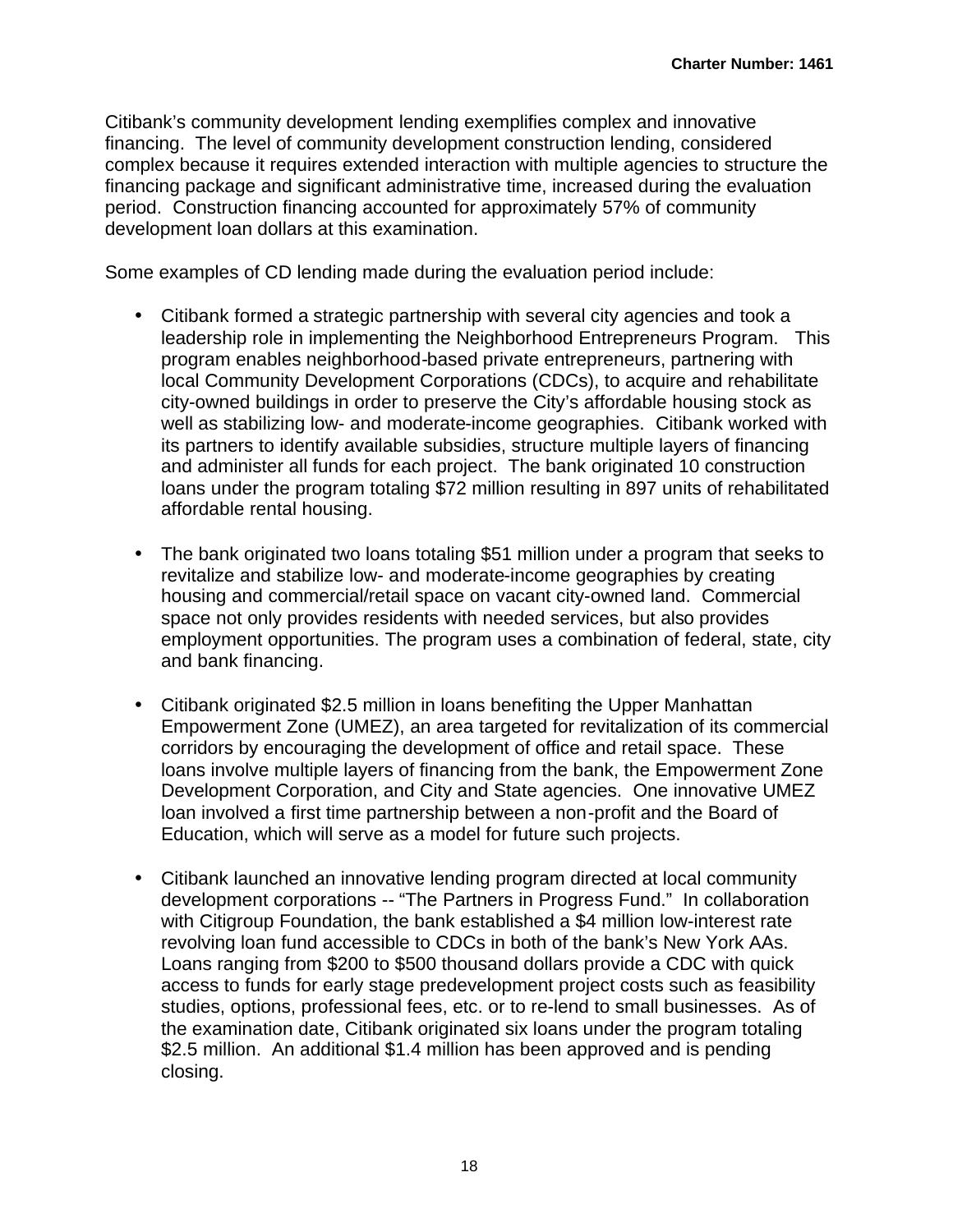Citibank's community development lending exemplifies complex and innovative financing. The level of community development construction lending, considered complex because it requires extended interaction with multiple agencies to structure the financing package and significant administrative time, increased during the evaluation period. Construction financing accounted for approximately 57% of community development loan dollars at this examination.

Some examples of CD lending made during the evaluation period include:

- Citibank formed a strategic partnership with several city agencies and took a leadership role in implementing the Neighborhood Entrepreneurs Program. This program enables neighborhood-based private entrepreneurs, partnering with local Community Development Corporations (CDCs), to acquire and rehabilitate city-owned buildings in order to preserve the City's affordable housing stock as well as stabilizing low- and moderate-income geographies. Citibank worked with its partners to identify available subsidies, structure multiple layers of financing and administer all funds for each project. The bank originated 10 construction loans under the program totaling $72 million resulting in 897 units of rehabilitated affordable rental housing.

- The bank originated two loans totaling $51 million under a program that seeks to revitalize and stabilize low- and moderate-income geographies by creating housing and commercial/retail space on vacant city-owned land. Commercial space not only provides residents with needed services, but also provides employment opportunities. The program uses a combination of federal, state, city and bank financing.

- Citibank originated $2.5 million in loans benefiting the Upper Manhattan Empowerment Zone (UMEZ), an area targeted for revitalization of its commercial corridors by encouraging the development of office and retail space. These loans involve multiple layers of financing from the bank, the Empowerment Zone Development Corporation, and City and State agencies. One innovative UMEZ loan involved a first time partnership between a non-profit and the Board of Education, which will serve as a model for future such projects.

- Citibank launched an innovative lending program directed at local community development corporations -- "The Partners in Progress Fund." In collaboration with Citigroup Foundation, the bank established a $4 million low-interest rate revolving loan fund accessible to CDCs in both of the bank's New York AAs. Loans ranging from $200 to $500 thousand dollars provide a CDC with quick access to funds for early stage predevelopment project costs such as feasibility studies, options, professional fees, etc. or to re-lend to small businesses. As of the examination date, Citibank originated six loans under the program totaling $2.5 million. An additional $1.4 million has been approved and is pending closing.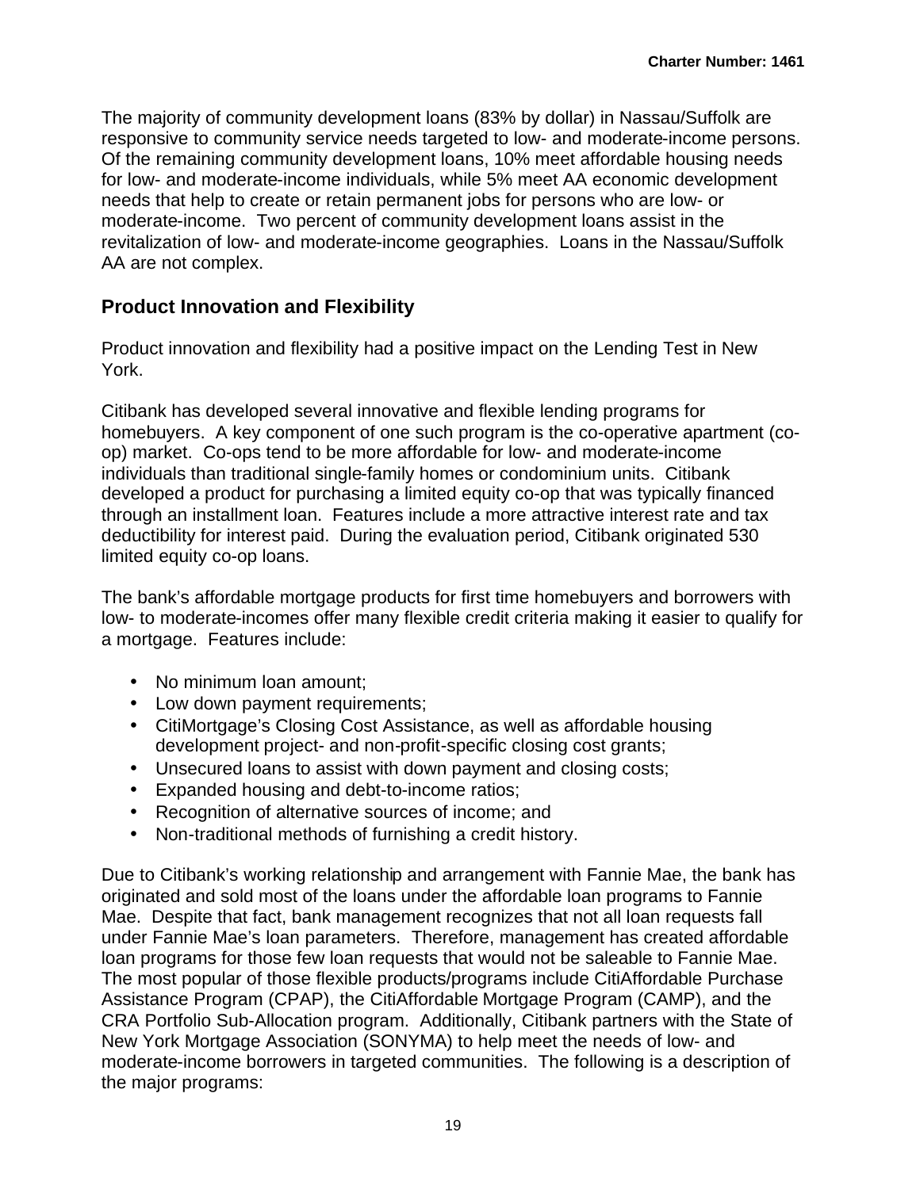The majority of community development loans (83% by dollar) in Nassau/Suffolk are responsive to community service needs targeted to low- and moderate-income persons. Of the remaining community development loans, 10% meet affordable housing needs for low- and moderate-income individuals, while 5% meet AA economic development needs that help to create or retain permanent jobs for persons who are low- or moderate-income. Two percent of community development loans assist in the revitalization of low- and moderate-income geographies. Loans in the Nassau/Suffolk AA are not complex.

## Product Innovation and Flexibility

Product innovation and flexibility had a positive impact on the Lending Test in New York.

Citibank has developed several innovative and flexible lending programs for homebuyers. A key component of one such program is the co-operative apartment (co-op) market. Co-ops tend to be more affordable for low- and moderate-income individuals than traditional single-family homes or condominium units. Citibank developed a product for purchasing a limited equity co-op that was typically financed through an installment loan. Features include a more attractive interest rate and tax deductibility for interest paid. During the evaluation period, Citibank originated 530 limited equity co-op loans.

The bank's affordable mortgage products for first time homebuyers and borrowers with low- to moderate-incomes offer many flexible credit criteria making it easier to qualify for a mortgage. Features include:

- No minimum loan amount;
- Low down payment requirements;
- CitiMortgage's Closing Cost Assistance, as well as affordable housing development project- and non-profit-specific closing cost grants;
- Unsecured loans to assist with down payment and closing costs;
- Expanded housing and debt-to-income ratios;
- Recognition of alternative sources of income; and
- Non-traditional methods of furnishing a credit history.

Due to Citibank's working relationship and arrangement with Fannie Mae, the bank has originated and sold most of the loans under the affordable loan programs to Fannie Mae. Despite that fact, bank management recognizes that not all loan requests fall under Fannie Mae's loan parameters. Therefore, management has created affordable loan programs for those few loan requests that would not be saleable to Fannie Mae. The most popular of those flexible products/programs include CitiAffordable Purchase Assistance Program (CPAP), the CitiAffordable Mortgage Program (CAMP), and the CRA Portfolio Sub-Allocation program. Additionally, Citibank partners with the State of New York Mortgage Association (SONYMA) to help meet the needs of low- and moderate-income borrowers in targeted communities. The following is a description of the major programs: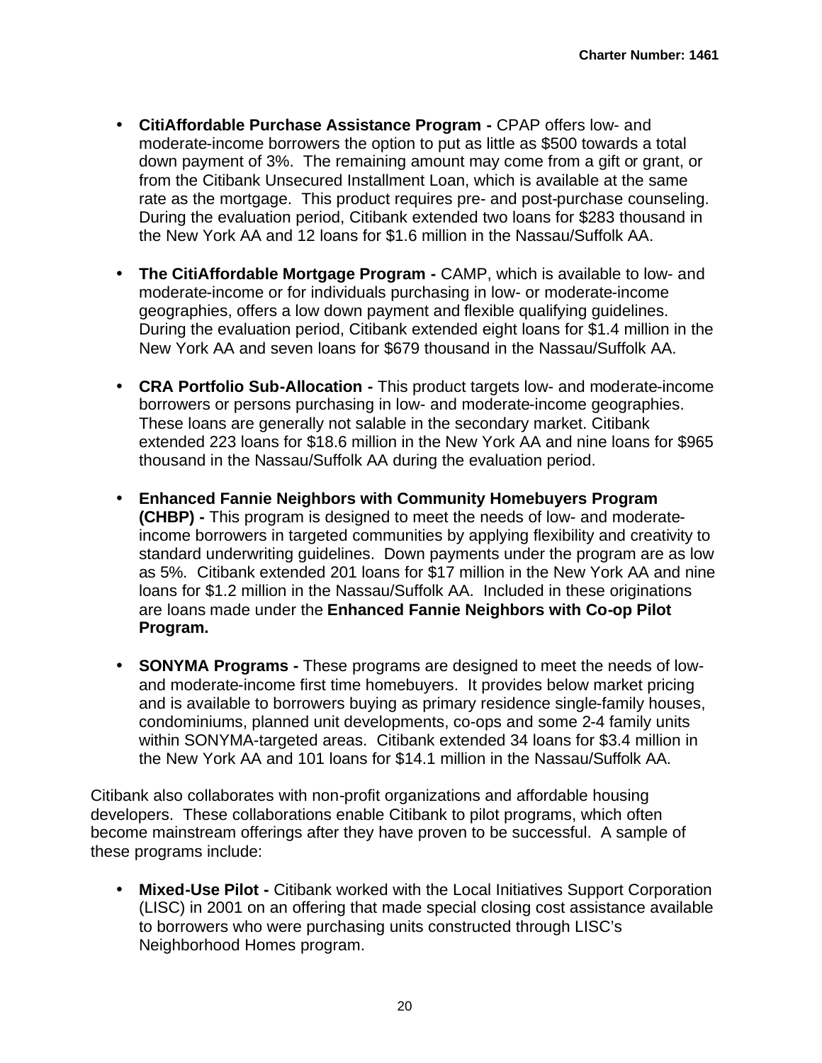- **CitiAffordable Purchase Assistance Program -** CPAP offers low- and moderate-income borrowers the option to put as little as $500 towards a total down payment of 3%. The remaining amount may come from a gift or grant, or from the Citibank Unsecured Installment Loan, which is available at the same rate as the mortgage. This product requires pre- and post-purchase counseling. During the evaluation period, Citibank extended two loans for $283 thousand in the New York AA and 12 loans for $1.6 million in the Nassau/Suffolk AA.

- **The CitiAffordable Mortgage Program -** CAMP, which is available to low- and moderate-income or for individuals purchasing in low- or moderate-income geographies, offers a low down payment and flexible qualifying guidelines. During the evaluation period, Citibank extended eight loans for $1.4 million in the New York AA and seven loans for $679 thousand in the Nassau/Suffolk AA.

- **CRA Portfolio Sub-Allocation -** This product targets low- and moderate-income borrowers or persons purchasing in low- and moderate-income geographies. These loans are generally not salable in the secondary market. Citibank extended 223 loans for $18.6 million in the New York AA and nine loans for $965 thousand in the Nassau/Suffolk AA during the evaluation period.

- **Enhanced Fannie Neighbors with Community Homebuyers Program (CHBP) -** This program is designed to meet the needs of low- and moderate-income borrowers in targeted communities by applying flexibility and creativity to standard underwriting guidelines. Down payments under the program are as low as 5%. Citibank extended 201 loans for $17 million in the New York AA and nine loans for $1.2 million in the Nassau/Suffolk AA. Included in these originations are loans made under the **Enhanced Fannie Neighbors with Co-op Pilot Program.**

- **SONYMA Programs -** These programs are designed to meet the needs of low- and moderate-income first time homebuyers. It provides below market pricing and is available to borrowers buying as primary residence single-family houses, condominiums, planned unit developments, co-ops and some 2-4 family units within SONYMA-targeted areas. Citibank extended 34 loans for $3.4 million in the New York AA and 101 loans for $14.1 million in the Nassau/Suffolk AA.

Citibank also collaborates with non-profit organizations and affordable housing developers. These collaborations enable Citibank to pilot programs, which often become mainstream offerings after they have proven to be successful. A sample of these programs include:

- **Mixed-Use Pilot -** Citibank worked with the Local Initiatives Support Corporation (LISC) in 2001 on an offering that made special closing cost assistance available to borrowers who were purchasing units constructed through LISC's Neighborhood Homes program.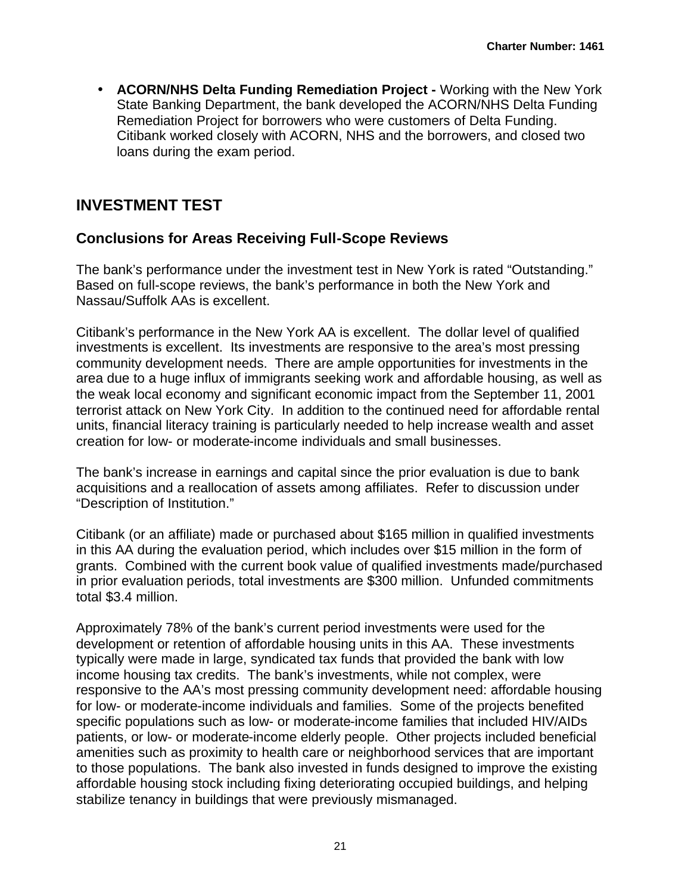- **ACORN/NHS Delta Funding Remediation Project -** Working with the New York State Banking Department, the bank developed the ACORN/NHS Delta Funding Remediation Project for borrowers who were customers of Delta Funding. Citibank worked closely with ACORN, NHS and the borrowers, and closed two loans during the exam period.

## INVESTMENT TEST

### Conclusions for Areas Receiving Full-Scope Reviews

The bank's performance under the investment test in New York is rated "Outstanding." Based on full-scope reviews, the bank's performance in both the New York and Nassau/Suffolk AAs is excellent.

Citibank's performance in the New York AA is excellent. The dollar level of qualified investments is excellent. Its investments are responsive to the area's most pressing community development needs. There are ample opportunities for investments in the area due to a huge influx of immigrants seeking work and affordable housing, as well as the weak local economy and significant economic impact from the September 11, 2001 terrorist attack on New York City. In addition to the continued need for affordable rental units, financial literacy training is particularly needed to help increase wealth and asset creation for low- or moderate-income individuals and small businesses.

The bank's increase in earnings and capital since the prior evaluation is due to bank acquisitions and a reallocation of assets among affiliates. Refer to discussion under "Description of Institution."

Citibank (or an affiliate) made or purchased about $165 million in qualified investments in this AA during the evaluation period, which includes over $15 million in the form of grants. Combined with the current book value of qualified investments made/purchased in prior evaluation periods, total investments are $300 million. Unfunded commitments total $3.4 million.

Approximately 78% of the bank's current period investments were used for the development or retention of affordable housing units in this AA. These investments typically were made in large, syndicated tax funds that provided the bank with low income housing tax credits. The bank's investments, while not complex, were responsive to the AA's most pressing community development need: affordable housing for low- or moderate-income individuals and families. Some of the projects benefited specific populations such as low- or moderate-income families that included HIV/AIDs patients, or low- or moderate-income elderly people. Other projects included beneficial amenities such as proximity to health care or neighborhood services that are important to those populations. The bank also invested in funds designed to improve the existing affordable housing stock including fixing deteriorating occupied buildings, and helping stabilize tenancy in buildings that were previously mismanaged.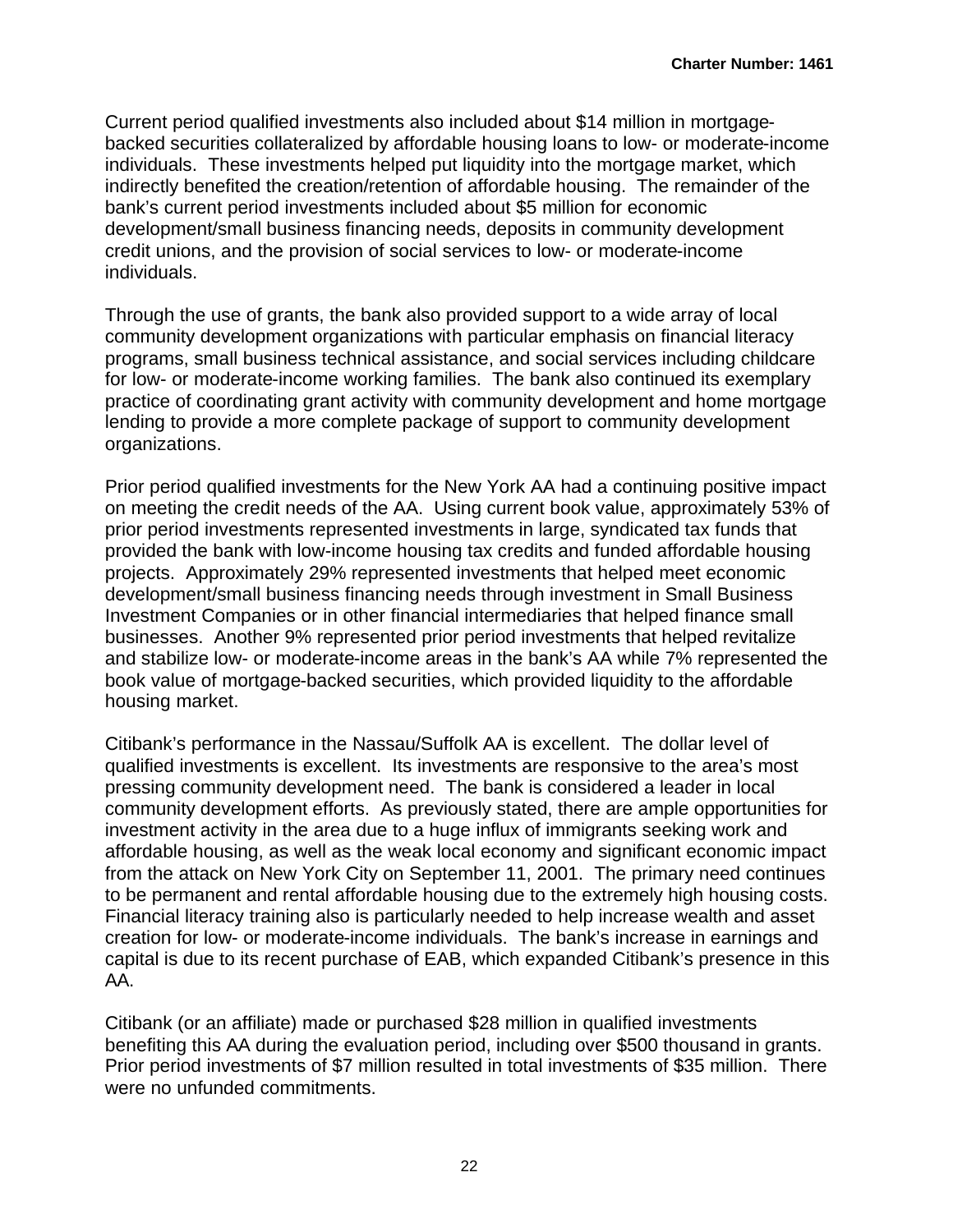Current period qualified investments also included about $14 million in mortgage-backed securities collateralized by affordable housing loans to low- or moderate-income individuals. These investments helped put liquidity into the mortgage market, which indirectly benefited the creation/retention of affordable housing. The remainder of the bank's current period investments included about $5 million for economic development/small business financing needs, deposits in community development credit unions, and the provision of social services to low- or moderate-income individuals.

Through the use of grants, the bank also provided support to a wide array of local community development organizations with particular emphasis on financial literacy programs, small business technical assistance, and social services including childcare for low- or moderate-income working families. The bank also continued its exemplary practice of coordinating grant activity with community development and home mortgage lending to provide a more complete package of support to community development organizations.

Prior period qualified investments for the New York AA had a continuing positive impact on meeting the credit needs of the AA. Using current book value, approximately 53% of prior period investments represented investments in large, syndicated tax funds that provided the bank with low-income housing tax credits and funded affordable housing projects. Approximately 29% represented investments that helped meet economic development/small business financing needs through investment in Small Business Investment Companies or in other financial intermediaries that helped finance small businesses. Another 9% represented prior period investments that helped revitalize and stabilize low- or moderate-income areas in the bank's AA while 7% represented the book value of mortgage-backed securities, which provided liquidity to the affordable housing market.

Citibank's performance in the Nassau/Suffolk AA is excellent. The dollar level of qualified investments is excellent. Its investments are responsive to the area's most pressing community development need. The bank is considered a leader in local community development efforts. As previously stated, there are ample opportunities for investment activity in the area due to a huge influx of immigrants seeking work and affordable housing, as well as the weak local economy and significant economic impact from the attack on New York City on September 11, 2001. The primary need continues to be permanent and rental affordable housing due to the extremely high housing costs. Financial literacy training also is particularly needed to help increase wealth and asset creation for low- or moderate-income individuals. The bank's increase in earnings and capital is due to its recent purchase of EAB, which expanded Citibank's presence in this AA.

Citibank (or an affiliate) made or purchased $28 million in qualified investments benefiting this AA during the evaluation period, including over $500 thousand in grants. Prior period investments of $7 million resulted in total investments of $35 million. There were no unfunded commitments.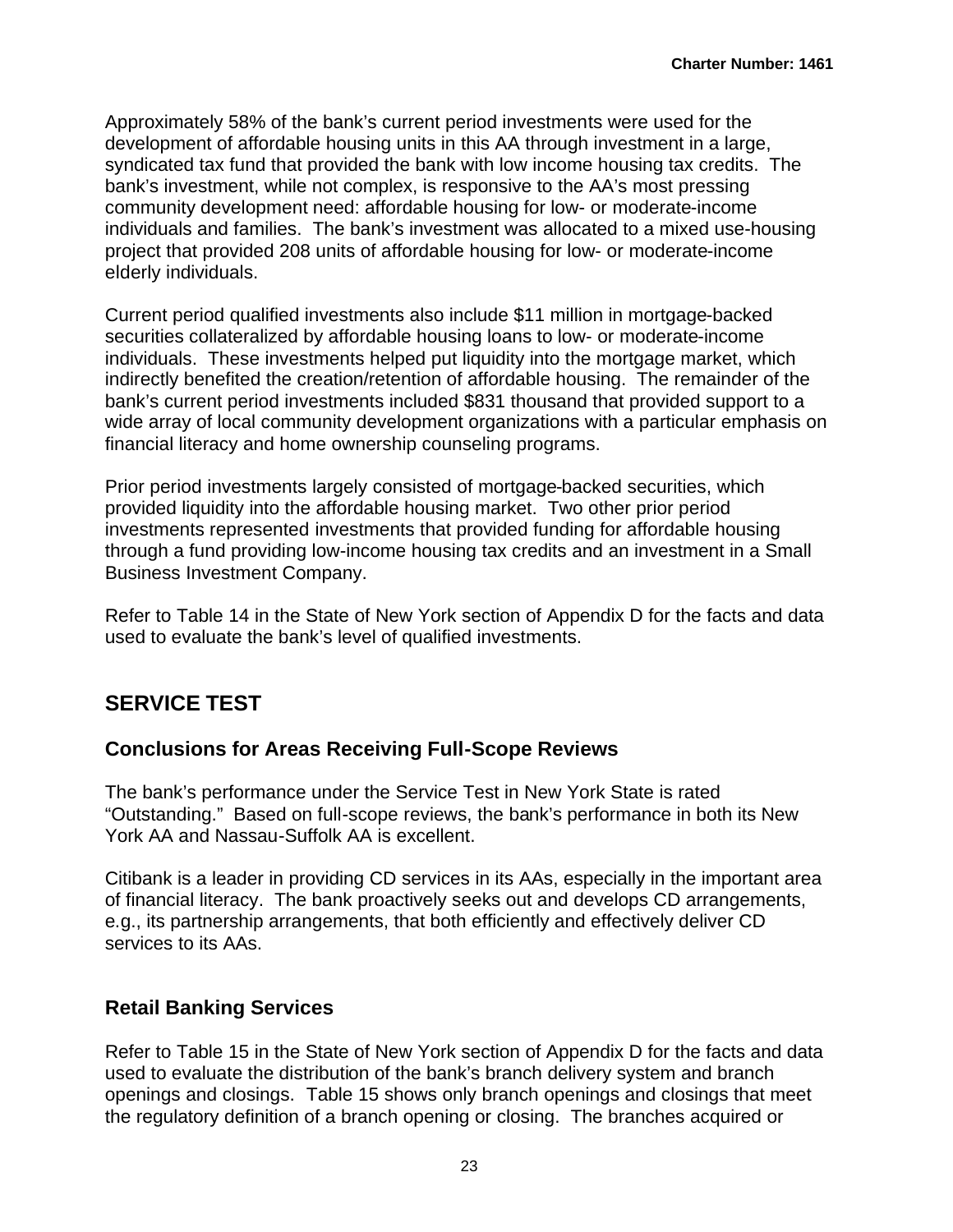Approximately 58% of the bank's current period investments were used for the development of affordable housing units in this AA through investment in a large, syndicated tax fund that provided the bank with low income housing tax credits. The bank's investment, while not complex, is responsive to the AA's most pressing community development need: affordable housing for low- or moderate-income individuals and families. The bank's investment was allocated to a mixed use-housing project that provided 208 units of affordable housing for low- or moderate-income elderly individuals.

Current period qualified investments also include $11 million in mortgage-backed securities collateralized by affordable housing loans to low- or moderate-income individuals. These investments helped put liquidity into the mortgage market, which indirectly benefited the creation/retention of affordable housing. The remainder of the bank's current period investments included $831 thousand that provided support to a wide array of local community development organizations with a particular emphasis on financial literacy and home ownership counseling programs.

Prior period investments largely consisted of mortgage-backed securities, which provided liquidity into the affordable housing market. Two other prior period investments represented investments that provided funding for affordable housing through a fund providing low-income housing tax credits and an investment in a Small Business Investment Company.

Refer to Table 14 in the State of New York section of Appendix D for the facts and data used to evaluate the bank's level of qualified investments.

## SERVICE TEST

### Conclusions for Areas Receiving Full-Scope Reviews

The bank's performance under the Service Test in New York State is rated "Outstanding." Based on full-scope reviews, the bank's performance in both its New York AA and Nassau-Suffolk AA is excellent.

Citibank is a leader in providing CD services in its AAs, especially in the important area of financial literacy. The bank proactively seeks out and develops CD arrangements, e.g., its partnership arrangements, that both efficiently and effectively deliver CD services to its AAs.

### Retail Banking Services

Refer to Table 15 in the State of New York section of Appendix D for the facts and data used to evaluate the distribution of the bank's branch delivery system and branch openings and closings. Table 15 shows only branch openings and closings that meet the regulatory definition of a branch opening or closing. The branches acquired or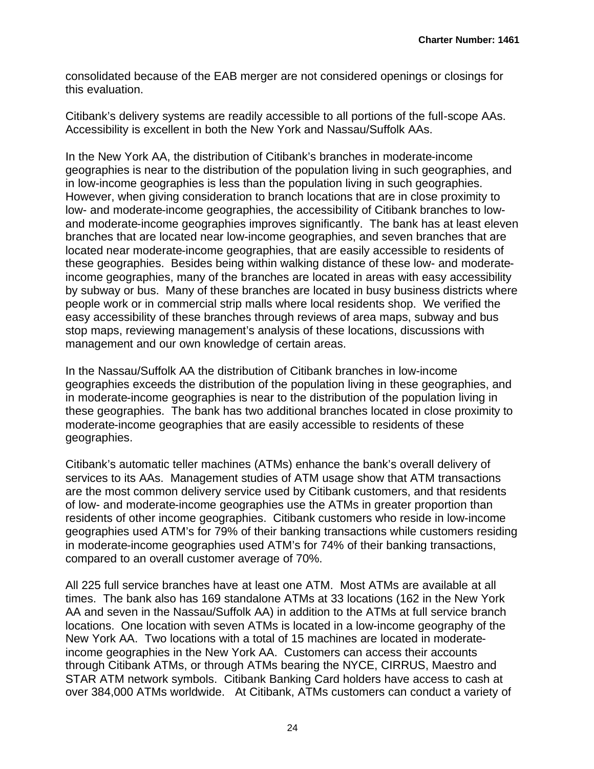consolidated because of the EAB merger are not considered openings or closings for this evaluation.

Citibank's delivery systems are readily accessible to all portions of the full-scope AAs. Accessibility is excellent in both the New York and Nassau/Suffolk AAs.

In the New York AA, the distribution of Citibank's branches in moderate-income geographies is near to the distribution of the population living in such geographies, and in low-income geographies is less than the population living in such geographies. However, when giving consideration to branch locations that are in close proximity to low- and moderate-income geographies, the accessibility of Citibank branches to low- and moderate-income geographies improves significantly. The bank has at least eleven branches that are located near low-income geographies, and seven branches that are located near moderate-income geographies, that are easily accessible to residents of these geographies. Besides being within walking distance of these low- and moderate-income geographies, many of the branches are located in areas with easy accessibility by subway or bus. Many of these branches are located in busy business districts where people work or in commercial strip malls where local residents shop. We verified the easy accessibility of these branches through reviews of area maps, subway and bus stop maps, reviewing management's analysis of these locations, discussions with management and our own knowledge of certain areas.

In the Nassau/Suffolk AA the distribution of Citibank branches in low-income geographies exceeds the distribution of the population living in these geographies, and in moderate-income geographies is near to the distribution of the population living in these geographies. The bank has two additional branches located in close proximity to moderate-income geographies that are easily accessible to residents of these geographies.

Citibank's automatic teller machines (ATMs) enhance the bank's overall delivery of services to its AAs. Management studies of ATM usage show that ATM transactions are the most common delivery service used by Citibank customers, and that residents of low- and moderate-income geographies use the ATMs in greater proportion than residents of other income geographies. Citibank customers who reside in low-income geographies used ATM's for 79% of their banking transactions while customers residing in moderate-income geographies used ATM's for 74% of their banking transactions, compared to an overall customer average of 70%.

All 225 full service branches have at least one ATM. Most ATMs are available at all times. The bank also has 169 standalone ATMs at 33 locations (162 in the New York AA and seven in the Nassau/Suffolk AA) in addition to the ATMs at full service branch locations. One location with seven ATMs is located in a low-income geography of the New York AA. Two locations with a total of 15 machines are located in moderate-income geographies in the New York AA. Customers can access their accounts through Citibank ATMs, or through ATMs bearing the NYCE, CIRRUS, Maestro and STAR ATM network symbols. Citibank Banking Card holders have access to cash at over 384,000 ATMs worldwide. At Citibank, ATMs customers can conduct a variety of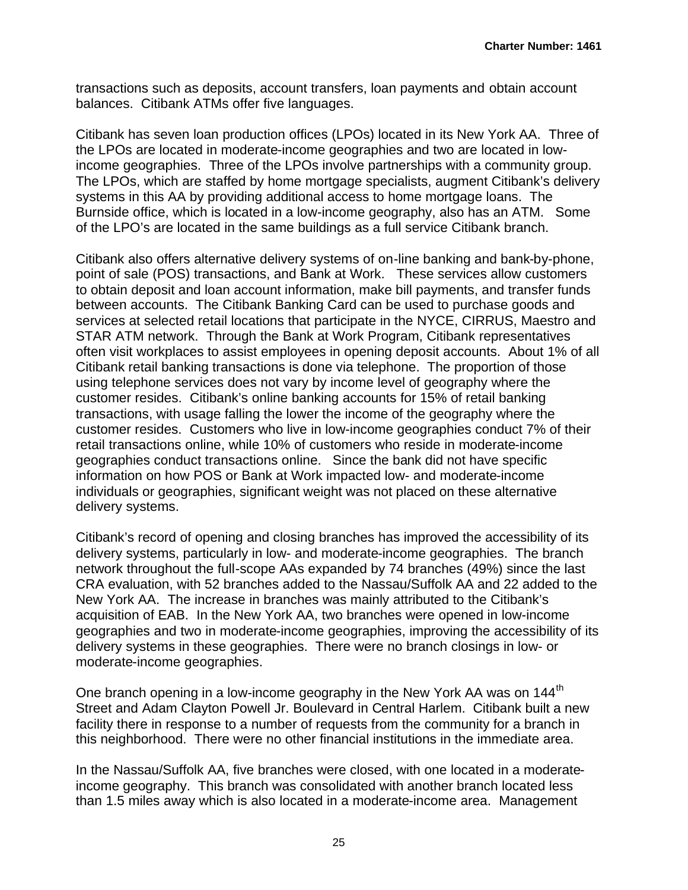transactions such as deposits, account transfers, loan payments and obtain account balances. Citibank ATMs offer five languages.

Citibank has seven loan production offices (LPOs) located in its New York AA. Three of the LPOs are located in moderate-income geographies and two are located in low-income geographies. Three of the LPOs involve partnerships with a community group. The LPOs, which are staffed by home mortgage specialists, augment Citibank's delivery systems in this AA by providing additional access to home mortgage loans. The Burnside office, which is located in a low-income geography, also has an ATM. Some of the LPO's are located in the same buildings as a full service Citibank branch.

Citibank also offers alternative delivery systems of on-line banking and bank-by-phone, point of sale (POS) transactions, and Bank at Work. These services allow customers to obtain deposit and loan account information, make bill payments, and transfer funds between accounts. The Citibank Banking Card can be used to purchase goods and services at selected retail locations that participate in the NYCE, CIRRUS, Maestro and STAR ATM network. Through the Bank at Work Program, Citibank representatives often visit workplaces to assist employees in opening deposit accounts. About 1% of all Citibank retail banking transactions is done via telephone. The proportion of those using telephone services does not vary by income level of geography where the customer resides. Citibank's online banking accounts for 15% of retail banking transactions, with usage falling the lower the income of the geography where the customer resides. Customers who live in low-income geographies conduct 7% of their retail transactions online, while 10% of customers who reside in moderate-income geographies conduct transactions online. Since the bank did not have specific information on how POS or Bank at Work impacted low- and moderate-income individuals or geographies, significant weight was not placed on these alternative delivery systems.

Citibank's record of opening and closing branches has improved the accessibility of its delivery systems, particularly in low- and moderate-income geographies. The branch network throughout the full-scope AAs expanded by 74 branches (49%) since the last CRA evaluation, with 52 branches added to the Nassau/Suffolk AA and 22 added to the New York AA. The increase in branches was mainly attributed to the Citibank's acquisition of EAB. In the New York AA, two branches were opened in low-income geographies and two in moderate-income geographies, improving the accessibility of its delivery systems in these geographies. There were no branch closings in low- or moderate-income geographies.

One branch opening in a low-income geography in the New York AA was on 144th Street and Adam Clayton Powell Jr. Boulevard in Central Harlem. Citibank built a new facility there in response to a number of requests from the community for a branch in this neighborhood. There were no other financial institutions in the immediate area.

In the Nassau/Suffolk AA, five branches were closed, with one located in a moderate-income geography. This branch was consolidated with another branch located less than 1.5 miles away which is also located in a moderate-income area. Management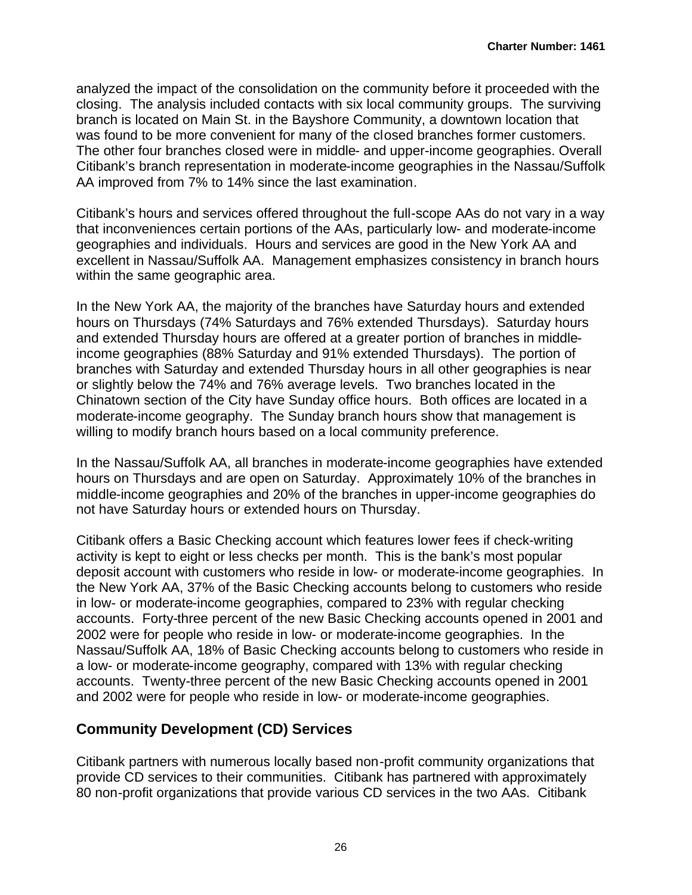analyzed the impact of the consolidation on the community before it proceeded with the closing. The analysis included contacts with six local community groups. The surviving branch is located on Main St. in the Bayshore Community, a downtown location that was found to be more convenient for many of the closed branches former customers. The other four branches closed were in middle- and upper-income geographies. Overall Citibank's branch representation in moderate-income geographies in the Nassau/Suffolk AA improved from 7% to 14% since the last examination.

Citibank's hours and services offered throughout the full-scope AAs do not vary in a way that inconveniences certain portions of the AAs, particularly low- and moderate-income geographies and individuals. Hours and services are good in the New York AA and excellent in Nassau/Suffolk AA. Management emphasizes consistency in branch hours within the same geographic area.

In the New York AA, the majority of the branches have Saturday hours and extended hours on Thursdays (74% Saturdays and 76% extended Thursdays). Saturday hours and extended Thursday hours are offered at a greater portion of branches in middle-income geographies (88% Saturday and 91% extended Thursdays). The portion of branches with Saturday and extended Thursday hours in all other geographies is near or slightly below the 74% and 76% average levels. Two branches located in the Chinatown section of the City have Sunday office hours. Both offices are located in a moderate-income geography. The Sunday branch hours show that management is willing to modify branch hours based on a local community preference.

In the Nassau/Suffolk AA, all branches in moderate-income geographies have extended hours on Thursdays and are open on Saturday. Approximately 10% of the branches in middle-income geographies and 20% of the branches in upper-income geographies do not have Saturday hours or extended hours on Thursday.

Citibank offers a Basic Checking account which features lower fees if check-writing activity is kept to eight or less checks per month. This is the bank's most popular deposit account with customers who reside in low- or moderate-income geographies. In the New York AA, 37% of the Basic Checking accounts belong to customers who reside in low- or moderate-income geographies, compared to 23% with regular checking accounts. Forty-three percent of the new Basic Checking accounts opened in 2001 and 2002 were for people who reside in low- or moderate-income geographies. In the Nassau/Suffolk AA, 18% of Basic Checking accounts belong to customers who reside in a low- or moderate-income geography, compared with 13% with regular checking accounts. Twenty-three percent of the new Basic Checking accounts opened in 2001 and 2002 were for people who reside in low- or moderate-income geographies.

## Community Development (CD) Services

Citibank partners with numerous locally based non-profit community organizations that provide CD services to their communities. Citibank has partnered with approximately 80 non-profit organizations that provide various CD services in the two AAs. Citibank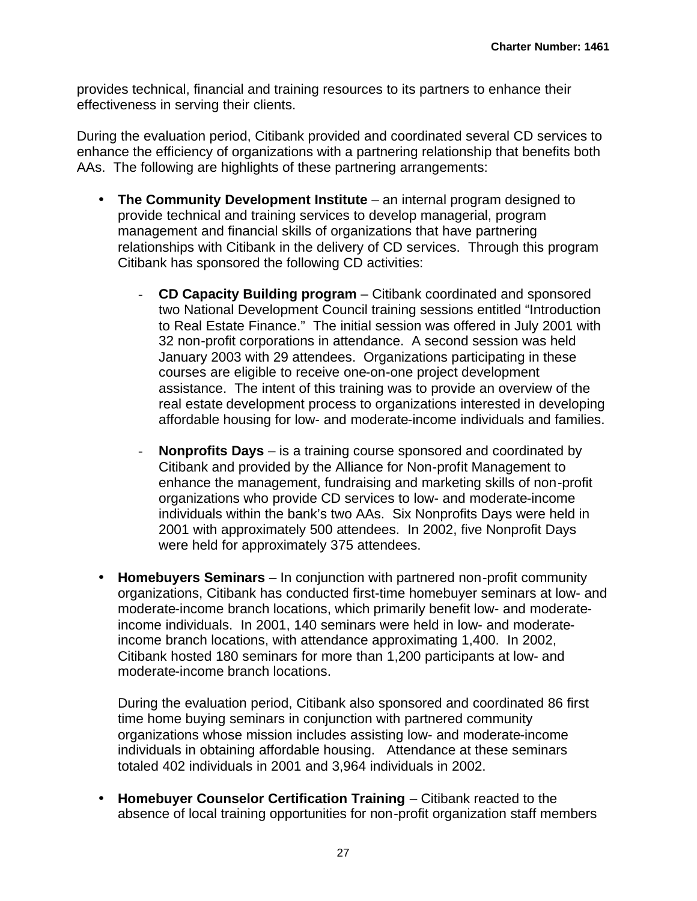provides technical, financial and training resources to its partners to enhance their effectiveness in serving their clients.

During the evaluation period, Citibank provided and coordinated several CD services to enhance the efficiency of organizations with a partnering relationship that benefits both AAs. The following are highlights of these partnering arrangements:

- **The Community Development Institute** – an internal program designed to provide technical and training services to develop managerial, program management and financial skills of organizations that have partnering relationships with Citibank in the delivery of CD services. Through this program Citibank has sponsored the following CD activities:

    - **CD Capacity Building program** – Citibank coordinated and sponsored two National Development Council training sessions entitled "Introduction to Real Estate Finance." The initial session was offered in July 2001 with 32 non-profit corporations in attendance. A second session was held January 2003 with 29 attendees. Organizations participating in these courses are eligible to receive one-on-one project development assistance. The intent of this training was to provide an overview of the real estate development process to organizations interested in developing affordable housing for low- and moderate-income individuals and families.

    - **Nonprofits Days** – is a training course sponsored and coordinated by Citibank and provided by the Alliance for Non-profit Management to enhance the management, fundraising and marketing skills of non-profit organizations who provide CD services to low- and moderate-income individuals within the bank's two AAs. Six Nonprofits Days were held in 2001 with approximately 500 attendees. In 2002, five Nonprofit Days were held for approximately 375 attendees.

- **Homebuyers Seminars** – In conjunction with partnered non-profit community organizations, Citibank has conducted first-time homebuyer seminars at low- and moderate-income branch locations, which primarily benefit low- and moderate-income individuals. In 2001, 140 seminars were held in low- and moderate-income branch locations, with attendance approximating 1,400. In 2002, Citibank hosted 180 seminars for more than 1,200 participants at low- and moderate-income branch locations.

  During the evaluation period, Citibank also sponsored and coordinated 86 first time home buying seminars in conjunction with partnered community organizations whose mission includes assisting low- and moderate-income individuals in obtaining affordable housing. Attendance at these seminars totaled 402 individuals in 2001 and 3,964 individuals in 2002.

- **Homebuyer Counselor Certification Training** – Citibank reacted to the absence of local training opportunities for non-profit organization staff members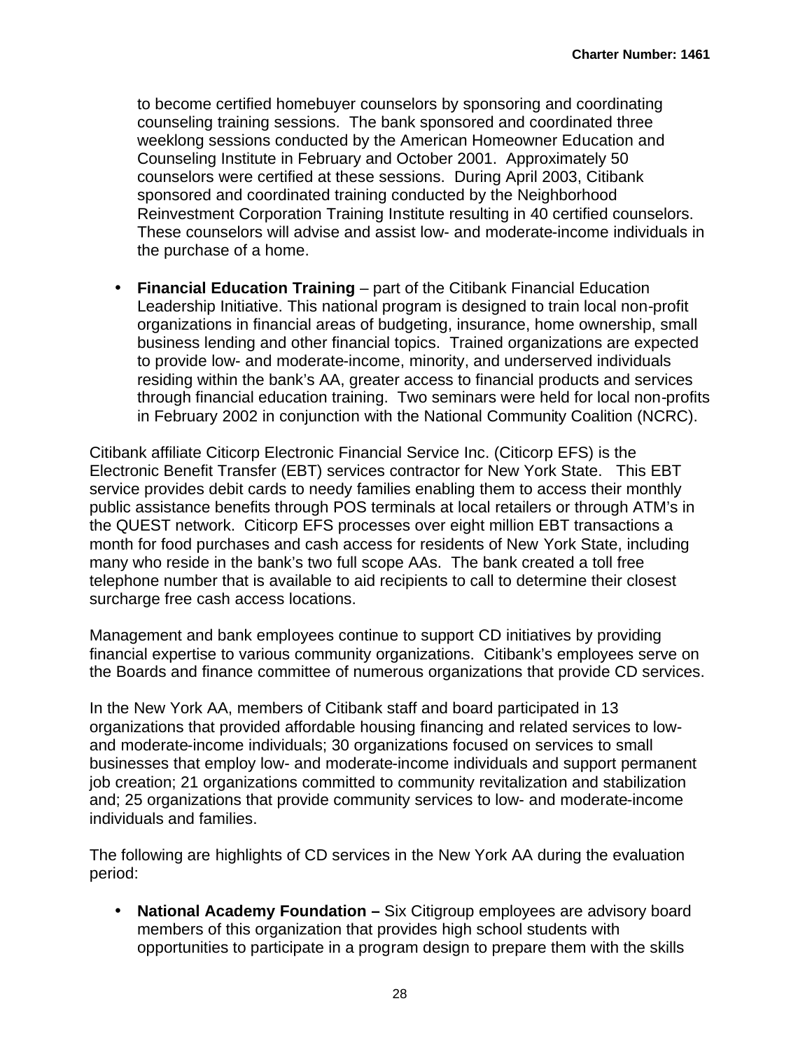to become certified homebuyer counselors by sponsoring and coordinating counseling training sessions. The bank sponsored and coordinated three weeklong sessions conducted by the American Homeowner Education and Counseling Institute in February and October 2001. Approximately 50 counselors were certified at these sessions. During April 2003, Citibank sponsored and coordinated training conducted by the Neighborhood Reinvestment Corporation Training Institute resulting in 40 certified counselors. These counselors will advise and assist low- and moderate-income individuals in the purchase of a home.

- **Financial Education Training** – part of the Citibank Financial Education Leadership Initiative. This national program is designed to train local non-profit organizations in financial areas of budgeting, insurance, home ownership, small business lending and other financial topics. Trained organizations are expected to provide low- and moderate-income, minority, and underserved individuals residing within the bank's AA, greater access to financial products and services through financial education training. Two seminars were held for local non-profits in February 2002 in conjunction with the National Community Coalition (NCRC).

Citibank affiliate Citicorp Electronic Financial Service Inc. (Citicorp EFS) is the Electronic Benefit Transfer (EBT) services contractor for New York State. This EBT service provides debit cards to needy families enabling them to access their monthly public assistance benefits through POS terminals at local retailers or through ATM's in the QUEST network. Citicorp EFS processes over eight million EBT transactions a month for food purchases and cash access for residents of New York State, including many who reside in the bank's two full scope AAs. The bank created a toll free telephone number that is available to aid recipients to call to determine their closest surcharge free cash access locations.

Management and bank employees continue to support CD initiatives by providing financial expertise to various community organizations. Citibank's employees serve on the Boards and finance committee of numerous organizations that provide CD services.

In the New York AA, members of Citibank staff and board participated in 13 organizations that provided affordable housing financing and related services to low- and moderate-income individuals; 30 organizations focused on services to small businesses that employ low- and moderate-income individuals and support permanent job creation; 21 organizations committed to community revitalization and stabilization and; 25 organizations that provide community services to low- and moderate-income individuals and families.

The following are highlights of CD services in the New York AA during the evaluation period:

- **National Academy Foundation –** Six Citigroup employees are advisory board members of this organization that provides high school students with opportunities to participate in a program design to prepare them with the skills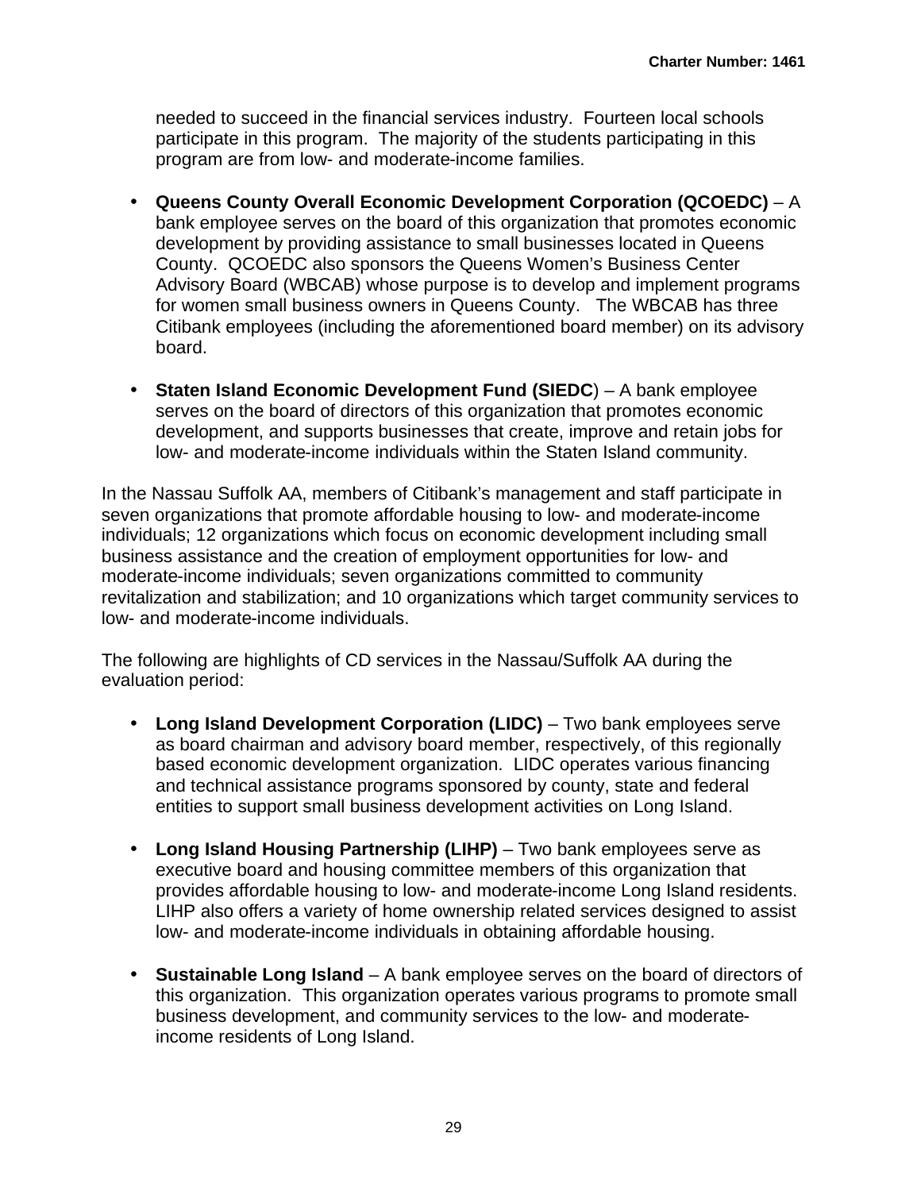needed to succeed in the financial services industry. Fourteen local schools participate in this program. The majority of the students participating in this program are from low- and moderate-income families.

- **Queens County Overall Economic Development Corporation (QCOEDC)** – A bank employee serves on the board of this organization that promotes economic development by providing assistance to small businesses located in Queens County. QCOEDC also sponsors the Queens Women's Business Center Advisory Board (WBCAB) whose purpose is to develop and implement programs for women small business owners in Queens County. The WBCAB has three Citibank employees (including the aforementioned board member) on its advisory board.

- **Staten Island Economic Development Fund (SIEDC**) – A bank employee serves on the board of directors of this organization that promotes economic development, and supports businesses that create, improve and retain jobs for low- and moderate-income individuals within the Staten Island community.

In the Nassau Suffolk AA, members of Citibank's management and staff participate in seven organizations that promote affordable housing to low- and moderate-income individuals; 12 organizations which focus on economic development including small business assistance and the creation of employment opportunities for low- and moderate-income individuals; seven organizations committed to community revitalization and stabilization; and 10 organizations which target community services to low- and moderate-income individuals.

The following are highlights of CD services in the Nassau/Suffolk AA during the evaluation period:

- **Long Island Development Corporation (LIDC)** – Two bank employees serve as board chairman and advisory board member, respectively, of this regionally based economic development organization. LIDC operates various financing and technical assistance programs sponsored by county, state and federal entities to support small business development activities on Long Island.

- **Long Island Housing Partnership (LIHP)** – Two bank employees serve as executive board and housing committee members of this organization that provides affordable housing to low- and moderate-income Long Island residents. LIHP also offers a variety of home ownership related services designed to assist low- and moderate-income individuals in obtaining affordable housing.

- **Sustainable Long Island** – A bank employee serves on the board of directors of this organization. This organization operates various programs to promote small business development, and community services to the low- and moderate-income residents of Long Island.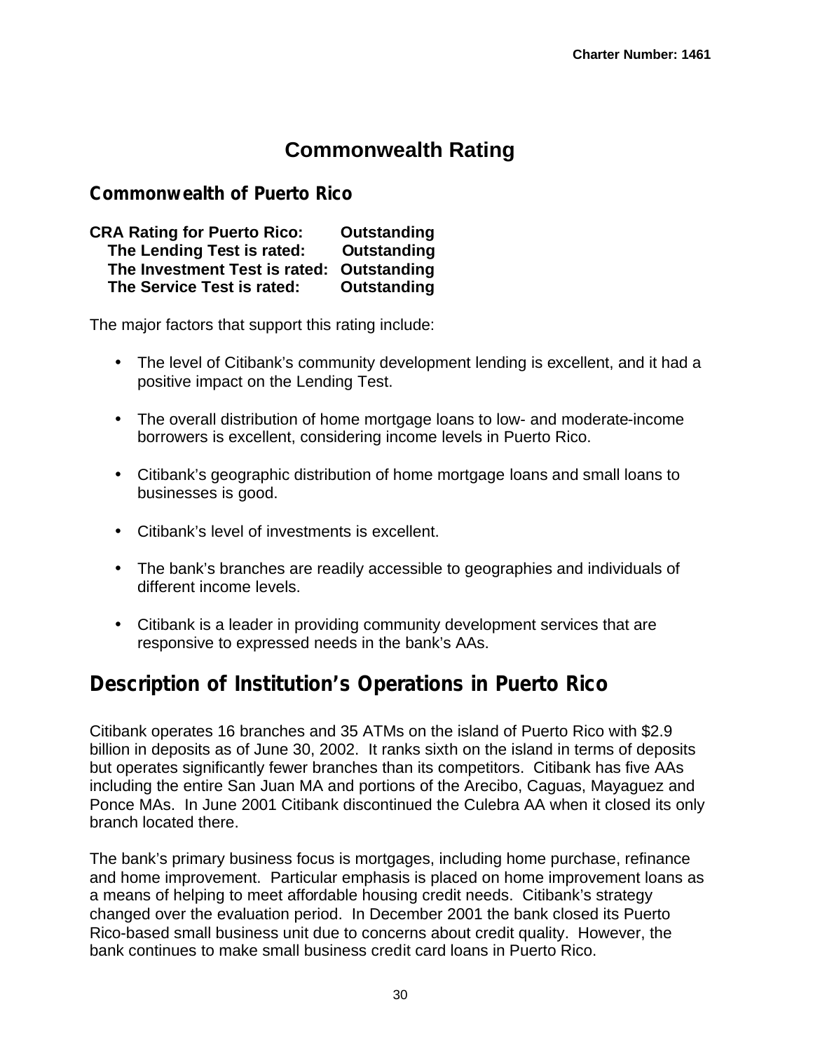# Commonwealth Rating

## Commonwealth of Puerto Rico

**CRA Rating for Puerto Rico: Outstanding**
**The Lending Test is rated: Outstanding**
**The Investment Test is rated: Outstanding**
**The Service Test is rated: Outstanding**

The major factors that support this rating include:

- The level of Citibank's community development lending is excellent, and it had a positive impact on the Lending Test.
- The overall distribution of home mortgage loans to low- and moderate-income borrowers is excellent, considering income levels in Puerto Rico.
- Citibank's geographic distribution of home mortgage loans and small loans to businesses is good.
- Citibank's level of investments is excellent.
- The bank's branches are readily accessible to geographies and individuals of different income levels.
- Citibank is a leader in providing community development services that are responsive to expressed needs in the bank's AAs.

## Description of Institution's Operations in Puerto Rico

Citibank operates 16 branches and 35 ATMs on the island of Puerto Rico with $2.9 billion in deposits as of June 30, 2002. It ranks sixth on the island in terms of deposits but operates significantly fewer branches than its competitors. Citibank has five AAs including the entire San Juan MA and portions of the Arecibo, Caguas, Mayaguez and Ponce MAs. In June 2001 Citibank discontinued the Culebra AA when it closed its only branch located there.

The bank's primary business focus is mortgages, including home purchase, refinance and home improvement. Particular emphasis is placed on home improvement loans as a means of helping to meet affordable housing credit needs. Citibank's strategy changed over the evaluation period. In December 2001 the bank closed its Puerto Rico-based small business unit due to concerns about credit quality. However, the bank continues to make small business credit card loans in Puerto Rico.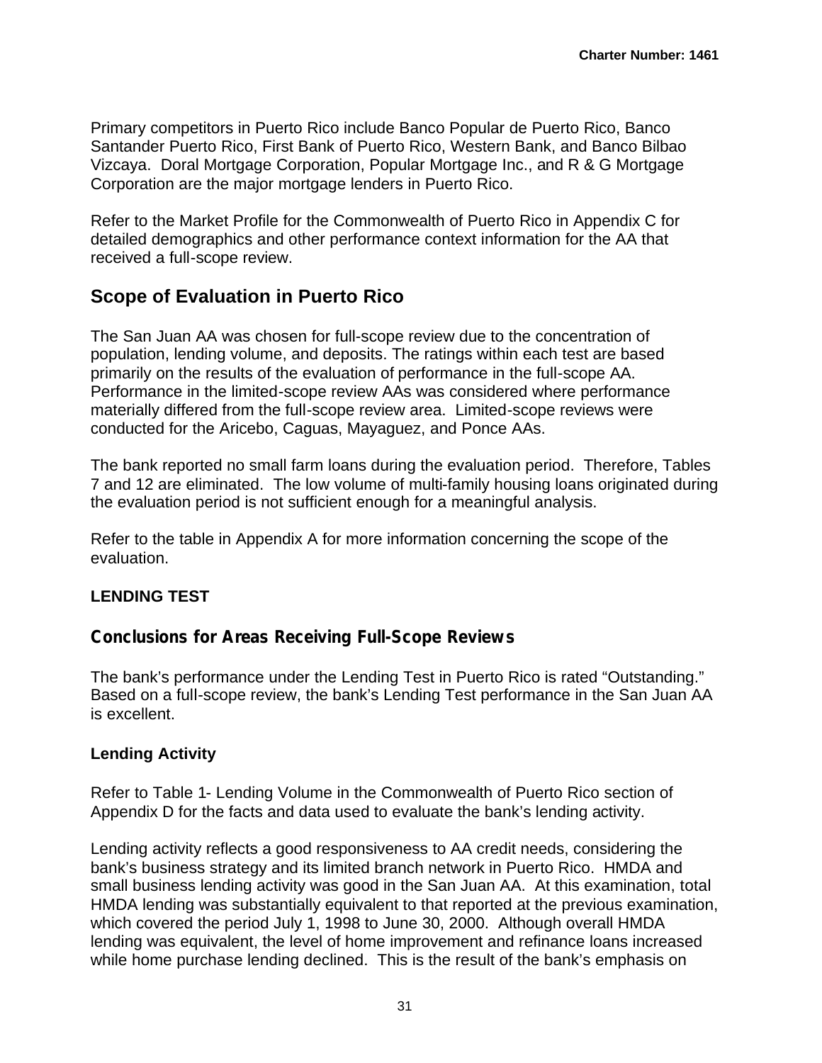Primary competitors in Puerto Rico include Banco Popular de Puerto Rico, Banco Santander Puerto Rico, First Bank of Puerto Rico, Western Bank, and Banco Bilbao Vizcaya. Doral Mortgage Corporation, Popular Mortgage Inc., and R & G Mortgage Corporation are the major mortgage lenders in Puerto Rico.

Refer to the Market Profile for the Commonwealth of Puerto Rico in Appendix C for detailed demographics and other performance context information for the AA that received a full-scope review.

## Scope of Evaluation in Puerto Rico

The San Juan AA was chosen for full-scope review due to the concentration of population, lending volume, and deposits. The ratings within each test are based primarily on the results of the evaluation of performance in the full-scope AA. Performance in the limited-scope review AAs was considered where performance materially differed from the full-scope review area. Limited-scope reviews were conducted for the Aricebo, Caguas, Mayaguez, and Ponce AAs.

The bank reported no small farm loans during the evaluation period. Therefore, Tables 7 and 12 are eliminated. The low volume of multi-family housing loans originated during the evaluation period is not sufficient enough for a meaningful analysis.

Refer to the table in Appendix A for more information concerning the scope of the evaluation.

**LENDING TEST**

### Conclusions for Areas Receiving Full-Scope Reviews

The bank's performance under the Lending Test in Puerto Rico is rated "Outstanding." Based on a full-scope review, the bank's Lending Test performance in the San Juan AA is excellent.

**Lending Activity**

Refer to Table 1- Lending Volume in the Commonwealth of Puerto Rico section of Appendix D for the facts and data used to evaluate the bank's lending activity.

Lending activity reflects a good responsiveness to AA credit needs, considering the bank's business strategy and its limited branch network in Puerto Rico. HMDA and small business lending activity was good in the San Juan AA. At this examination, total HMDA lending was substantially equivalent to that reported at the previous examination, which covered the period July 1, 1998 to June 30, 2000. Although overall HMDA lending was equivalent, the level of home improvement and refinance loans increased while home purchase lending declined. This is the result of the bank's emphasis on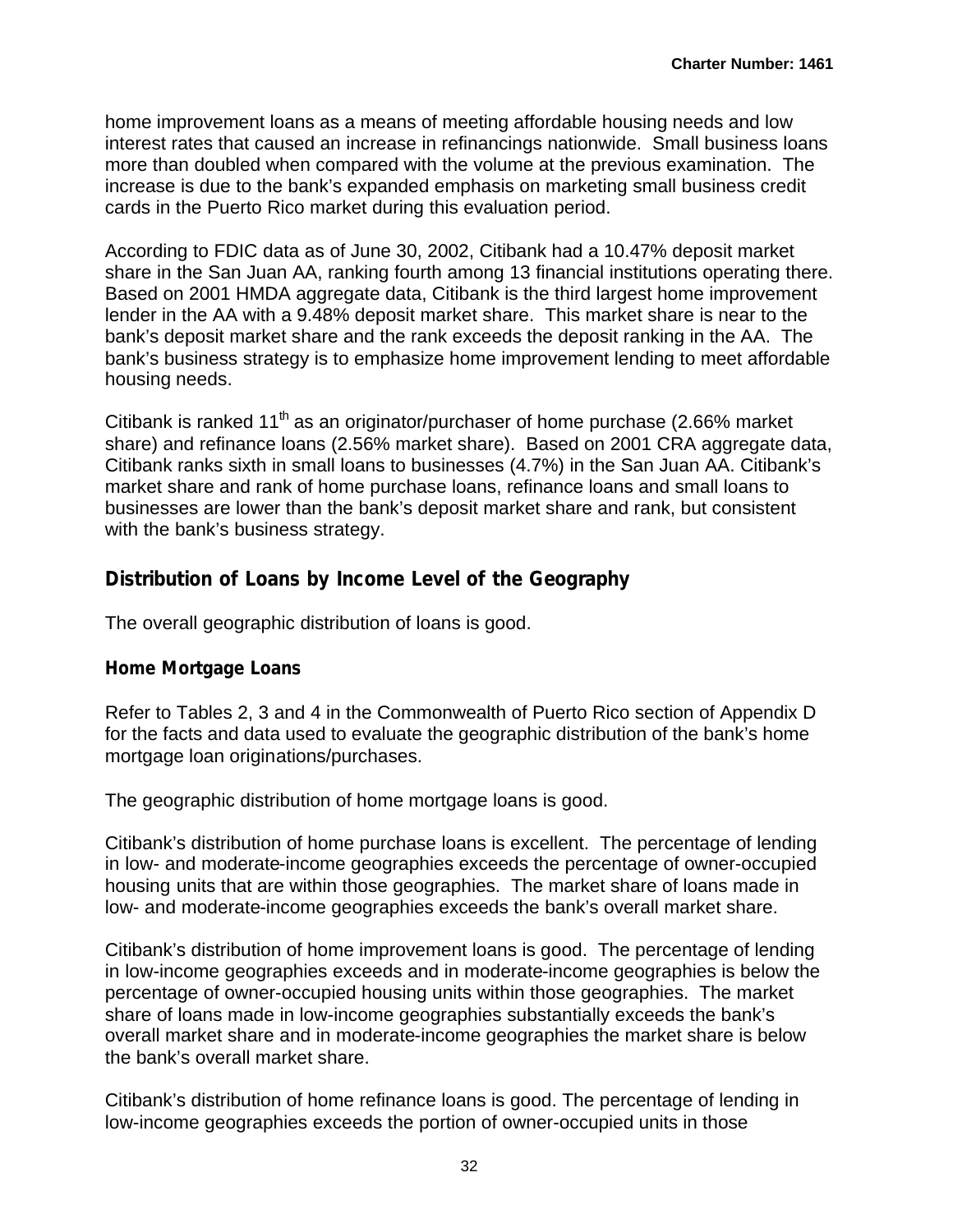home improvement loans as a means of meeting affordable housing needs and low interest rates that caused an increase in refinancings nationwide. Small business loans more than doubled when compared with the volume at the previous examination. The increase is due to the bank's expanded emphasis on marketing small business credit cards in the Puerto Rico market during this evaluation period.

According to FDIC data as of June 30, 2002, Citibank had a 10.47% deposit market share in the San Juan AA, ranking fourth among 13 financial institutions operating there. Based on 2001 HMDA aggregate data, Citibank is the third largest home improvement lender in the AA with a 9.48% deposit market share. This market share is near to the bank's deposit market share and the rank exceeds the deposit ranking in the AA. The bank's business strategy is to emphasize home improvement lending to meet affordable housing needs.

Citibank is ranked 11th as an originator/purchaser of home purchase (2.66% market share) and refinance loans (2.56% market share). Based on 2001 CRA aggregate data, Citibank ranks sixth in small loans to businesses (4.7%) in the San Juan AA. Citibank's market share and rank of home purchase loans, refinance loans and small loans to businesses are lower than the bank's deposit market share and rank, but consistent with the bank's business strategy.

## Distribution of Loans by Income Level of the Geography

The overall geographic distribution of loans is good.

### Home Mortgage Loans

Refer to Tables 2, 3 and 4 in the Commonwealth of Puerto Rico section of Appendix D for the facts and data used to evaluate the geographic distribution of the bank's home mortgage loan originations/purchases.

The geographic distribution of home mortgage loans is good.

Citibank's distribution of home purchase loans is excellent. The percentage of lending in low- and moderate-income geographies exceeds the percentage of owner-occupied housing units that are within those geographies. The market share of loans made in low- and moderate-income geographies exceeds the bank's overall market share.

Citibank's distribution of home improvement loans is good. The percentage of lending in low-income geographies exceeds and in moderate-income geographies is below the percentage of owner-occupied housing units within those geographies. The market share of loans made in low-income geographies substantially exceeds the bank's overall market share and in moderate-income geographies the market share is below the bank's overall market share.

Citibank's distribution of home refinance loans is good. The percentage of lending in low-income geographies exceeds the portion of owner-occupied units in those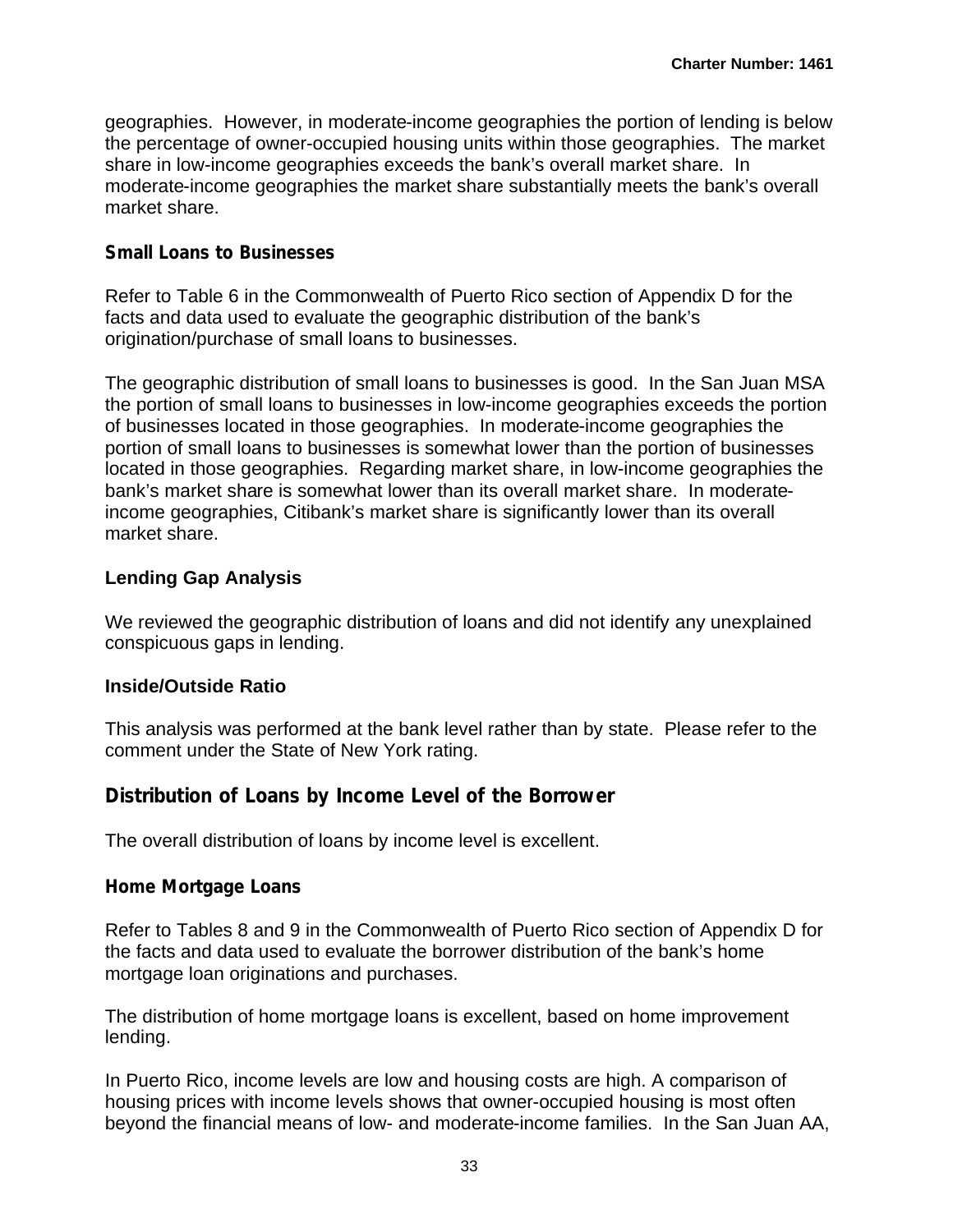geographies. However, in moderate-income geographies the portion of lending is below the percentage of owner-occupied housing units within those geographies. The market share in low-income geographies exceeds the bank's overall market share. In moderate-income geographies the market share substantially meets the bank's overall market share.

**Small Loans to Businesses**

Refer to Table 6 in the Commonwealth of Puerto Rico section of Appendix D for the facts and data used to evaluate the geographic distribution of the bank's origination/purchase of small loans to businesses.

The geographic distribution of small loans to businesses is good. In the San Juan MSA the portion of small loans to businesses in low-income geographies exceeds the portion of businesses located in those geographies. In moderate-income geographies the portion of small loans to businesses is somewhat lower than the portion of businesses located in those geographies. Regarding market share, in low-income geographies the bank's market share is somewhat lower than its overall market share. In moderate-income geographies, Citibank's market share is significantly lower than its overall market share.

**Lending Gap Analysis**

We reviewed the geographic distribution of loans and did not identify any unexplained conspicuous gaps in lending.

**Inside/Outside Ratio**

This analysis was performed at the bank level rather than by state. Please refer to the comment under the State of New York rating.

## Distribution of Loans by Income Level of the Borrower

The overall distribution of loans by income level is excellent.

**Home Mortgage Loans**

Refer to Tables 8 and 9 in the Commonwealth of Puerto Rico section of Appendix D for the facts and data used to evaluate the borrower distribution of the bank's home mortgage loan originations and purchases.

The distribution of home mortgage loans is excellent, based on home improvement lending.

In Puerto Rico, income levels are low and housing costs are high. A comparison of housing prices with income levels shows that owner-occupied housing is most often beyond the financial means of low- and moderate-income families. In the San Juan AA,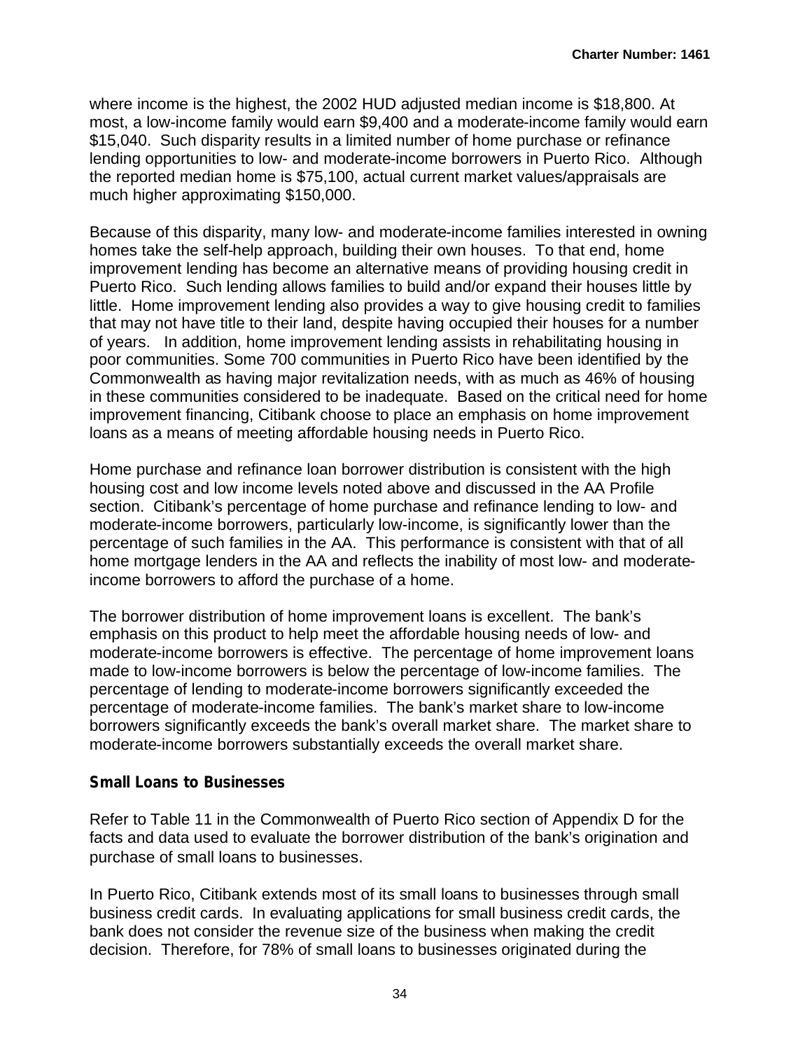where income is the highest, the 2002 HUD adjusted median income is $18,800. At most, a low-income family would earn $9,400 and a moderate-income family would earn $15,040. Such disparity results in a limited number of home purchase or refinance lending opportunities to low- and moderate-income borrowers in Puerto Rico. Although the reported median home is $75,100, actual current market values/appraisals are much higher approximating $150,000.

Because of this disparity, many low- and moderate-income families interested in owning homes take the self-help approach, building their own houses. To that end, home improvement lending has become an alternative means of providing housing credit in Puerto Rico. Such lending allows families to build and/or expand their houses little by little. Home improvement lending also provides a way to give housing credit to families that may not have title to their land, despite having occupied their houses for a number of years. In addition, home improvement lending assists in rehabilitating housing in poor communities. Some 700 communities in Puerto Rico have been identified by the Commonwealth as having major revitalization needs, with as much as 46% of housing in these communities considered to be inadequate. Based on the critical need for home improvement financing, Citibank choose to place an emphasis on home improvement loans as a means of meeting affordable housing needs in Puerto Rico.

Home purchase and refinance loan borrower distribution is consistent with the high housing cost and low income levels noted above and discussed in the AA Profile section. Citibank's percentage of home purchase and refinance lending to low- and moderate-income borrowers, particularly low-income, is significantly lower than the percentage of such families in the AA. This performance is consistent with that of all home mortgage lenders in the AA and reflects the inability of most low- and moderate-income borrowers to afford the purchase of a home.

The borrower distribution of home improvement loans is excellent. The bank's emphasis on this product to help meet the affordable housing needs of low- and moderate-income borrowers is effective. The percentage of home improvement loans made to low-income borrowers is below the percentage of low-income families. The percentage of lending to moderate-income borrowers significantly exceeded the percentage of moderate-income families. The bank's market share to low-income borrowers significantly exceeds the bank's overall market share. The market share to moderate-income borrowers substantially exceeds the overall market share.

**Small Loans to Businesses**

Refer to Table 11 in the Commonwealth of Puerto Rico section of Appendix D for the facts and data used to evaluate the borrower distribution of the bank's origination and purchase of small loans to businesses.

In Puerto Rico, Citibank extends most of its small loans to businesses through small business credit cards. In evaluating applications for small business credit cards, the bank does not consider the revenue size of the business when making the credit decision. Therefore, for 78% of small loans to businesses originated during the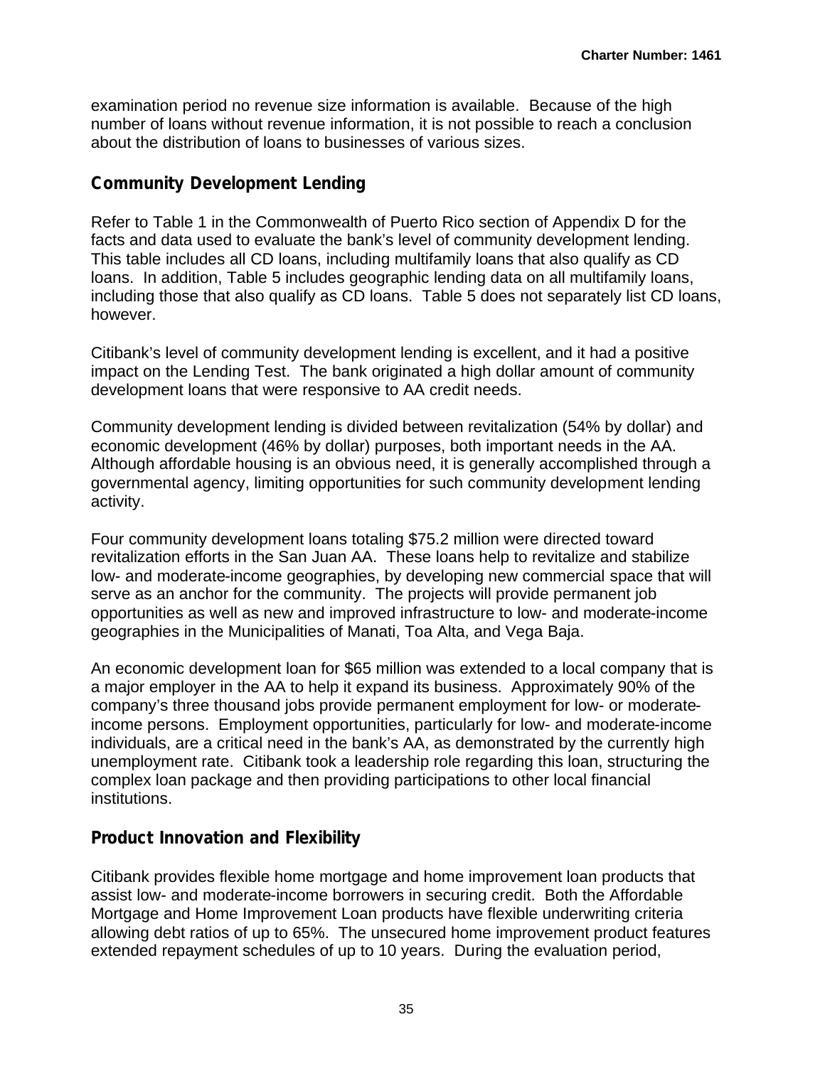examination period no revenue size information is available. Because of the high number of loans without revenue information, it is not possible to reach a conclusion about the distribution of loans to businesses of various sizes.

## Community Development Lending

Refer to Table 1 in the Commonwealth of Puerto Rico section of Appendix D for the facts and data used to evaluate the bank's level of community development lending. This table includes all CD loans, including multifamily loans that also qualify as CD loans. In addition, Table 5 includes geographic lending data on all multifamily loans, including those that also qualify as CD loans. Table 5 does not separately list CD loans, however.

Citibank's level of community development lending is excellent, and it had a positive impact on the Lending Test. The bank originated a high dollar amount of community development loans that were responsive to AA credit needs.

Community development lending is divided between revitalization (54% by dollar) and economic development (46% by dollar) purposes, both important needs in the AA. Although affordable housing is an obvious need, it is generally accomplished through a governmental agency, limiting opportunities for such community development lending activity.

Four community development loans totaling $75.2 million were directed toward revitalization efforts in the San Juan AA. These loans help to revitalize and stabilize low- and moderate-income geographies, by developing new commercial space that will serve as an anchor for the community. The projects will provide permanent job opportunities as well as new and improved infrastructure to low- and moderate-income geographies in the Municipalities of Manati, Toa Alta, and Vega Baja.

An economic development loan for $65 million was extended to a local company that is a major employer in the AA to help it expand its business. Approximately 90% of the company's three thousand jobs provide permanent employment for low- or moderate-income persons. Employment opportunities, particularly for low- and moderate-income individuals, are a critical need in the bank's AA, as demonstrated by the currently high unemployment rate. Citibank took a leadership role regarding this loan, structuring the complex loan package and then providing participations to other local financial institutions.

## Product Innovation and Flexibility

Citibank provides flexible home mortgage and home improvement loan products that assist low- and moderate-income borrowers in securing credit. Both the Affordable Mortgage and Home Improvement Loan products have flexible underwriting criteria allowing debt ratios of up to 65%. The unsecured home improvement product features extended repayment schedules of up to 10 years. During the evaluation period,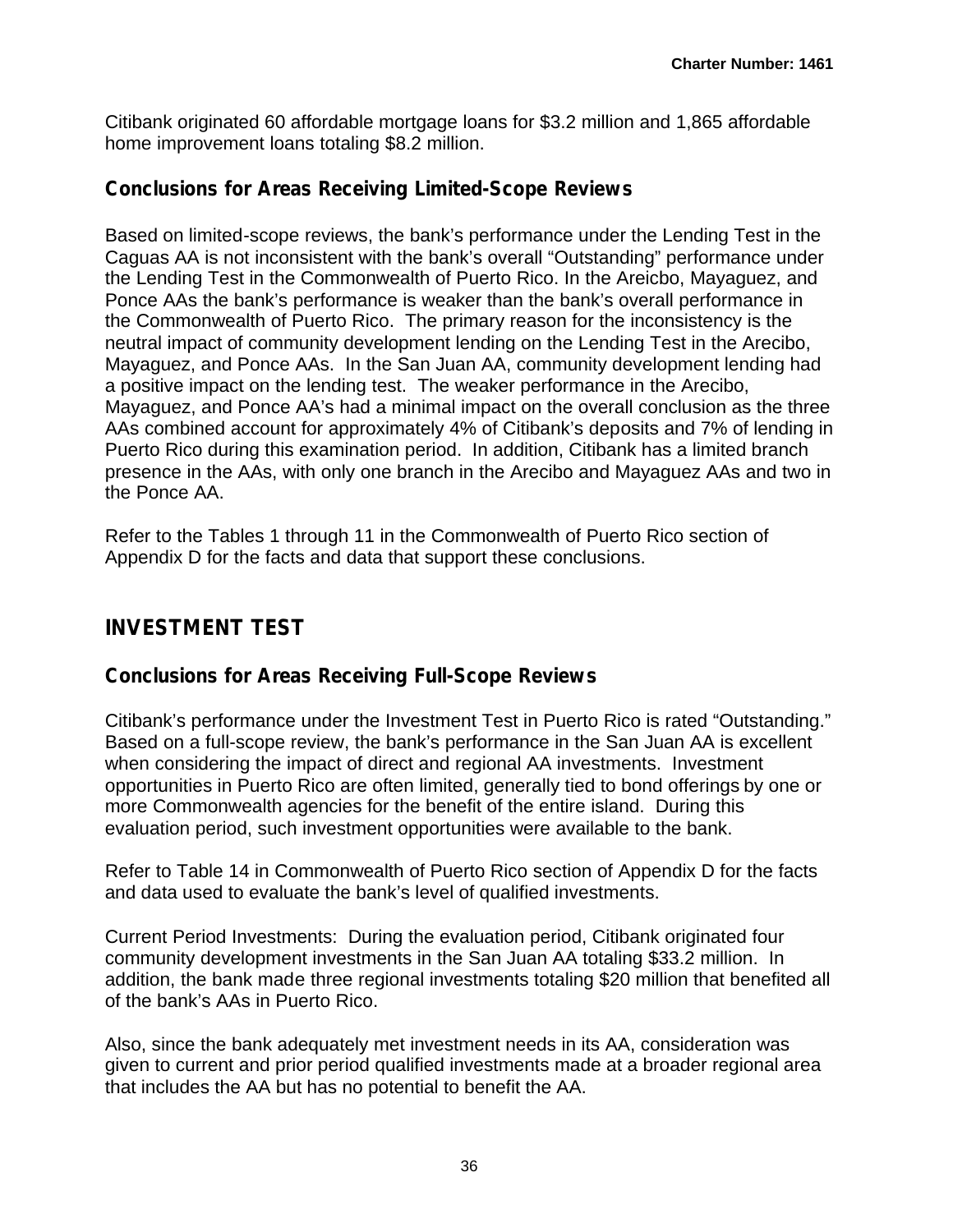Citibank originated 60 affordable mortgage loans for $3.2 million and 1,865 affordable home improvement loans totaling $8.2 million.

### Conclusions for Areas Receiving Limited-Scope Reviews

Based on limited-scope reviews, the bank's performance under the Lending Test in the Caguas AA is not inconsistent with the bank's overall "Outstanding" performance under the Lending Test in the Commonwealth of Puerto Rico. In the Areicbo, Mayaguez, and Ponce AAs the bank's performance is weaker than the bank's overall performance in the Commonwealth of Puerto Rico. The primary reason for the inconsistency is the neutral impact of community development lending on the Lending Test in the Arecibo, Mayaguez, and Ponce AAs. In the San Juan AA, community development lending had a positive impact on the lending test. The weaker performance in the Arecibo, Mayaguez, and Ponce AA's had a minimal impact on the overall conclusion as the three AAs combined account for approximately 4% of Citibank's deposits and 7% of lending in Puerto Rico during this examination period. In addition, Citibank has a limited branch presence in the AAs, with only one branch in the Arecibo and Mayaguez AAs and two in the Ponce AA.

Refer to the Tables 1 through 11 in the Commonwealth of Puerto Rico section of Appendix D for the facts and data that support these conclusions.

## INVESTMENT TEST

### Conclusions for Areas Receiving Full-Scope Reviews

Citibank's performance under the Investment Test in Puerto Rico is rated "Outstanding." Based on a full-scope review, the bank's performance in the San Juan AA is excellent when considering the impact of direct and regional AA investments. Investment opportunities in Puerto Rico are often limited, generally tied to bond offerings by one or more Commonwealth agencies for the benefit of the entire island. During this evaluation period, such investment opportunities were available to the bank.

Refer to Table 14 in Commonwealth of Puerto Rico section of Appendix D for the facts and data used to evaluate the bank's level of qualified investments.

Current Period Investments: During the evaluation period, Citibank originated four community development investments in the San Juan AA totaling $33.2 million. In addition, the bank made three regional investments totaling $20 million that benefited all of the bank's AAs in Puerto Rico.

Also, since the bank adequately met investment needs in its AA, consideration was given to current and prior period qualified investments made at a broader regional area that includes the AA but has no potential to benefit the AA.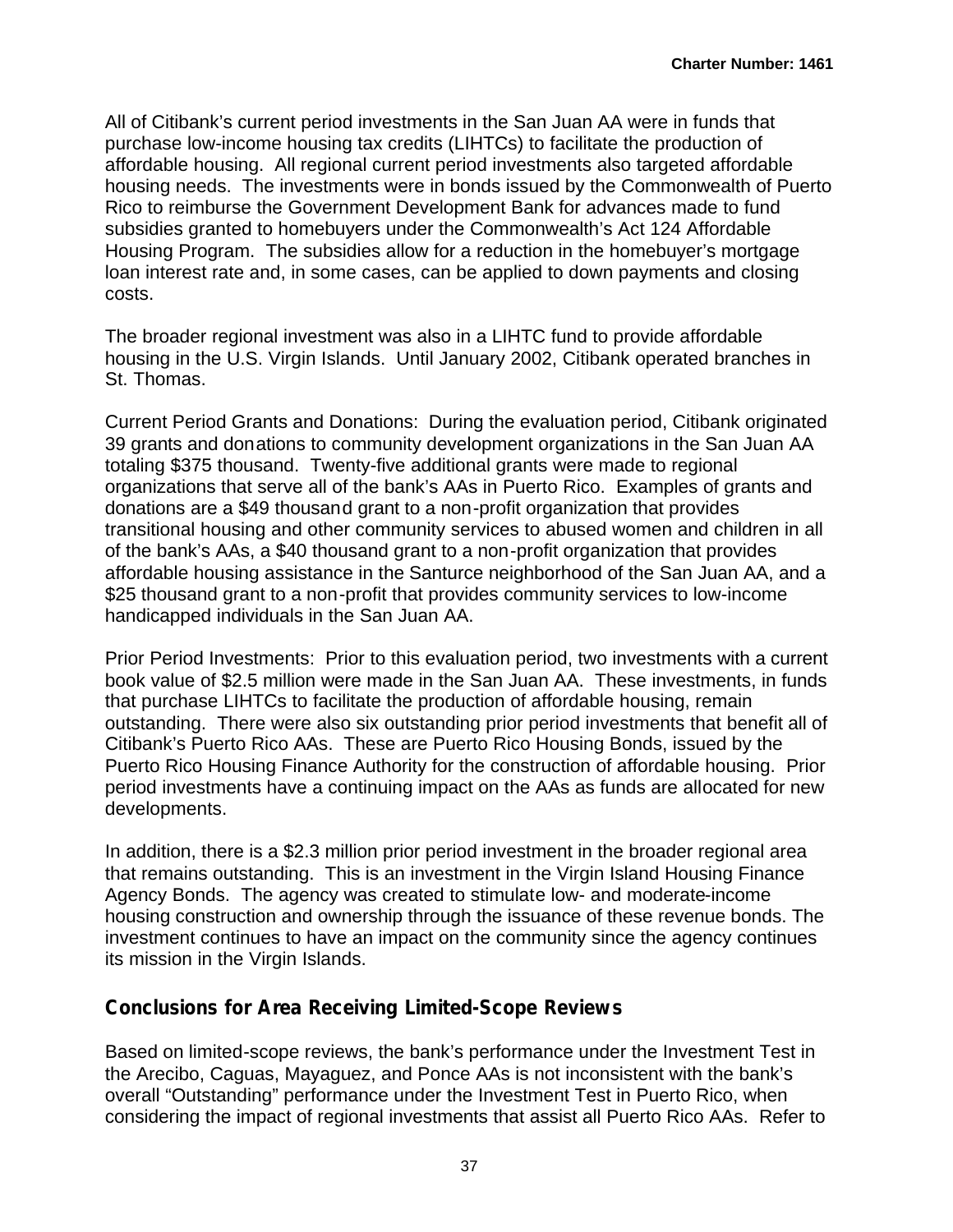All of Citibank's current period investments in the San Juan AA were in funds that purchase low-income housing tax credits (LIHTCs) to facilitate the production of affordable housing. All regional current period investments also targeted affordable housing needs. The investments were in bonds issued by the Commonwealth of Puerto Rico to reimburse the Government Development Bank for advances made to fund subsidies granted to homebuyers under the Commonwealth's Act 124 Affordable Housing Program. The subsidies allow for a reduction in the homebuyer's mortgage loan interest rate and, in some cases, can be applied to down payments and closing costs.

The broader regional investment was also in a LIHTC fund to provide affordable housing in the U.S. Virgin Islands. Until January 2002, Citibank operated branches in St. Thomas.

Current Period Grants and Donations: During the evaluation period, Citibank originated 39 grants and donations to community development organizations in the San Juan AA totaling $375 thousand. Twenty-five additional grants were made to regional organizations that serve all of the bank's AAs in Puerto Rico. Examples of grants and donations are a $49 thousand grant to a non-profit organization that provides transitional housing and other community services to abused women and children in all of the bank's AAs, a $40 thousand grant to a non-profit organization that provides affordable housing assistance in the Santurce neighborhood of the San Juan AA, and a $25 thousand grant to a non-profit that provides community services to low-income handicapped individuals in the San Juan AA.

Prior Period Investments: Prior to this evaluation period, two investments with a current book value of $2.5 million were made in the San Juan AA. These investments, in funds that purchase LIHTCs to facilitate the production of affordable housing, remain outstanding. There were also six outstanding prior period investments that benefit all of Citibank's Puerto Rico AAs. These are Puerto Rico Housing Bonds, issued by the Puerto Rico Housing Finance Authority for the construction of affordable housing. Prior period investments have a continuing impact on the AAs as funds are allocated for new developments.

In addition, there is a $2.3 million prior period investment in the broader regional area that remains outstanding. This is an investment in the Virgin Island Housing Finance Agency Bonds. The agency was created to stimulate low- and moderate-income housing construction and ownership through the issuance of these revenue bonds. The investment continues to have an impact on the community since the agency continues its mission in the Virgin Islands.

## Conclusions for Area Receiving Limited-Scope Reviews

Based on limited-scope reviews, the bank's performance under the Investment Test in the Arecibo, Caguas, Mayaguez, and Ponce AAs is not inconsistent with the bank's overall "Outstanding" performance under the Investment Test in Puerto Rico, when considering the impact of regional investments that assist all Puerto Rico AAs. Refer to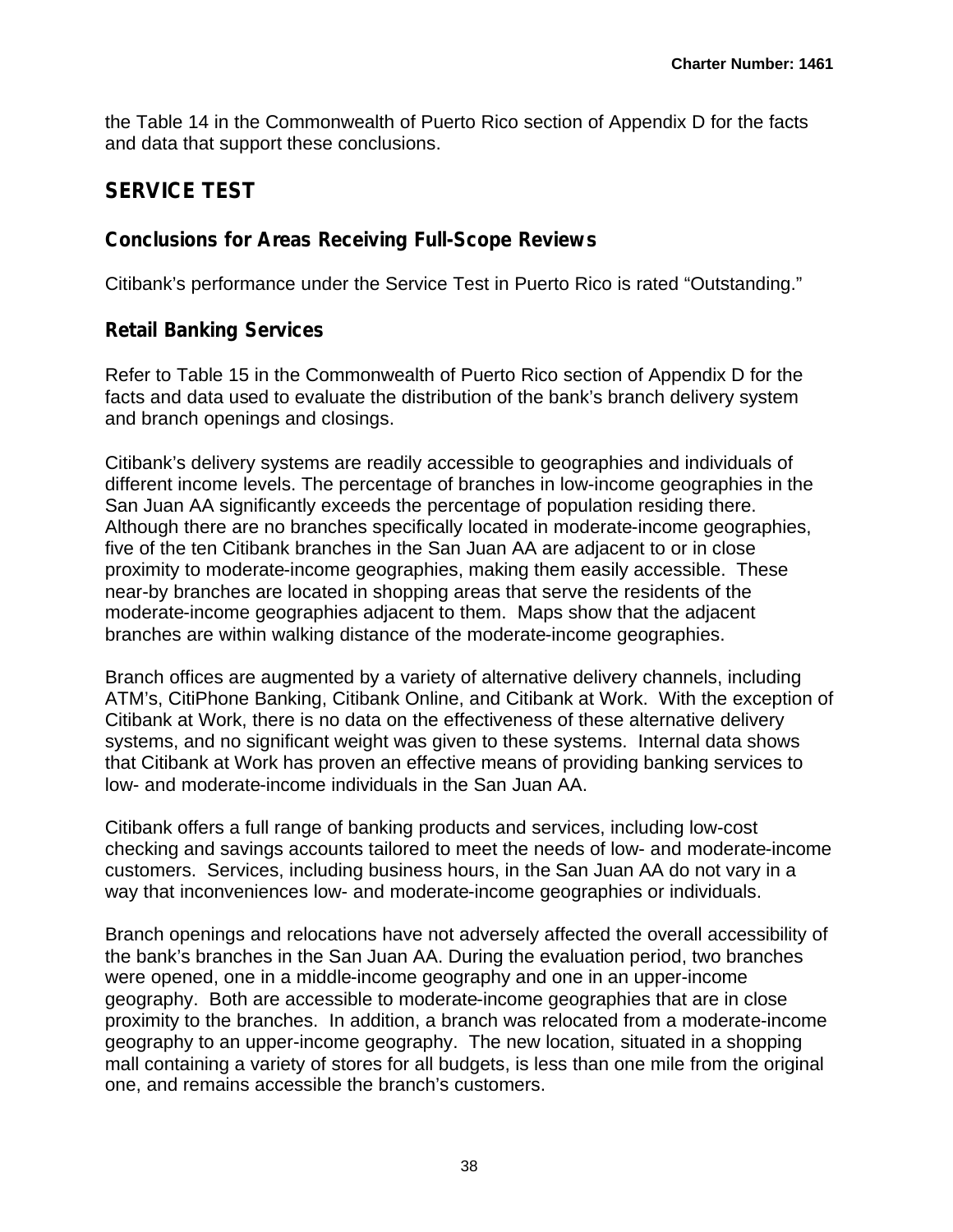the Table 14 in the Commonwealth of Puerto Rico section of Appendix D for the facts and data that support these conclusions.

## SERVICE TEST

### Conclusions for Areas Receiving Full-Scope Reviews

Citibank's performance under the Service Test in Puerto Rico is rated "Outstanding."

### Retail Banking Services

Refer to Table 15 in the Commonwealth of Puerto Rico section of Appendix D for the facts and data used to evaluate the distribution of the bank's branch delivery system and branch openings and closings.

Citibank's delivery systems are readily accessible to geographies and individuals of different income levels. The percentage of branches in low-income geographies in the San Juan AA significantly exceeds the percentage of population residing there. Although there are no branches specifically located in moderate-income geographies, five of the ten Citibank branches in the San Juan AA are adjacent to or in close proximity to moderate-income geographies, making them easily accessible. These near-by branches are located in shopping areas that serve the residents of the moderate-income geographies adjacent to them. Maps show that the adjacent branches are within walking distance of the moderate-income geographies.

Branch offices are augmented by a variety of alternative delivery channels, including ATM's, CitiPhone Banking, Citibank Online, and Citibank at Work. With the exception of Citibank at Work, there is no data on the effectiveness of these alternative delivery systems, and no significant weight was given to these systems. Internal data shows that Citibank at Work has proven an effective means of providing banking services to low- and moderate-income individuals in the San Juan AA.

Citibank offers a full range of banking products and services, including low-cost checking and savings accounts tailored to meet the needs of low- and moderate-income customers. Services, including business hours, in the San Juan AA do not vary in a way that inconveniences low- and moderate-income geographies or individuals.

Branch openings and relocations have not adversely affected the overall accessibility of the bank's branches in the San Juan AA. During the evaluation period, two branches were opened, one in a middle-income geography and one in an upper-income geography. Both are accessible to moderate-income geographies that are in close proximity to the branches. In addition, a branch was relocated from a moderate-income geography to an upper-income geography. The new location, situated in a shopping mall containing a variety of stores for all budgets, is less than one mile from the original one, and remains accessible the branch's customers.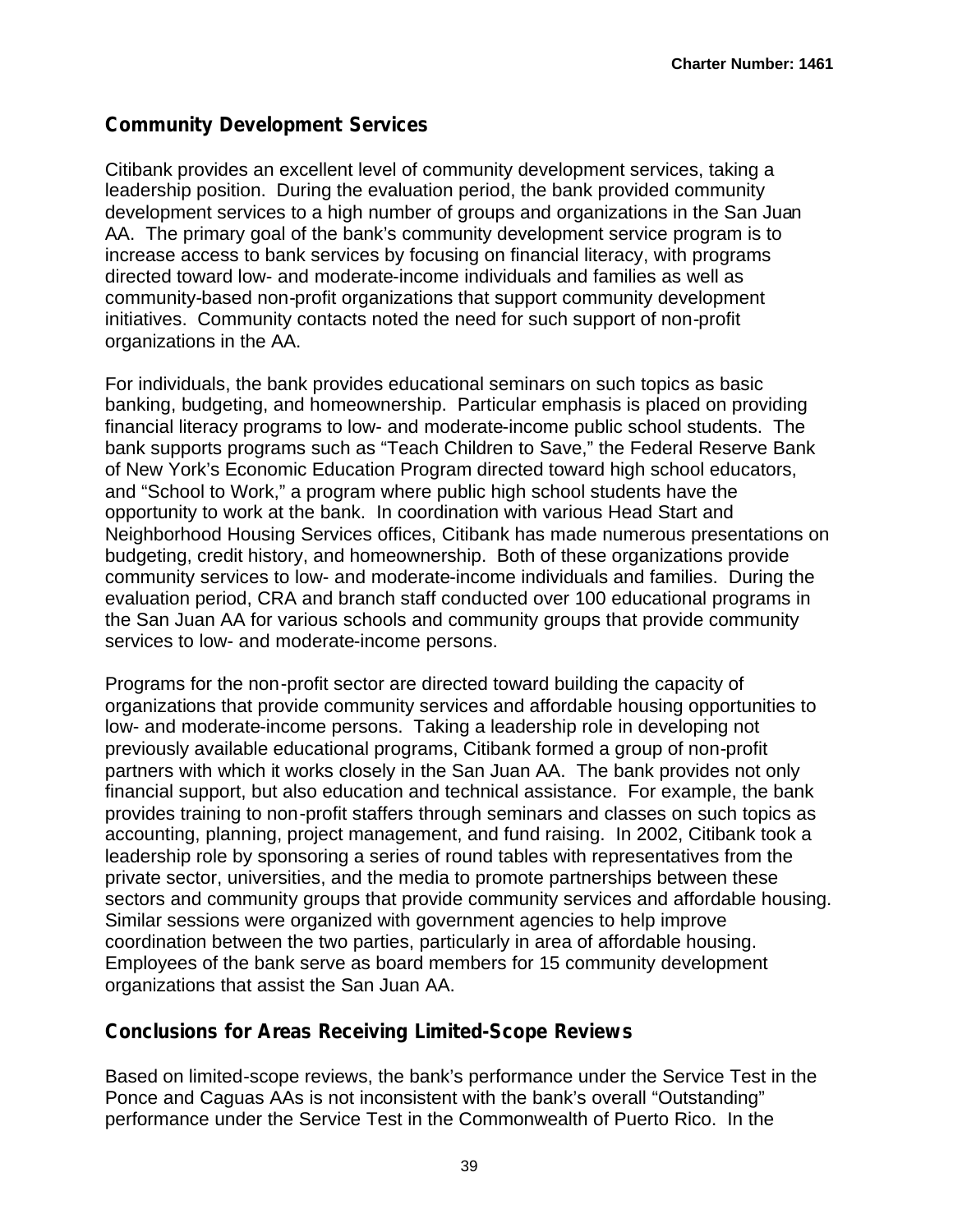## Community Development Services

Citibank provides an excellent level of community development services, taking a leadership position. During the evaluation period, the bank provided community development services to a high number of groups and organizations in the San Juan AA. The primary goal of the bank's community development service program is to increase access to bank services by focusing on financial literacy, with programs directed toward low- and moderate-income individuals and families as well as community-based non-profit organizations that support community development initiatives. Community contacts noted the need for such support of non-profit organizations in the AA.

For individuals, the bank provides educational seminars on such topics as basic banking, budgeting, and homeownership. Particular emphasis is placed on providing financial literacy programs to low- and moderate-income public school students. The bank supports programs such as "Teach Children to Save," the Federal Reserve Bank of New York's Economic Education Program directed toward high school educators, and "School to Work," a program where public high school students have the opportunity to work at the bank. In coordination with various Head Start and Neighborhood Housing Services offices, Citibank has made numerous presentations on budgeting, credit history, and homeownership. Both of these organizations provide community services to low- and moderate-income individuals and families. During the evaluation period, CRA and branch staff conducted over 100 educational programs in the San Juan AA for various schools and community groups that provide community services to low- and moderate-income persons.

Programs for the non-profit sector are directed toward building the capacity of organizations that provide community services and affordable housing opportunities to low- and moderate-income persons. Taking a leadership role in developing not previously available educational programs, Citibank formed a group of non-profit partners with which it works closely in the San Juan AA. The bank provides not only financial support, but also education and technical assistance. For example, the bank provides training to non-profit staffers through seminars and classes on such topics as accounting, planning, project management, and fund raising. In 2002, Citibank took a leadership role by sponsoring a series of round tables with representatives from the private sector, universities, and the media to promote partnerships between these sectors and community groups that provide community services and affordable housing. Similar sessions were organized with government agencies to help improve coordination between the two parties, particularly in area of affordable housing. Employees of the bank serve as board members for 15 community development organizations that assist the San Juan AA.

## Conclusions for Areas Receiving Limited-Scope Reviews

Based on limited-scope reviews, the bank's performance under the Service Test in the Ponce and Caguas AAs is not inconsistent with the bank's overall "Outstanding" performance under the Service Test in the Commonwealth of Puerto Rico. In the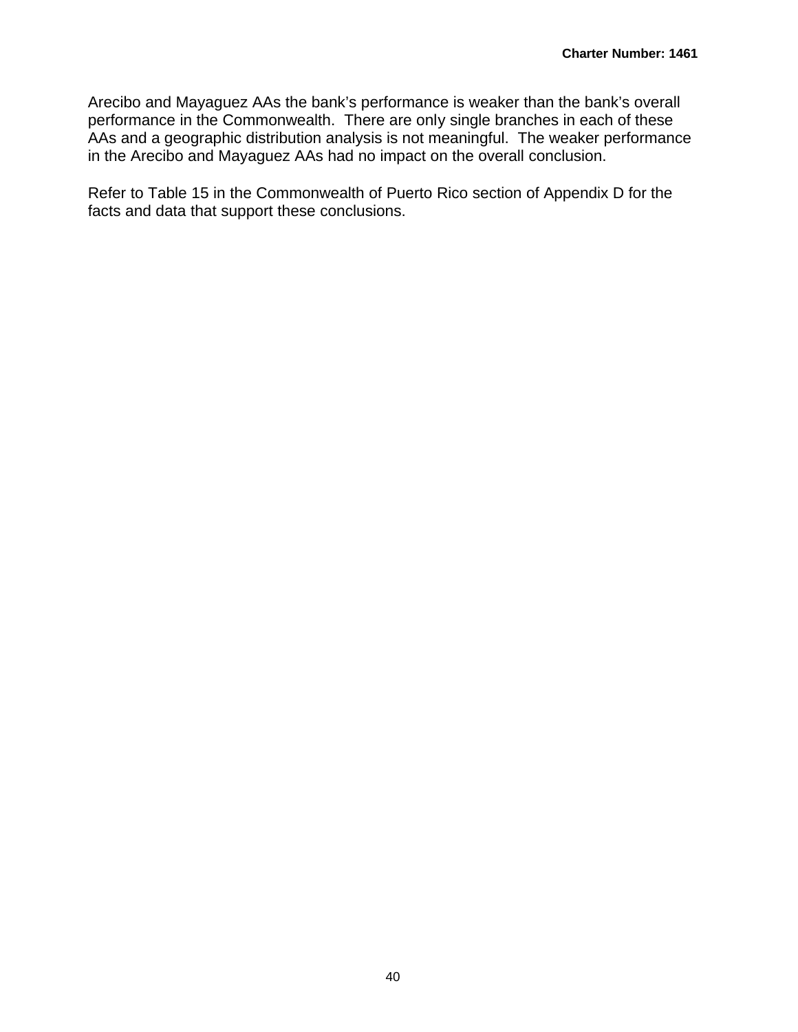Arecibo and Mayaguez AAs the bank's performance is weaker than the bank's overall performance in the Commonwealth. There are only single branches in each of these AAs and a geographic distribution analysis is not meaningful. The weaker performance in the Arecibo and Mayaguez AAs had no impact on the overall conclusion.

Refer to Table 15 in the Commonwealth of Puerto Rico section of Appendix D for the facts and data that support these conclusions.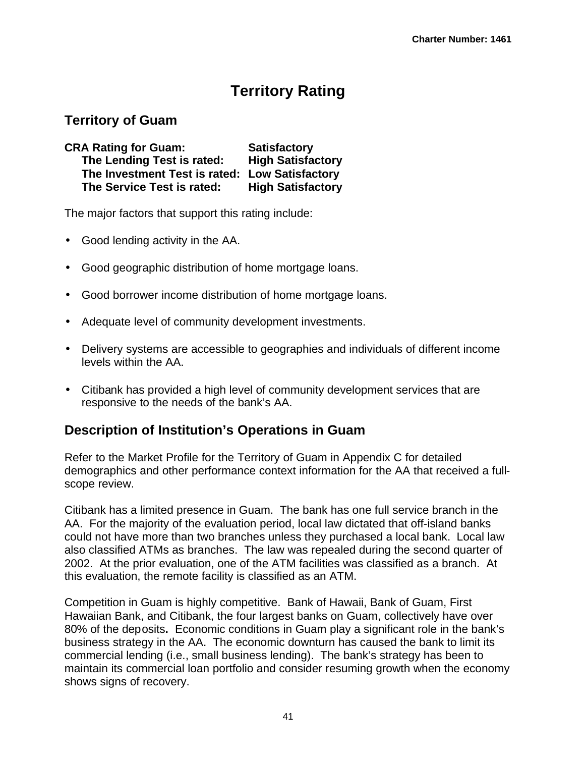# Territory Rating

## Territory of Guam

**CRA Rating for Guam: Satisfactory**
**The Lending Test is rated: High Satisfactory**
**The Investment Test is rated: Low Satisfactory**
**The Service Test is rated: High Satisfactory**

The major factors that support this rating include:

- Good lending activity in the AA.
- Good geographic distribution of home mortgage loans.
- Good borrower income distribution of home mortgage loans.
- Adequate level of community development investments.
- Delivery systems are accessible to geographies and individuals of different income levels within the AA.
- Citibank has provided a high level of community development services that are responsive to the needs of the bank's AA.

## Description of Institution's Operations in Guam

Refer to the Market Profile for the Territory of Guam in Appendix C for detailed demographics and other performance context information for the AA that received a full-scope review.

Citibank has a limited presence in Guam. The bank has one full service branch in the AA. For the majority of the evaluation period, local law dictated that off-island banks could not have more than two branches unless they purchased a local bank. Local law also classified ATMs as branches. The law was repealed during the second quarter of 2002. At the prior evaluation, one of the ATM facilities was classified as a branch. At this evaluation, the remote facility is classified as an ATM.

Competition in Guam is highly competitive. Bank of Hawaii, Bank of Guam, First Hawaiian Bank, and Citibank, the four largest banks on Guam, collectively have over 80% of the deposits**.** Economic conditions in Guam play a significant role in the bank's business strategy in the AA. The economic downturn has caused the bank to limit its commercial lending (i.e., small business lending). The bank's strategy has been to maintain its commercial loan portfolio and consider resuming growth when the economy shows signs of recovery.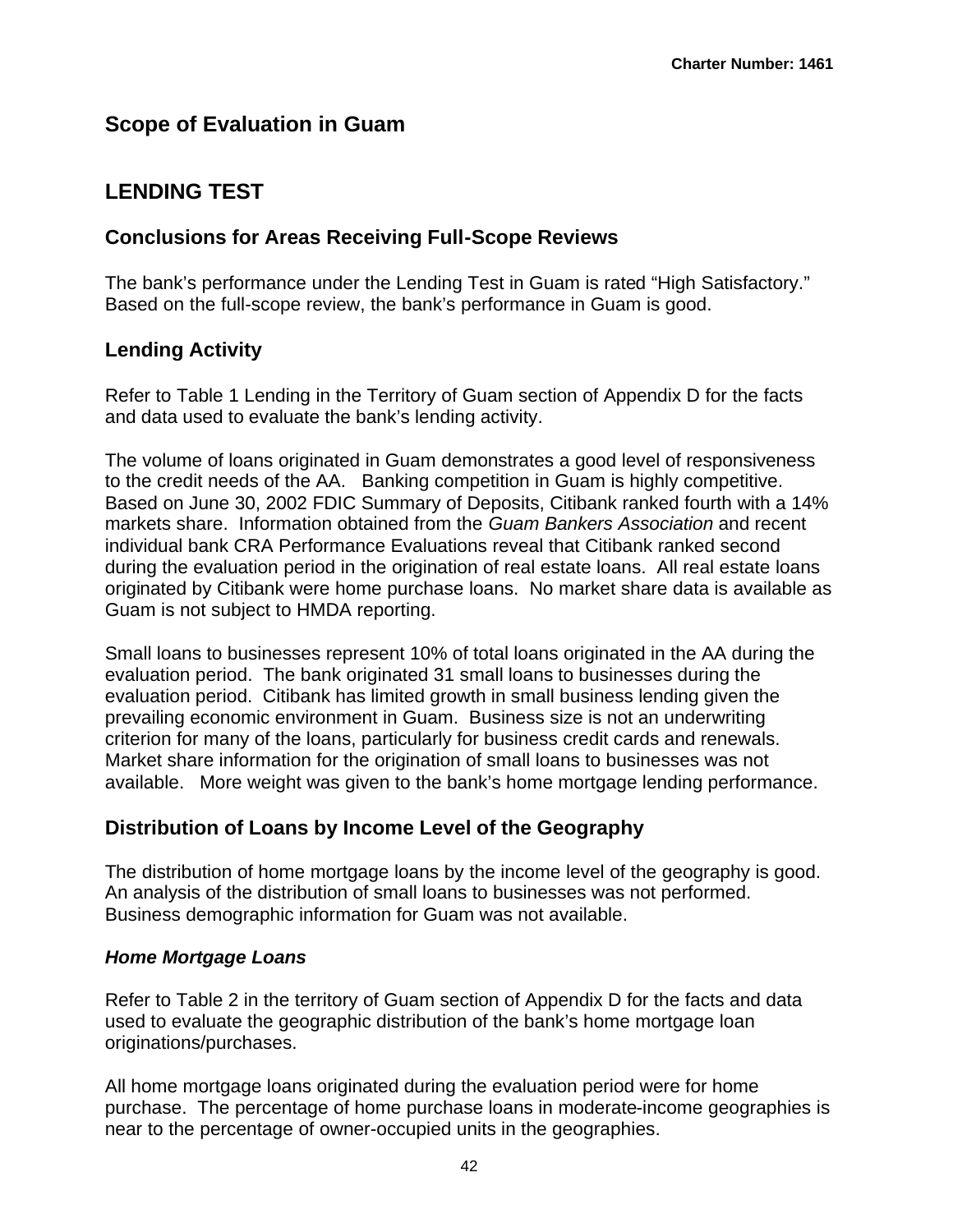# Scope of Evaluation in Guam

## LENDING TEST

### Conclusions for Areas Receiving Full-Scope Reviews

The bank's performance under the Lending Test in Guam is rated "High Satisfactory." Based on the full-scope review, the bank's performance in Guam is good.

### Lending Activity

Refer to Table 1 Lending in the Territory of Guam section of Appendix D for the facts and data used to evaluate the bank's lending activity.

The volume of loans originated in Guam demonstrates a good level of responsiveness to the credit needs of the AA. Banking competition in Guam is highly competitive. Based on June 30, 2002 FDIC Summary of Deposits, Citibank ranked fourth with a 14% markets share. Information obtained from the *Guam Bankers Association* and recent individual bank CRA Performance Evaluations reveal that Citibank ranked second during the evaluation period in the origination of real estate loans. All real estate loans originated by Citibank were home purchase loans. No market share data is available as Guam is not subject to HMDA reporting.

Small loans to businesses represent 10% of total loans originated in the AA during the evaluation period. The bank originated 31 small loans to businesses during the evaluation period. Citibank has limited growth in small business lending given the prevailing economic environment in Guam. Business size is not an underwriting criterion for many of the loans, particularly for business credit cards and renewals. Market share information for the origination of small loans to businesses was not available. More weight was given to the bank's home mortgage lending performance.

### Distribution of Loans by Income Level of the Geography

The distribution of home mortgage loans by the income level of the geography is good. An analysis of the distribution of small loans to businesses was not performed. Business demographic information for Guam was not available.

#### *Home Mortgage Loans*

Refer to Table 2 in the territory of Guam section of Appendix D for the facts and data used to evaluate the geographic distribution of the bank's home mortgage loan originations/purchases.

All home mortgage loans originated during the evaluation period were for home purchase. The percentage of home purchase loans in moderate-income geographies is near to the percentage of owner-occupied units in the geographies.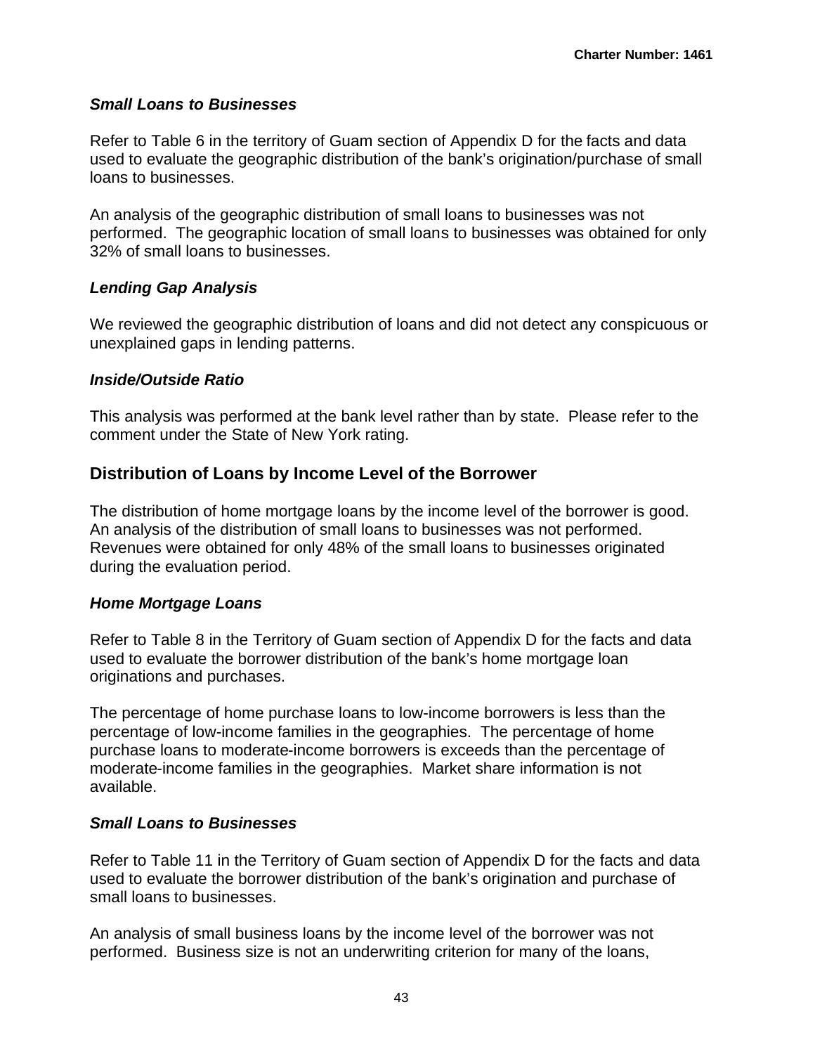### *Small Loans to Businesses*

Refer to Table 6 in the territory of Guam section of Appendix D for the facts and data used to evaluate the geographic distribution of the bank's origination/purchase of small loans to businesses.

An analysis of the geographic distribution of small loans to businesses was not performed. The geographic location of small loans to businesses was obtained for only 32% of small loans to businesses.

### *Lending Gap Analysis*

We reviewed the geographic distribution of loans and did not detect any conspicuous or unexplained gaps in lending patterns.

### *Inside/Outside Ratio*

This analysis was performed at the bank level rather than by state. Please refer to the comment under the State of New York rating.

## Distribution of Loans by Income Level of the Borrower

The distribution of home mortgage loans by the income level of the borrower is good. An analysis of the distribution of small loans to businesses was not performed. Revenues were obtained for only 48% of the small loans to businesses originated during the evaluation period.

### *Home Mortgage Loans*

Refer to Table 8 in the Territory of Guam section of Appendix D for the facts and data used to evaluate the borrower distribution of the bank's home mortgage loan originations and purchases.

The percentage of home purchase loans to low-income borrowers is less than the percentage of low-income families in the geographies. The percentage of home purchase loans to moderate-income borrowers is exceeds than the percentage of moderate-income families in the geographies. Market share information is not available.

### *Small Loans to Businesses*

Refer to Table 11 in the Territory of Guam section of Appendix D for the facts and data used to evaluate the borrower distribution of the bank's origination and purchase of small loans to businesses.

An analysis of small business loans by the income level of the borrower was not performed. Business size is not an underwriting criterion for many of the loans,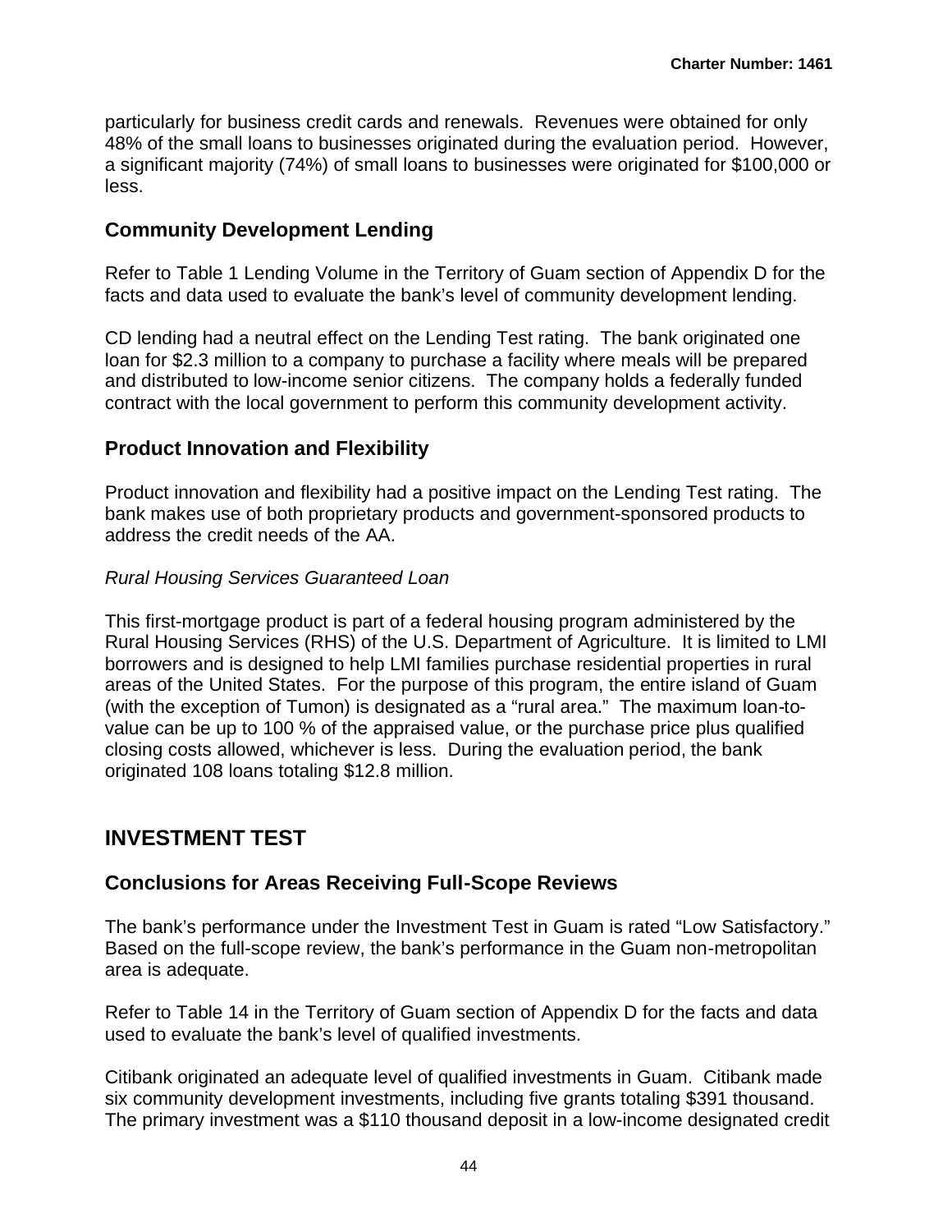particularly for business credit cards and renewals. Revenues were obtained for only 48% of the small loans to businesses originated during the evaluation period. However, a significant majority (74%) of small loans to businesses were originated for $100,000 or less.

### Community Development Lending

Refer to Table 1 Lending Volume in the Territory of Guam section of Appendix D for the facts and data used to evaluate the bank's level of community development lending.

CD lending had a neutral effect on the Lending Test rating. The bank originated one loan for $2.3 million to a company to purchase a facility where meals will be prepared and distributed to low-income senior citizens. The company holds a federally funded contract with the local government to perform this community development activity.

### Product Innovation and Flexibility

Product innovation and flexibility had a positive impact on the Lending Test rating. The bank makes use of both proprietary products and government-sponsored products to address the credit needs of the AA.

*Rural Housing Services Guaranteed Loan*

This first-mortgage product is part of a federal housing program administered by the Rural Housing Services (RHS) of the U.S. Department of Agriculture. It is limited to LMI borrowers and is designed to help LMI families purchase residential properties in rural areas of the United States. For the purpose of this program, the entire island of Guam (with the exception of Tumon) is designated as a "rural area." The maximum loan-to-value can be up to 100 % of the appraised value, or the purchase price plus qualified closing costs allowed, whichever is less. During the evaluation period, the bank originated 108 loans totaling $12.8 million.

## INVESTMENT TEST

### Conclusions for Areas Receiving Full-Scope Reviews

The bank's performance under the Investment Test in Guam is rated "Low Satisfactory." Based on the full-scope review, the bank's performance in the Guam non-metropolitan area is adequate.

Refer to Table 14 in the Territory of Guam section of Appendix D for the facts and data used to evaluate the bank's level of qualified investments.

Citibank originated an adequate level of qualified investments in Guam. Citibank made six community development investments, including five grants totaling $391 thousand. The primary investment was a $110 thousand deposit in a low-income designated credit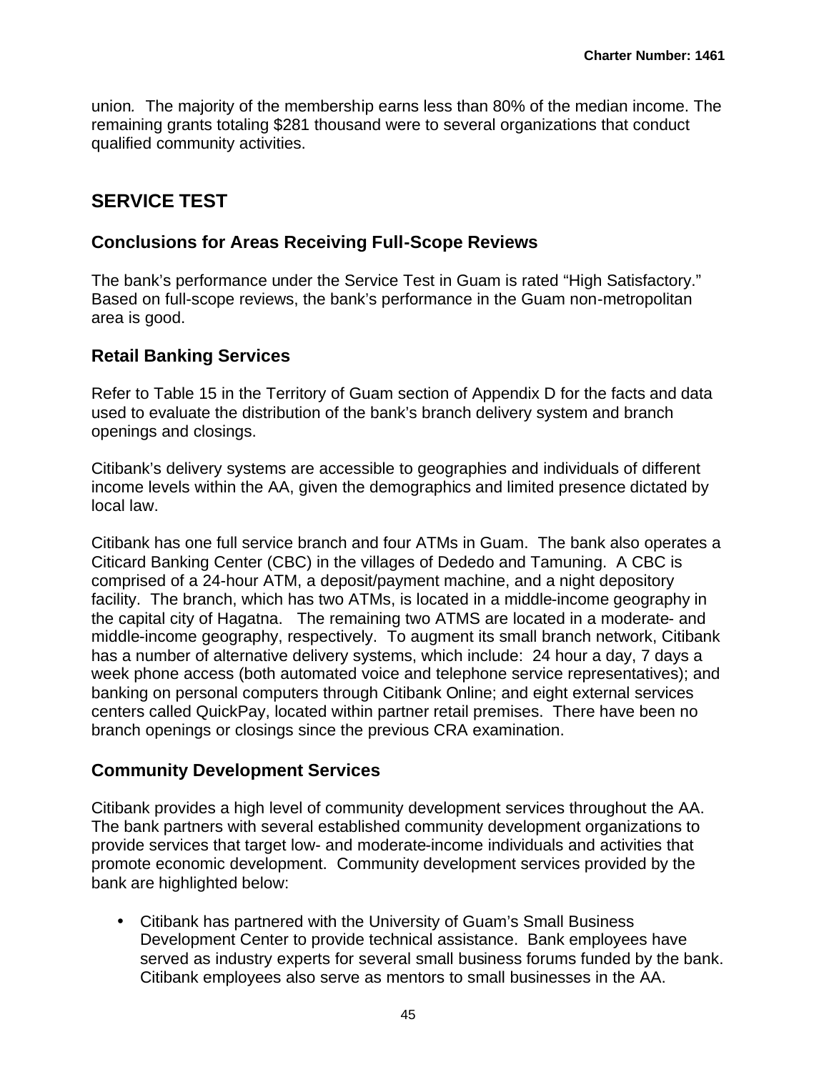union. The majority of the membership earns less than 80% of the median income. The remaining grants totaling $281 thousand were to several organizations that conduct qualified community activities.

## SERVICE TEST

### Conclusions for Areas Receiving Full-Scope Reviews

The bank's performance under the Service Test in Guam is rated "High Satisfactory." Based on full-scope reviews, the bank's performance in the Guam non-metropolitan area is good.

### Retail Banking Services

Refer to Table 15 in the Territory of Guam section of Appendix D for the facts and data used to evaluate the distribution of the bank's branch delivery system and branch openings and closings.

Citibank's delivery systems are accessible to geographies and individuals of different income levels within the AA, given the demographics and limited presence dictated by local law.

Citibank has one full service branch and four ATMs in Guam. The bank also operates a Citicard Banking Center (CBC) in the villages of Dededo and Tamuning. A CBC is comprised of a 24-hour ATM, a deposit/payment machine, and a night depository facility. The branch, which has two ATMs, is located in a middle-income geography in the capital city of Hagatna. The remaining two ATMS are located in a moderate- and middle-income geography, respectively. To augment its small branch network, Citibank has a number of alternative delivery systems, which include: 24 hour a day, 7 days a week phone access (both automated voice and telephone service representatives); and banking on personal computers through Citibank Online; and eight external services centers called QuickPay, located within partner retail premises. There have been no branch openings or closings since the previous CRA examination.

### Community Development Services

Citibank provides a high level of community development services throughout the AA. The bank partners with several established community development organizations to provide services that target low- and moderate-income individuals and activities that promote economic development. Community development services provided by the bank are highlighted below:

- Citibank has partnered with the University of Guam's Small Business Development Center to provide technical assistance. Bank employees have served as industry experts for several small business forums funded by the bank. Citibank employees also serve as mentors to small businesses in the AA.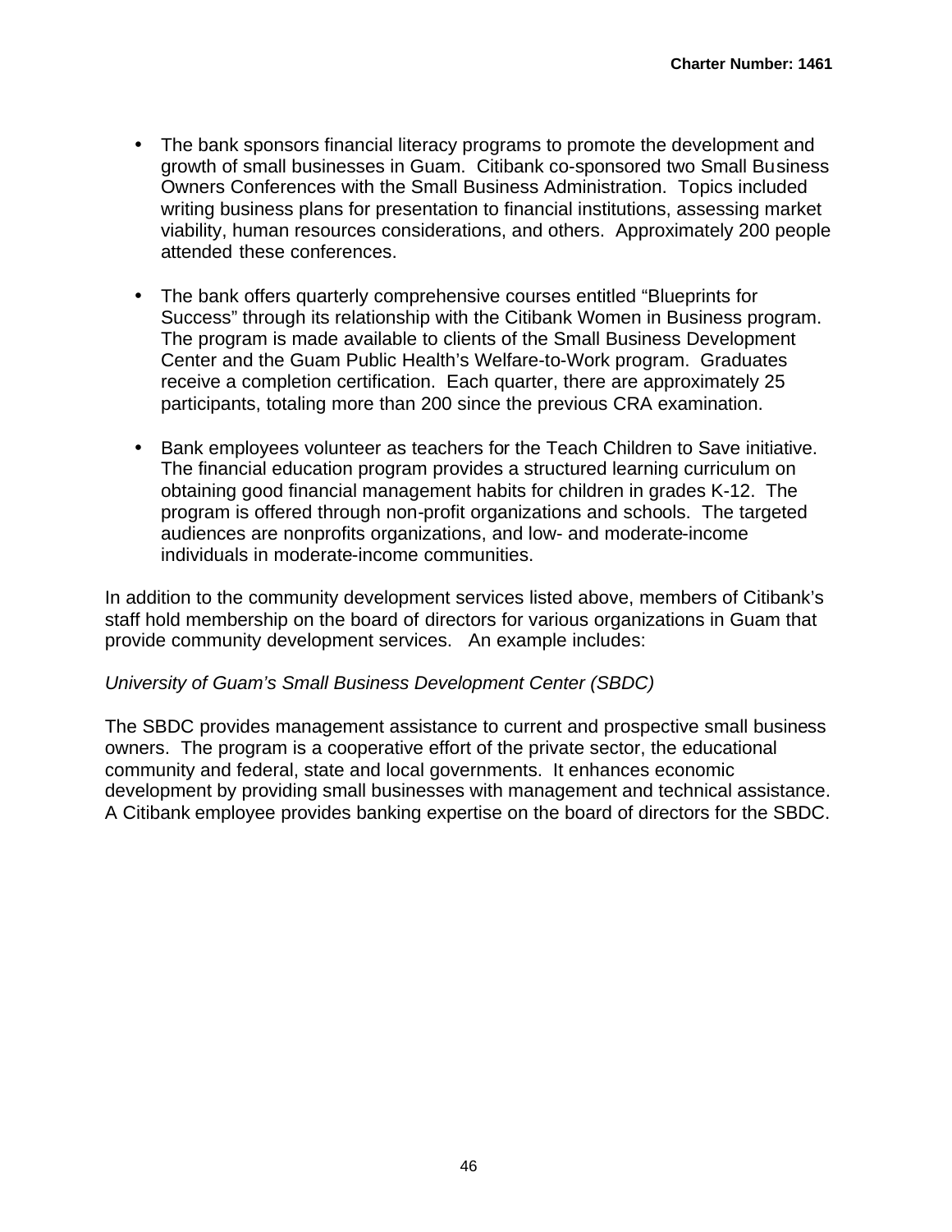- The bank sponsors financial literacy programs to promote the development and growth of small businesses in Guam. Citibank co-sponsored two Small Business Owners Conferences with the Small Business Administration. Topics included writing business plans for presentation to financial institutions, assessing market viability, human resources considerations, and others. Approximately 200 people attended these conferences.

- The bank offers quarterly comprehensive courses entitled “Blueprints for Success” through its relationship with the Citibank Women in Business program. The program is made available to clients of the Small Business Development Center and the Guam Public Health’s Welfare-to-Work program. Graduates receive a completion certification. Each quarter, there are approximately 25 participants, totaling more than 200 since the previous CRA examination.

- Bank employees volunteer as teachers for the Teach Children to Save initiative. The financial education program provides a structured learning curriculum on obtaining good financial management habits for children in grades K-12. The program is offered through non-profit organizations and schools. The targeted audiences are nonprofits organizations, and low- and moderate-income individuals in moderate-income communities.

In addition to the community development services listed above, members of Citibank’s staff hold membership on the board of directors for various organizations in Guam that provide community development services. An example includes:

*University of Guam’s Small Business Development Center (SBDC)*

The SBDC provides management assistance to current and prospective small business owners. The program is a cooperative effort of the private sector, the educational community and federal, state and local governments. It enhances economic development by providing small businesses with management and technical assistance. A Citibank employee provides banking expertise on the board of directors for the SBDC.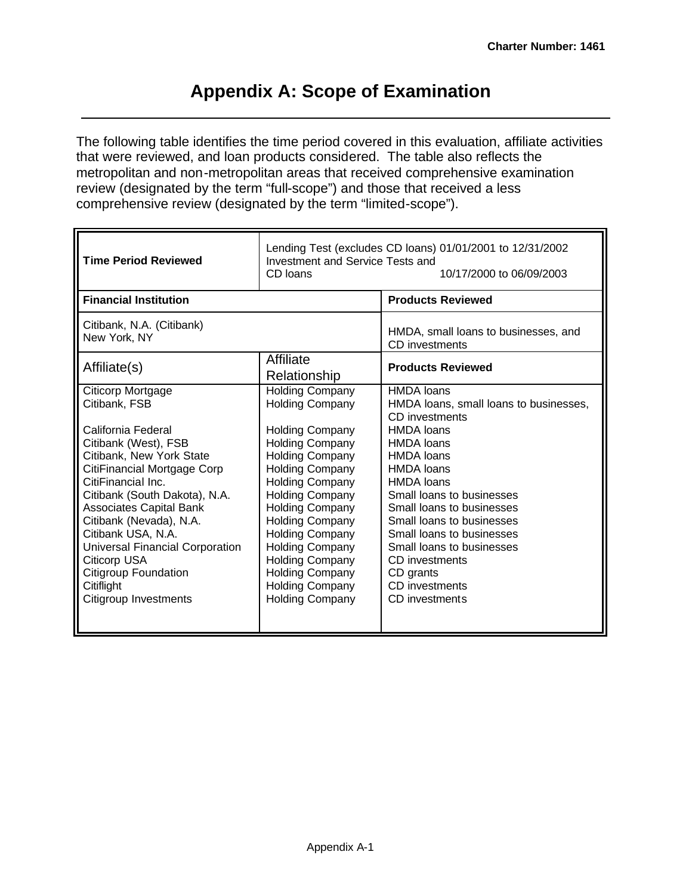# Appendix A: Scope of Examination

The following table identifies the time period covered in this evaluation, affiliate activities that were reviewed, and loan products considered. The table also reflects the metropolitan and non-metropolitan areas that received comprehensive examination review (designated by the term "full-scope") and those that received a less comprehensive review (designated by the term "limited-scope").

| **Time Period Reviewed** | Lending Test (excludes CD loans) 01/01/2001 to 12/31/2002<br>Investment and Service Tests and<br>CD loans 10/17/2000 to 06/09/2003 | |
|---|---|---|
| **Financial Institution** | | **Products Reviewed** |
| Citibank, N.A. (Citibank)<br>New York, NY | | HMDA, small loans to businesses, and CD investments |
| Affiliate(s) | Affiliate Relationship | **Products Reviewed** |
| Citicorp Mortgage | Holding Company | HMDA loans |
| Citibank, FSB | Holding Company | HMDA loans, small loans to businesses, CD investments |
| California Federal | Holding Company | HMDA loans |
| Citibank (West), FSB | Holding Company | HMDA loans |
| Citibank, New York State | Holding Company | HMDA loans |
| CitiFinancial Mortgage Corp | Holding Company | HMDA loans |
| CitiFinancial Inc. | Holding Company | HMDA loans |
| Citibank (South Dakota), N.A. | Holding Company | Small loans to businesses |
| Associates Capital Bank | Holding Company | Small loans to businesses |
| Citibank (Nevada), N.A. | Holding Company | Small loans to businesses |
| Citibank USA, N.A. | Holding Company | Small loans to businesses |
| Universal Financial Corporation | Holding Company | Small loans to businesses |
| Citicorp USA | Holding Company | CD investments |
| Citigroup Foundation | Holding Company | CD grants |
| Citiflight | Holding Company | CD investments |
| Citigroup Investments | Holding Company | CD investments |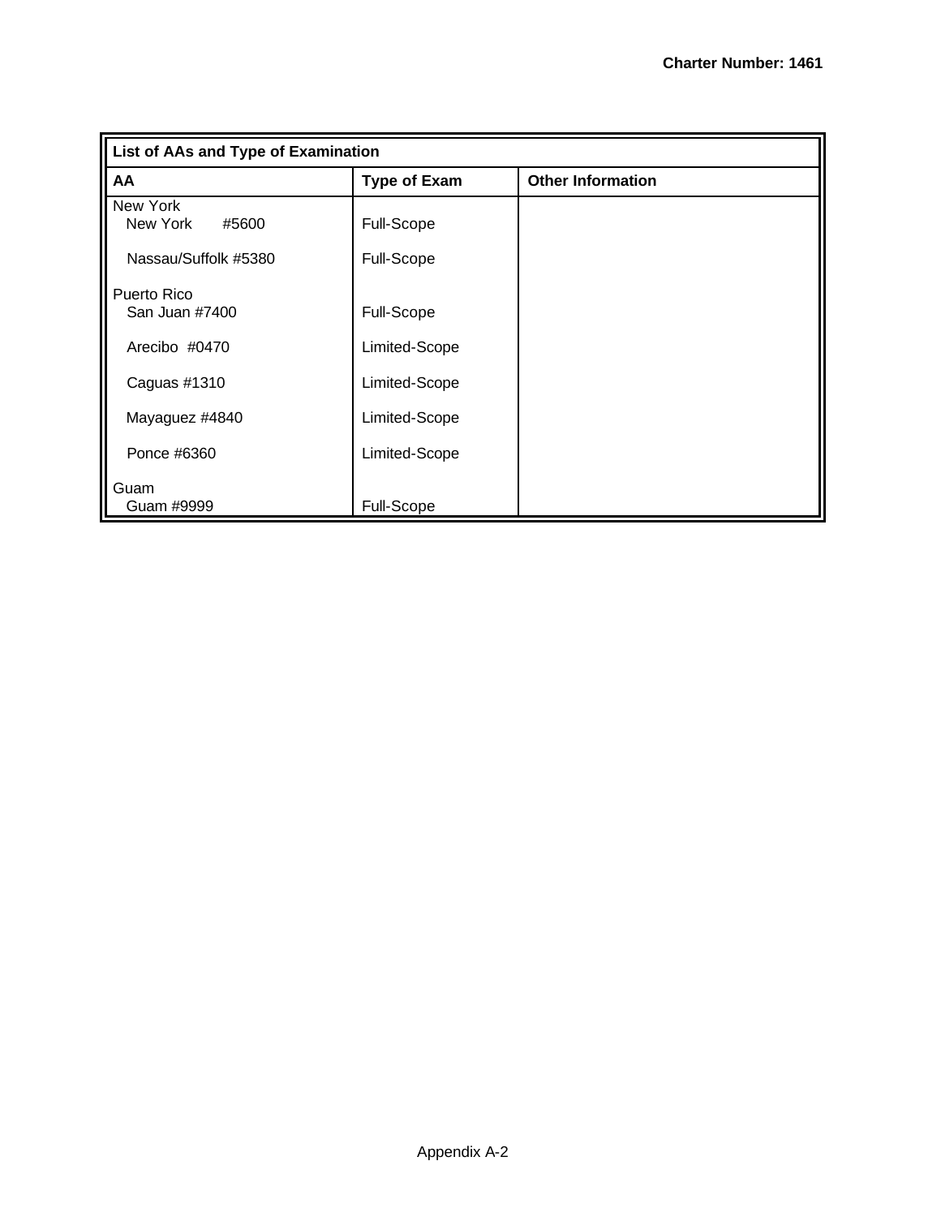| List of AAs and Type of Examination | | |
|---|---|---|
| **AA** | **Type of Exam** | **Other Information** |
| New York | | |
| New York #5600 | Full-Scope | |
| Nassau/Suffolk #5380 | Full-Scope | |
| Puerto Rico | | |
| San Juan #7400 | Full-Scope | |
| Arecibo #0470 | Limited-Scope | |
| Caguas #1310 | Limited-Scope | |
| Mayaguez #4840 | Limited-Scope | |
| Ponce #6360 | Limited-Scope | |
| Guam | | |
| Guam #9999 | Full-Scope | |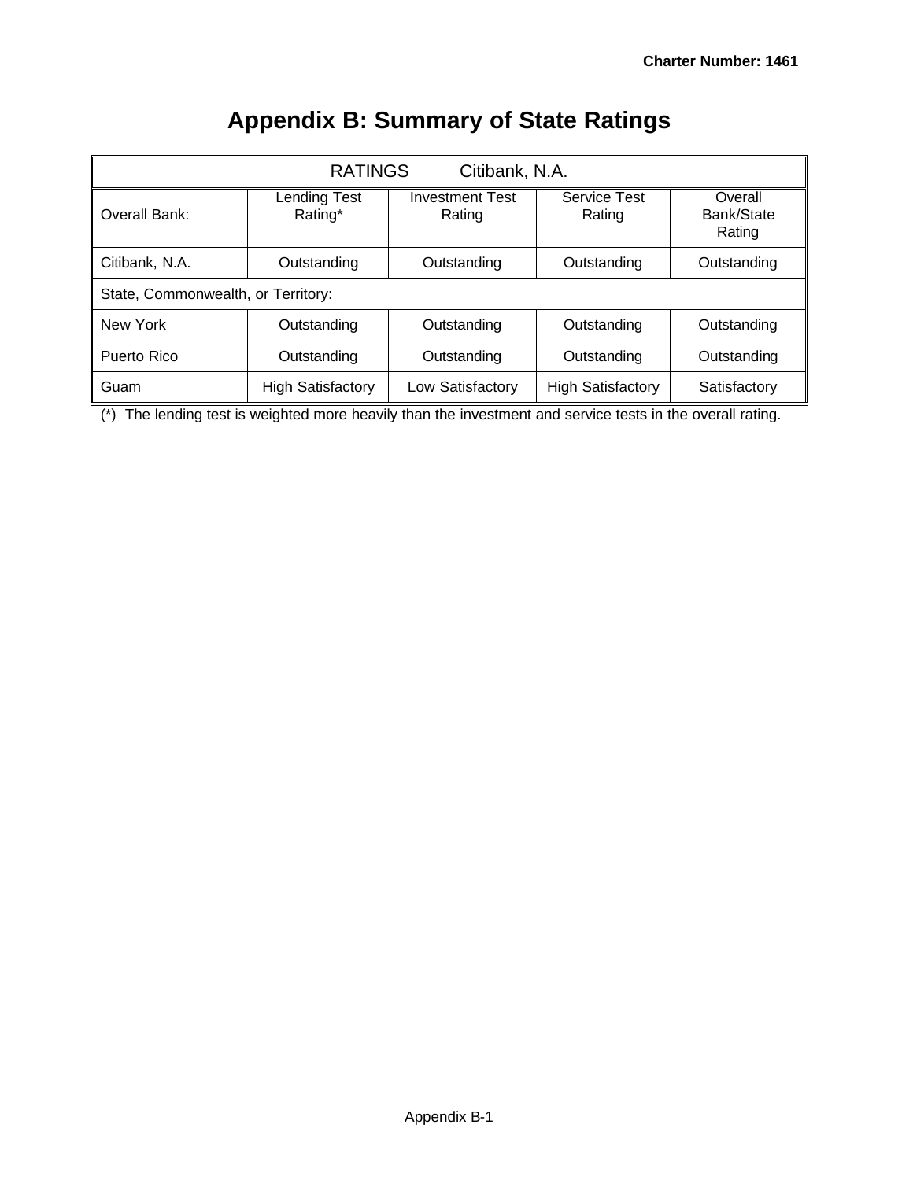# Appendix B: Summary of State Ratings

| RATINGS Citibank, N.A. | | | | |
|---|---|---|---|---|
| Overall Bank: | Lending Test Rating* | Investment Test Rating | Service Test Rating | Overall Bank/State Rating |
| Citibank, N.A. | Outstanding | Outstanding | Outstanding | Outstanding |
| State, Commonwealth, or Territory: | | | | |
| New York | Outstanding | Outstanding | Outstanding | Outstanding |
| Puerto Rico | Outstanding | Outstanding | Outstanding | Outstanding |
| Guam | High Satisfactory | Low Satisfactory | High Satisfactory | Satisfactory |

(*) The lending test is weighted more heavily than the investment and service tests in the overall rating.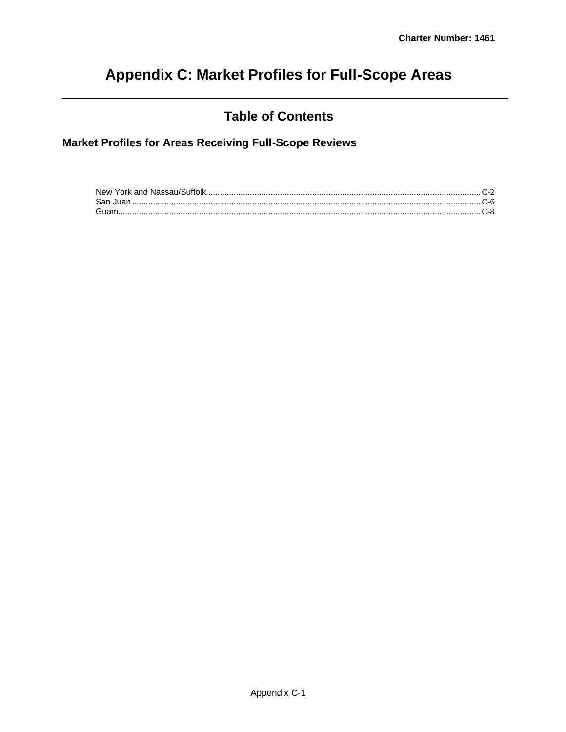# Appendix C: Market Profiles for Full-Scope Areas

---

## Table of Contents

### Market Profiles for Areas Receiving Full-Scope Reviews

New York and Nassau/Suffolk....................................................................................................................C-2
San Juan....................................................................................................................................................C-6
Guam.........................................................................................................................................................C-8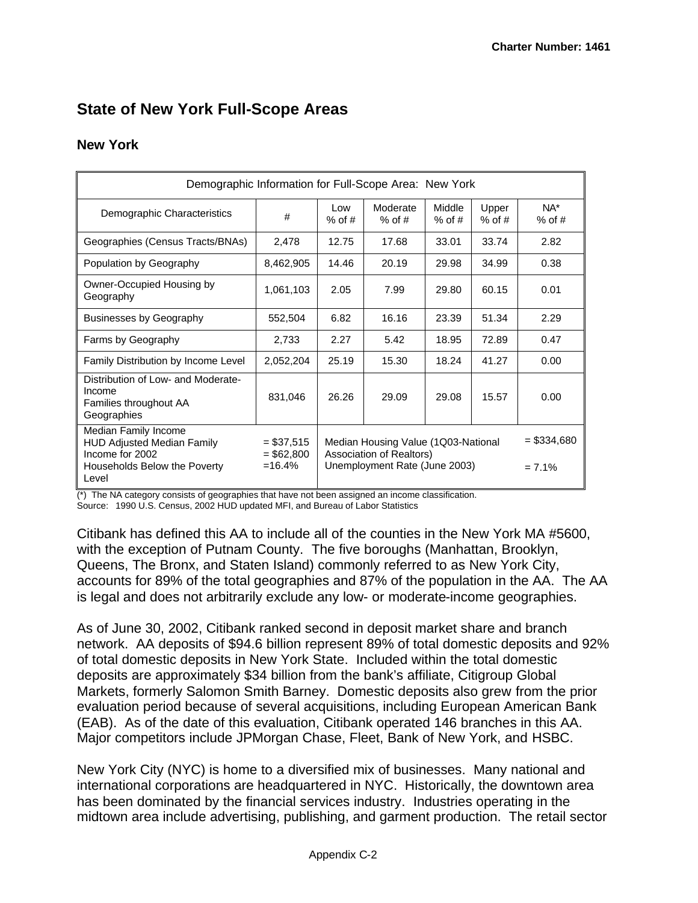## State of New York Full-Scope Areas

### New York

| Demographic Information for Full-Scope Area: New York | | | | | | |
|---|---|---|---|---|---|---|
| Demographic Characteristics | # | Low % of # | Moderate % of # | Middle % of # | Upper % of # | NA* % of # |
| Geographies (Census Tracts/BNAs) | 2,478 | 12.75 | 17.68 | 33.01 | 33.74 | 2.82 |
| Population by Geography | 8,462,905 | 14.46 | 20.19 | 29.98 | 34.99 | 0.38 |
| Owner-Occupied Housing by Geography | 1,061,103 | 2.05 | 7.99 | 29.80 | 60.15 | 0.01 |
| Businesses by Geography | 552,504 | 6.82 | 16.16 | 23.39 | 51.34 | 2.29 |
| Farms by Geography | 2,733 | 2.27 | 5.42 | 18.95 | 72.89 | 0.47 |
| Family Distribution by Income Level | 2,052,204 | 25.19 | 15.30 | 18.24 | 41.27 | 0.00 |
| Distribution of Low- and Moderate-Income Families throughout AA Geographies | 831,046 | 26.26 | 29.09 | 29.08 | 15.57 | 0.00 |
| Median Family Income<br>HUD Adjusted Median Family Income for 2002<br>Households Below the Poverty Level | = \$37,515<br>= \$62,800<br>=16.4% | Median Housing Value (1Q03-National Association of Realtors)<br>Unemployment Rate (June 2003) | | | | = \$334,680<br><br>= 7.1% |

(*) The NA category consists of geographies that have not been assigned an income classification.
Source: 1990 U.S. Census, 2002 HUD updated MFI, and Bureau of Labor Statistics

Citibank has defined this AA to include all of the counties in the New York MA #5600, with the exception of Putnam County. The five boroughs (Manhattan, Brooklyn, Queens, The Bronx, and Staten Island) commonly referred to as New York City, accounts for 89% of the total geographies and 87% of the population in the AA. The AA is legal and does not arbitrarily exclude any low- or moderate-income geographies.

As of June 30, 2002, Citibank ranked second in deposit market share and branch network. AA deposits of \$94.6 billion represent 89% of total domestic deposits and 92% of total domestic deposits in New York State. Included within the total domestic deposits are approximately \$34 billion from the bank's affiliate, Citigroup Global Markets, formerly Salomon Smith Barney. Domestic deposits also grew from the prior evaluation period because of several acquisitions, including European American Bank (EAB). As of the date of this evaluation, Citibank operated 146 branches in this AA. Major competitors include JPMorgan Chase, Fleet, Bank of New York, and HSBC.

New York City (NYC) is home to a diversified mix of businesses. Many national and international corporations are headquartered in NYC. Historically, the downtown area has been dominated by the financial services industry. Industries operating in the midtown area include advertising, publishing, and garment production. The retail sector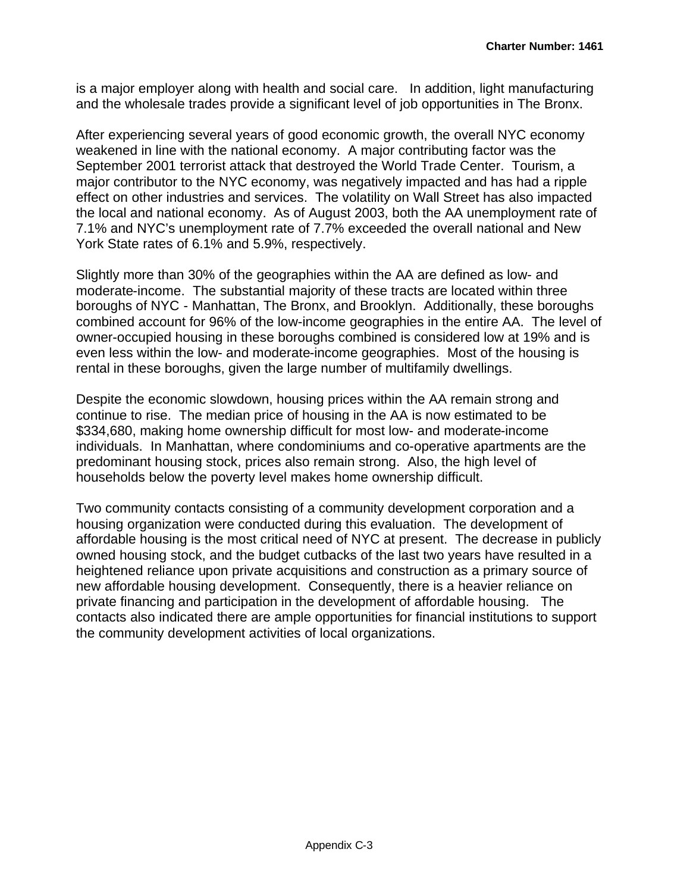is a major employer along with health and social care. In addition, light manufacturing and the wholesale trades provide a significant level of job opportunities in The Bronx.

After experiencing several years of good economic growth, the overall NYC economy weakened in line with the national economy. A major contributing factor was the September 2001 terrorist attack that destroyed the World Trade Center. Tourism, a major contributor to the NYC economy, was negatively impacted and has had a ripple effect on other industries and services. The volatility on Wall Street has also impacted the local and national economy. As of August 2003, both the AA unemployment rate of 7.1% and NYC's unemployment rate of 7.7% exceeded the overall national and New York State rates of 6.1% and 5.9%, respectively.

Slightly more than 30% of the geographies within the AA are defined as low- and moderate-income. The substantial majority of these tracts are located within three boroughs of NYC - Manhattan, The Bronx, and Brooklyn. Additionally, these boroughs combined account for 96% of the low-income geographies in the entire AA. The level of owner-occupied housing in these boroughs combined is considered low at 19% and is even less within the low- and moderate-income geographies. Most of the housing is rental in these boroughs, given the large number of multifamily dwellings.

Despite the economic slowdown, housing prices within the AA remain strong and continue to rise. The median price of housing in the AA is now estimated to be $334,680, making home ownership difficult for most low- and moderate-income individuals. In Manhattan, where condominiums and co-operative apartments are the predominant housing stock, prices also remain strong. Also, the high level of households below the poverty level makes home ownership difficult.

Two community contacts consisting of a community development corporation and a housing organization were conducted during this evaluation. The development of affordable housing is the most critical need of NYC at present. The decrease in publicly owned housing stock, and the budget cutbacks of the last two years have resulted in a heightened reliance upon private acquisitions and construction as a primary source of new affordable housing development. Consequently, there is a heavier reliance on private financing and participation in the development of affordable housing. The contacts also indicated there are ample opportunities for financial institutions to support the community development activities of local organizations.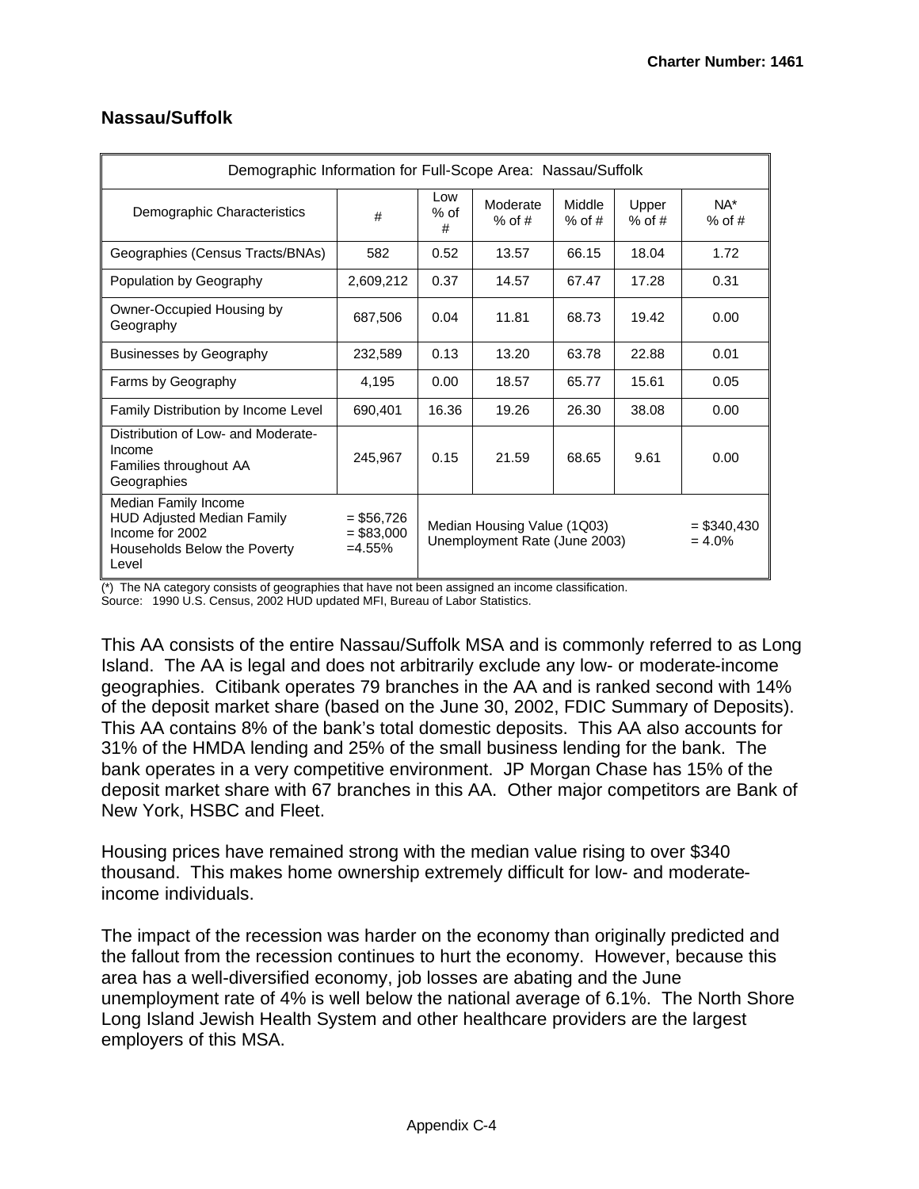## Nassau/Suffolk

| Demographic Information for Full-Scope Area: Nassau/Suffolk | | | | | | |
|---|---|---|---|---|---|---|
| Demographic Characteristics | # | Low % of # | Moderate % of # | Middle % of # | Upper % of # | NA* % of # |
| Geographies (Census Tracts/BNAs) | 582 | 0.52 | 13.57 | 66.15 | 18.04 | 1.72 |
| Population by Geography | 2,609,212 | 0.37 | 14.57 | 67.47 | 17.28 | 0.31 |
| Owner-Occupied Housing by Geography | 687,506 | 0.04 | 11.81 | 68.73 | 19.42 | 0.00 |
| Businesses by Geography | 232,589 | 0.13 | 13.20 | 63.78 | 22.88 | 0.01 |
| Farms by Geography | 4,195 | 0.00 | 18.57 | 65.77 | 15.61 | 0.05 |
| Family Distribution by Income Level | 690,401 | 16.36 | 19.26 | 26.30 | 38.08 | 0.00 |
| Distribution of Low- and Moderate-Income Families throughout AA Geographies | 245,967 | 0.15 | 21.59 | 68.65 | 9.61 | 0.00 |
| Median Family Income<br>HUD Adjusted Median Family Income for 2002<br>Households Below the Poverty Level | = $56,726<br>= $83,000<br>=4.55% | Median Housing Value (1Q03)<br>Unemployment Rate (June 2003) | | | | = $340,430<br>= 4.0% |

(*) The NA category consists of geographies that have not been assigned an income classification.
Source: 1990 U.S. Census, 2002 HUD updated MFI, Bureau of Labor Statistics.

This AA consists of the entire Nassau/Suffolk MSA and is commonly referred to as Long Island. The AA is legal and does not arbitrarily exclude any low- or moderate-income geographies. Citibank operates 79 branches in the AA and is ranked second with 14% of the deposit market share (based on the June 30, 2002, FDIC Summary of Deposits). This AA contains 8% of the bank's total domestic deposits. This AA also accounts for 31% of the HMDA lending and 25% of the small business lending for the bank. The bank operates in a very competitive environment. JP Morgan Chase has 15% of the deposit market share with 67 branches in this AA. Other major competitors are Bank of New York, HSBC and Fleet.

Housing prices have remained strong with the median value rising to over $340 thousand. This makes home ownership extremely difficult for low- and moderate-income individuals.

The impact of the recession was harder on the economy than originally predicted and the fallout from the recession continues to hurt the economy. However, because this area has a well-diversified economy, job losses are abating and the June unemployment rate of 4% is well below the national average of 6.1%. The North Shore Long Island Jewish Health System and other healthcare providers are the largest employers of this MSA.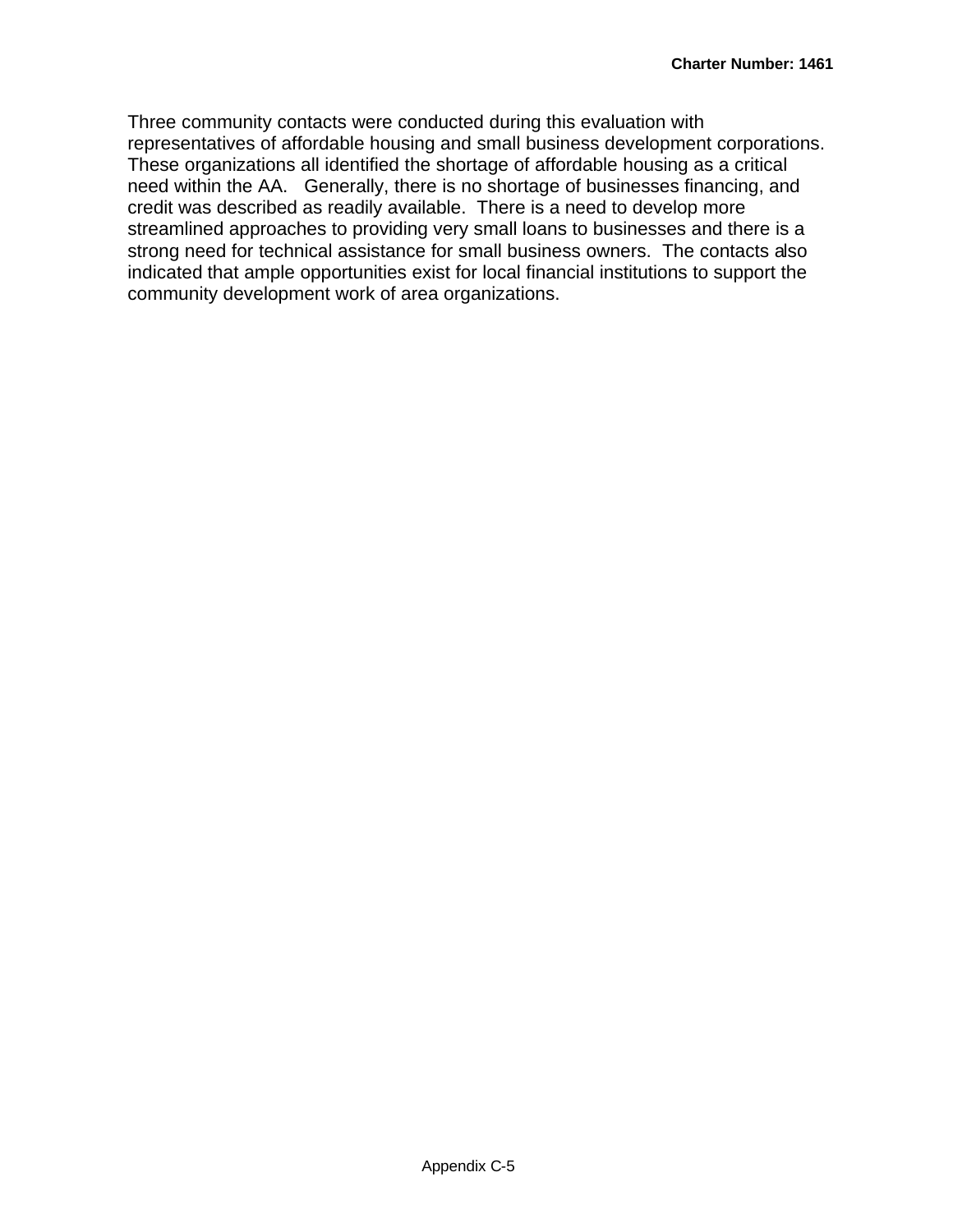Three community contacts were conducted during this evaluation with representatives of affordable housing and small business development corporations. These organizations all identified the shortage of affordable housing as a critical need within the AA. Generally, there is no shortage of businesses financing, and credit was described as readily available. There is a need to develop more streamlined approaches to providing very small loans to businesses and there is a strong need for technical assistance for small business owners. The contacts also indicated that ample opportunities exist for local financial institutions to support the community development work of area organizations.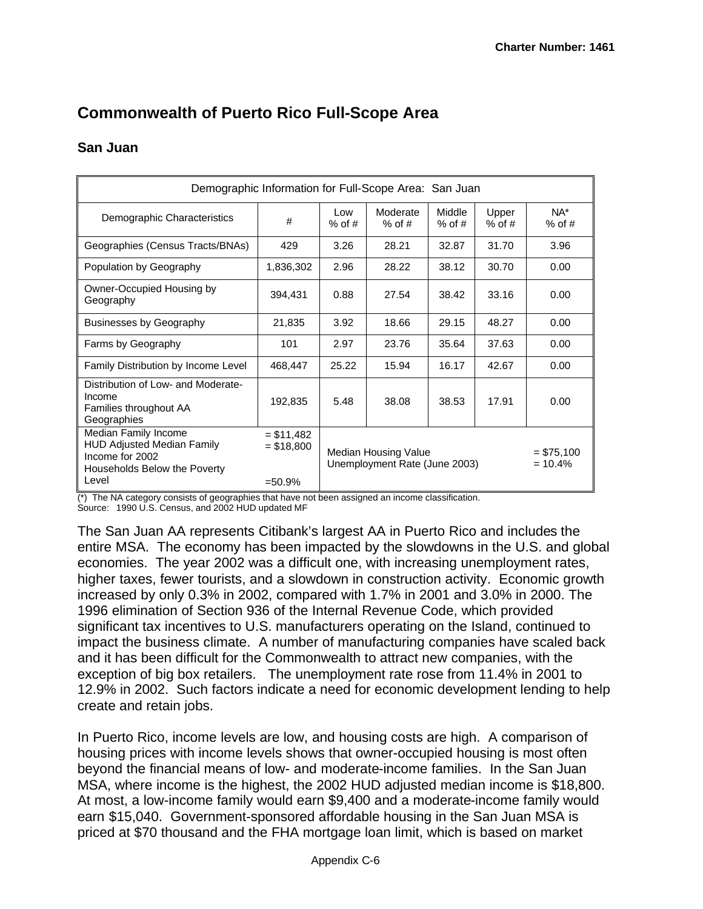# Commonwealth of Puerto Rico Full-Scope Area

## San Juan

| Demographic Information for Full-Scope Area: San Juan | | | | | | |
|---|---|---|---|---|---|---|
| Demographic Characteristics | # | Low % of # | Moderate % of # | Middle % of # | Upper % of # | NA* % of # |
| Geographies (Census Tracts/BNAs) | 429 | 3.26 | 28.21 | 32.87 | 31.70 | 3.96 |
| Population by Geography | 1,836,302 | 2.96 | 28.22 | 38.12 | 30.70 | 0.00 |
| Owner-Occupied Housing by Geography | 394,431 | 0.88 | 27.54 | 38.42 | 33.16 | 0.00 |
| Businesses by Geography | 21,835 | 3.92 | 18.66 | 29.15 | 48.27 | 0.00 |
| Farms by Geography | 101 | 2.97 | 23.76 | 35.64 | 37.63 | 0.00 |
| Family Distribution by Income Level | 468,447 | 25.22 | 15.94 | 16.17 | 42.67 | 0.00 |
| Distribution of Low- and Moderate-Income Families throughout AA Geographies | 192,835 | 5.48 | 38.08 | 38.53 | 17.91 | 0.00 |
| Median Family Income<br>HUD Adjusted Median Family Income for 2002<br>Households Below the Poverty Level | = $11,482<br>= $18,800<br><br>=50.9% | Median Housing Value<br>Unemployment Rate (June 2003) | | | | = $75,100<br>= 10.4% |

(*) The NA category consists of geographies that have not been assigned an income classification.
Source: 1990 U.S. Census, and 2002 HUD updated MF

The San Juan AA represents Citibank's largest AA in Puerto Rico and includes the entire MSA. The economy has been impacted by the slowdowns in the U.S. and global economies. The year 2002 was a difficult one, with increasing unemployment rates, higher taxes, fewer tourists, and a slowdown in construction activity. Economic growth increased by only 0.3% in 2002, compared with 1.7% in 2001 and 3.0% in 2000. The 1996 elimination of Section 936 of the Internal Revenue Code, which provided significant tax incentives to U.S. manufacturers operating on the Island, continued to impact the business climate. A number of manufacturing companies have scaled back and it has been difficult for the Commonwealth to attract new companies, with the exception of big box retailers. The unemployment rate rose from 11.4% in 2001 to 12.9% in 2002. Such factors indicate a need for economic development lending to help create and retain jobs.

In Puerto Rico, income levels are low, and housing costs are high. A comparison of housing prices with income levels shows that owner-occupied housing is most often beyond the financial means of low- and moderate-income families. In the San Juan MSA, where income is the highest, the 2002 HUD adjusted median income is $18,800. At most, a low-income family would earn $9,400 and a moderate-income family would earn $15,040. Government-sponsored affordable housing in the San Juan MSA is priced at $70 thousand and the FHA mortgage loan limit, which is based on market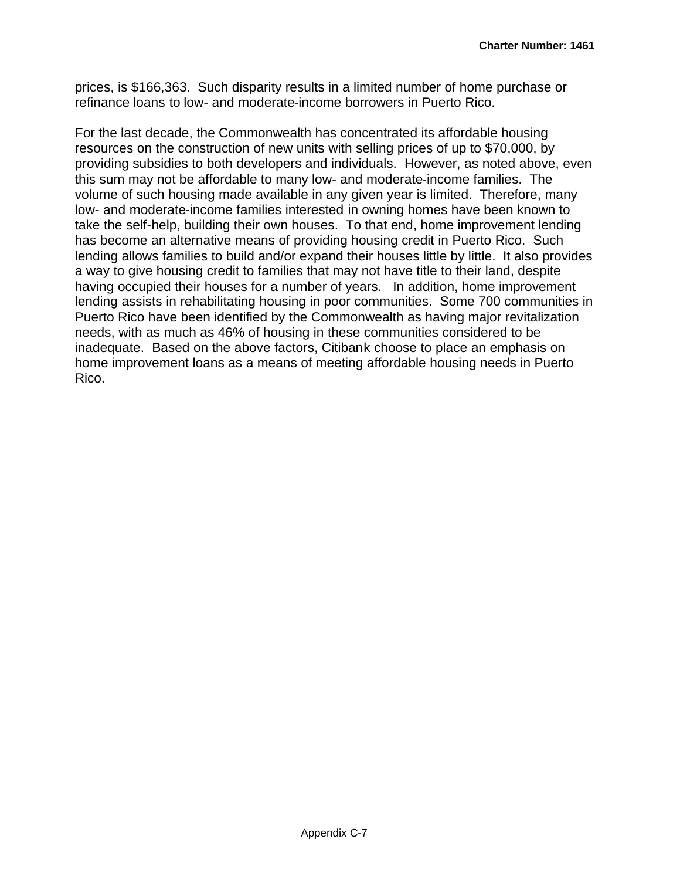prices, is $166,363. Such disparity results in a limited number of home purchase or refinance loans to low- and moderate-income borrowers in Puerto Rico.

For the last decade, the Commonwealth has concentrated its affordable housing resources on the construction of new units with selling prices of up to $70,000, by providing subsidies to both developers and individuals. However, as noted above, even this sum may not be affordable to many low- and moderate-income families. The volume of such housing made available in any given year is limited. Therefore, many low- and moderate-income families interested in owning homes have been known to take the self-help, building their own houses. To that end, home improvement lending has become an alternative means of providing housing credit in Puerto Rico. Such lending allows families to build and/or expand their houses little by little. It also provides a way to give housing credit to families that may not have title to their land, despite having occupied their houses for a number of years. In addition, home improvement lending assists in rehabilitating housing in poor communities. Some 700 communities in Puerto Rico have been identified by the Commonwealth as having major revitalization needs, with as much as 46% of housing in these communities considered to be inadequate. Based on the above factors, Citibank choose to place an emphasis on home improvement loans as a means of meeting affordable housing needs in Puerto Rico.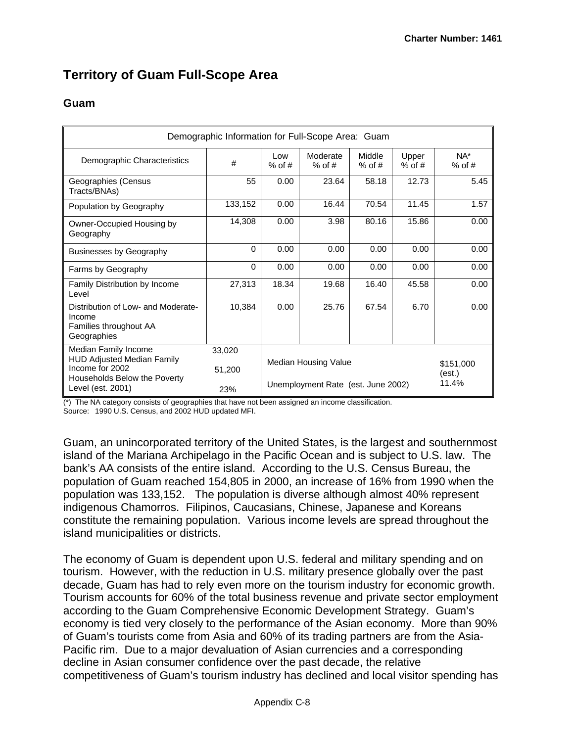# Territory of Guam Full-Scope Area

## Guam

| Demographic Information for Full-Scope Area: Guam | | | | | | |
|---|---|---|---|---|---|---|
| Demographic Characteristics | # | Low % of # | Moderate % of # | Middle % of # | Upper % of # | NA* % of # |
| Geographies (Census Tracts/BNAs) | 55 | 0.00 | 23.64 | 58.18 | 12.73 | 5.45 |
| Population by Geography | 133,152 | 0.00 | 16.44 | 70.54 | 11.45 | 1.57 |
| Owner-Occupied Housing by Geography | 14,308 | 0.00 | 3.98 | 80.16 | 15.86 | 0.00 |
| Businesses by Geography | 0 | 0.00 | 0.00 | 0.00 | 0.00 | 0.00 |
| Farms by Geography | 0 | 0.00 | 0.00 | 0.00 | 0.00 | 0.00 |
| Family Distribution by Income Level | 27,313 | 18.34 | 19.68 | 16.40 | 45.58 | 0.00 |
| Distribution of Low- and Moderate-Income Families throughout AA Geographies | 10,384 | 0.00 | 25.76 | 67.54 | 6.70 | 0.00 |
| Median Family Income | 33,020 | Median Housing Value | | | | $151,000 (est.) |
| HUD Adjusted Median Family Income for 2002 | 51,200 | Unemployment Rate (est. June 2002) | | | | 11.4% |
| Households Below the Poverty Level (est. 2001) | 23% | | | | | |

(*) The NA category consists of geographies that have not been assigned an income classification.
Source: 1990 U.S. Census, and 2002 HUD updated MFI.

Guam, an unincorporated territory of the United States, is the largest and southernmost island of the Mariana Archipelago in the Pacific Ocean and is subject to U.S. law. The bank's AA consists of the entire island. According to the U.S. Census Bureau, the population of Guam reached 154,805 in 2000, an increase of 16% from 1990 when the population was 133,152. The population is diverse although almost 40% represent indigenous Chamorros. Filipinos, Caucasians, Chinese, Japanese and Koreans constitute the remaining population. Various income levels are spread throughout the island municipalities or districts.

The economy of Guam is dependent upon U.S. federal and military spending and on tourism. However, with the reduction in U.S. military presence globally over the past decade, Guam has had to rely even more on the tourism industry for economic growth. Tourism accounts for 60% of the total business revenue and private sector employment according to the Guam Comprehensive Economic Development Strategy. Guam's economy is tied very closely to the performance of the Asian economy. More than 90% of Guam's tourists come from Asia and 60% of its trading partners are from the Asia-Pacific rim. Due to a major devaluation of Asian currencies and a corresponding decline in Asian consumer confidence over the past decade, the relative competitiveness of Guam's tourism industry has declined and local visitor spending has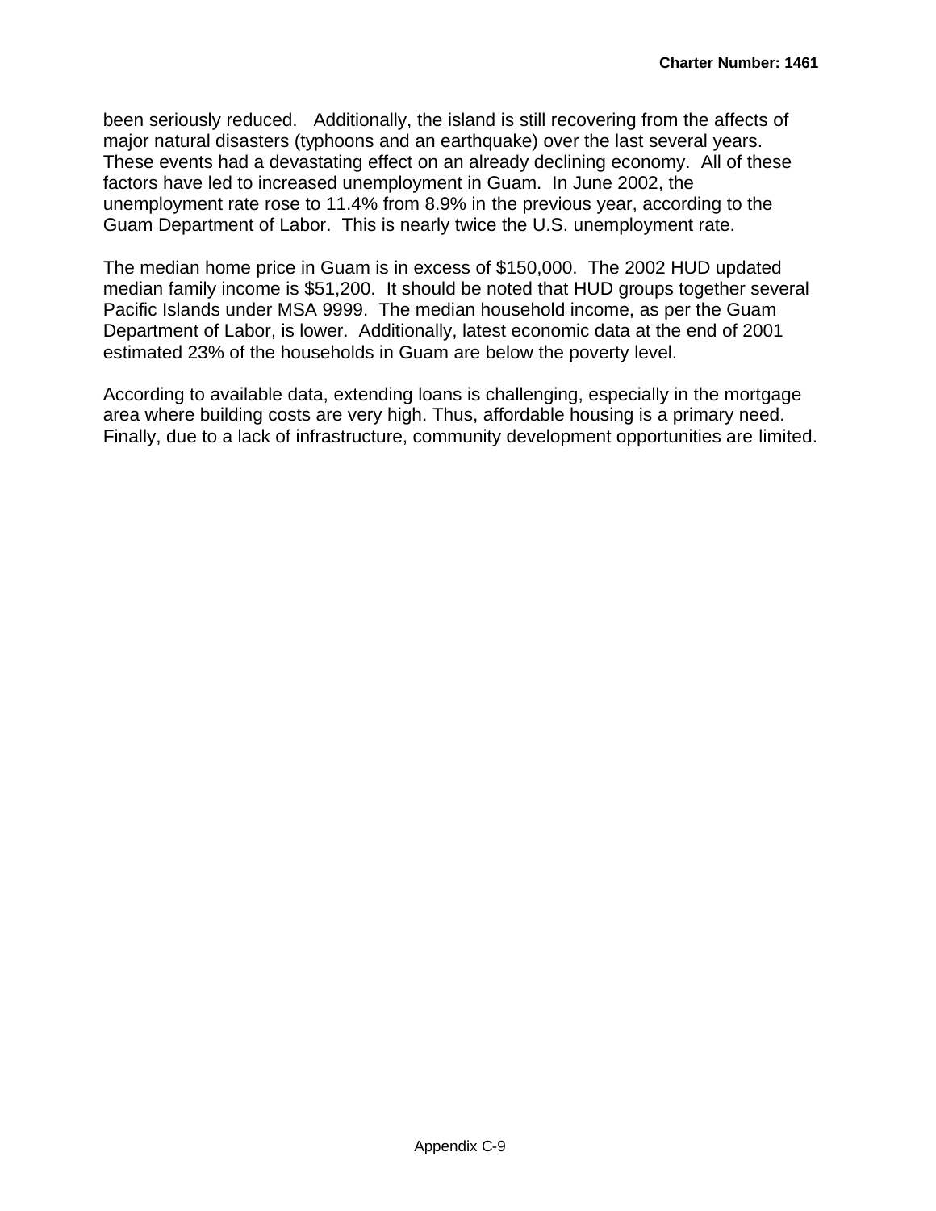been seriously reduced. Additionally, the island is still recovering from the affects of major natural disasters (typhoons and an earthquake) over the last several years. These events had a devastating effect on an already declining economy. All of these factors have led to increased unemployment in Guam. In June 2002, the unemployment rate rose to 11.4% from 8.9% in the previous year, according to the Guam Department of Labor. This is nearly twice the U.S. unemployment rate.

The median home price in Guam is in excess of $150,000. The 2002 HUD updated median family income is $51,200. It should be noted that HUD groups together several Pacific Islands under MSA 9999. The median household income, as per the Guam Department of Labor, is lower. Additionally, latest economic data at the end of 2001 estimated 23% of the households in Guam are below the poverty level.

According to available data, extending loans is challenging, especially in the mortgage area where building costs are very high. Thus, affordable housing is a primary need. Finally, due to a lack of infrastructure, community development opportunities are limited.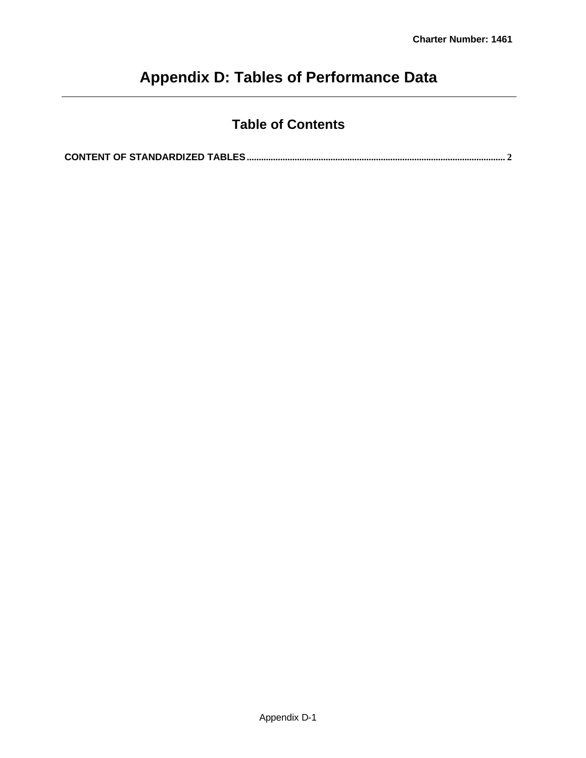# Appendix D: Tables of Performance Data

## Table of Contents

**CONTENT OF STANDARDIZED TABLES** .......................................................................................... 2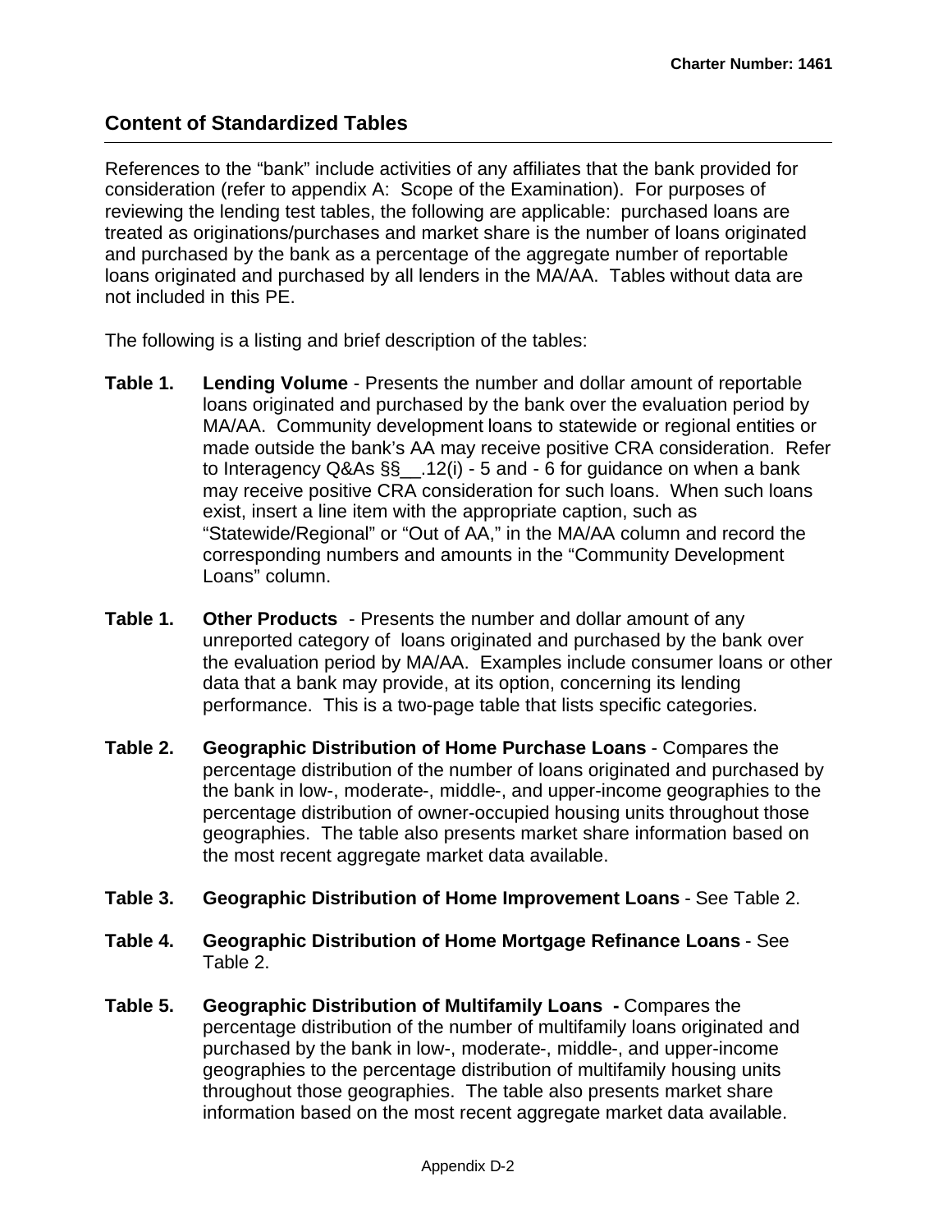## Content of Standardized Tables

References to the "bank" include activities of any affiliates that the bank provided for consideration (refer to appendix A: Scope of the Examination). For purposes of reviewing the lending test tables, the following are applicable: purchased loans are treated as originations/purchases and market share is the number of loans originated and purchased by the bank as a percentage of the aggregate number of reportable loans originated and purchased by all lenders in the MA/AA. Tables without data are not included in this PE.

The following is a listing and brief description of the tables:

**Table 1.** **Lending Volume** - Presents the number and dollar amount of reportable loans originated and purchased by the bank over the evaluation period by MA/AA. Community development loans to statewide or regional entities or made outside the bank's AA may receive positive CRA consideration. Refer to Interagency Q&As §§__.12(i) - 5 and - 6 for guidance on when a bank may receive positive CRA consideration for such loans. When such loans exist, insert a line item with the appropriate caption, such as "Statewide/Regional" or "Out of AA," in the MA/AA column and record the corresponding numbers and amounts in the "Community Development Loans" column.

**Table 1.** **Other Products** - Presents the number and dollar amount of any unreported category of loans originated and purchased by the bank over the evaluation period by MA/AA. Examples include consumer loans or other data that a bank may provide, at its option, concerning its lending performance. This is a two-page table that lists specific categories.

**Table 2.** **Geographic Distribution of Home Purchase Loans** - Compares the percentage distribution of the number of loans originated and purchased by the bank in low-, moderate-, middle-, and upper-income geographies to the percentage distribution of owner-occupied housing units throughout those geographies. The table also presents market share information based on the most recent aggregate market data available.

**Table 3.** **Geographic Distribution of Home Improvement Loans** - See Table 2.

**Table 4.** **Geographic Distribution of Home Mortgage Refinance Loans** - See Table 2.

**Table 5.** **Geographic Distribution of Multifamily Loans -** Compares the percentage distribution of the number of multifamily loans originated and purchased by the bank in low-, moderate-, middle-, and upper-income geographies to the percentage distribution of multifamily housing units throughout those geographies. The table also presents market share information based on the most recent aggregate market data available.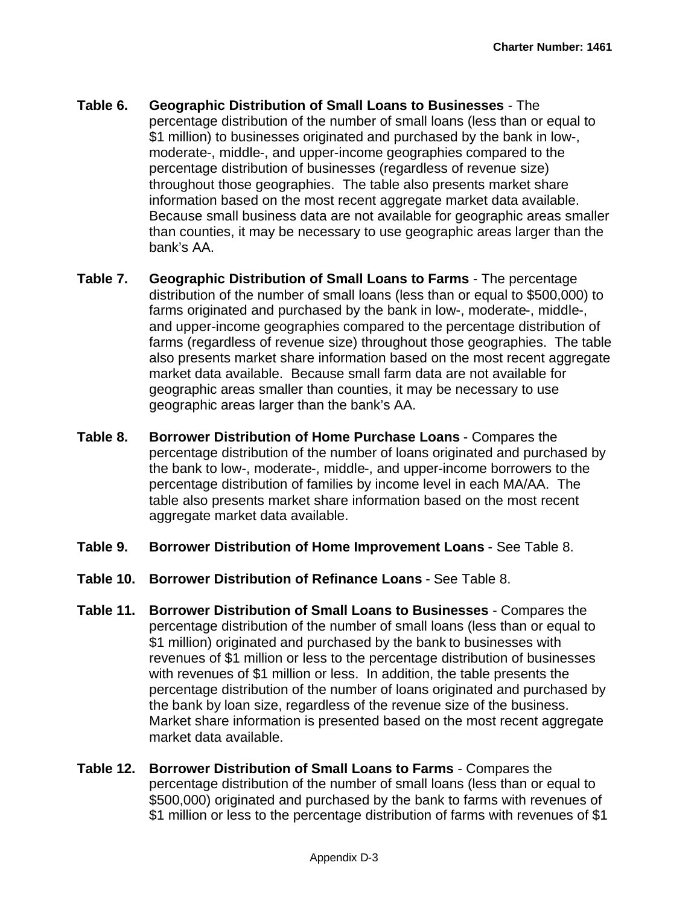**Table 6. Geographic Distribution of Small Loans to Businesses** - The percentage distribution of the number of small loans (less than or equal to $1 million) to businesses originated and purchased by the bank in low-, moderate-, middle-, and upper-income geographies compared to the percentage distribution of businesses (regardless of revenue size) throughout those geographies. The table also presents market share information based on the most recent aggregate market data available. Because small business data are not available for geographic areas smaller than counties, it may be necessary to use geographic areas larger than the bank's AA.

**Table 7. Geographic Distribution of Small Loans to Farms** - The percentage distribution of the number of small loans (less than or equal to $500,000) to farms originated and purchased by the bank in low-, moderate-, middle-, and upper-income geographies compared to the percentage distribution of farms (regardless of revenue size) throughout those geographies. The table also presents market share information based on the most recent aggregate market data available. Because small farm data are not available for geographic areas smaller than counties, it may be necessary to use geographic areas larger than the bank's AA.

**Table 8. Borrower Distribution of Home Purchase Loans** - Compares the percentage distribution of the number of loans originated and purchased by the bank to low-, moderate-, middle-, and upper-income borrowers to the percentage distribution of families by income level in each MA/AA. The table also presents market share information based on the most recent aggregate market data available.

**Table 9. Borrower Distribution of Home Improvement Loans** - See Table 8.

**Table 10. Borrower Distribution of Refinance Loans** - See Table 8.

**Table 11. Borrower Distribution of Small Loans to Businesses** - Compares the percentage distribution of the number of small loans (less than or equal to $1 million) originated and purchased by the bank to businesses with revenues of $1 million or less to the percentage distribution of businesses with revenues of $1 million or less. In addition, the table presents the percentage distribution of the number of loans originated and purchased by the bank by loan size, regardless of the revenue size of the business. Market share information is presented based on the most recent aggregate market data available.

**Table 12. Borrower Distribution of Small Loans to Farms** - Compares the percentage distribution of the number of small loans (less than or equal to $500,000) originated and purchased by the bank to farms with revenues of $1 million or less to the percentage distribution of farms with revenues of $1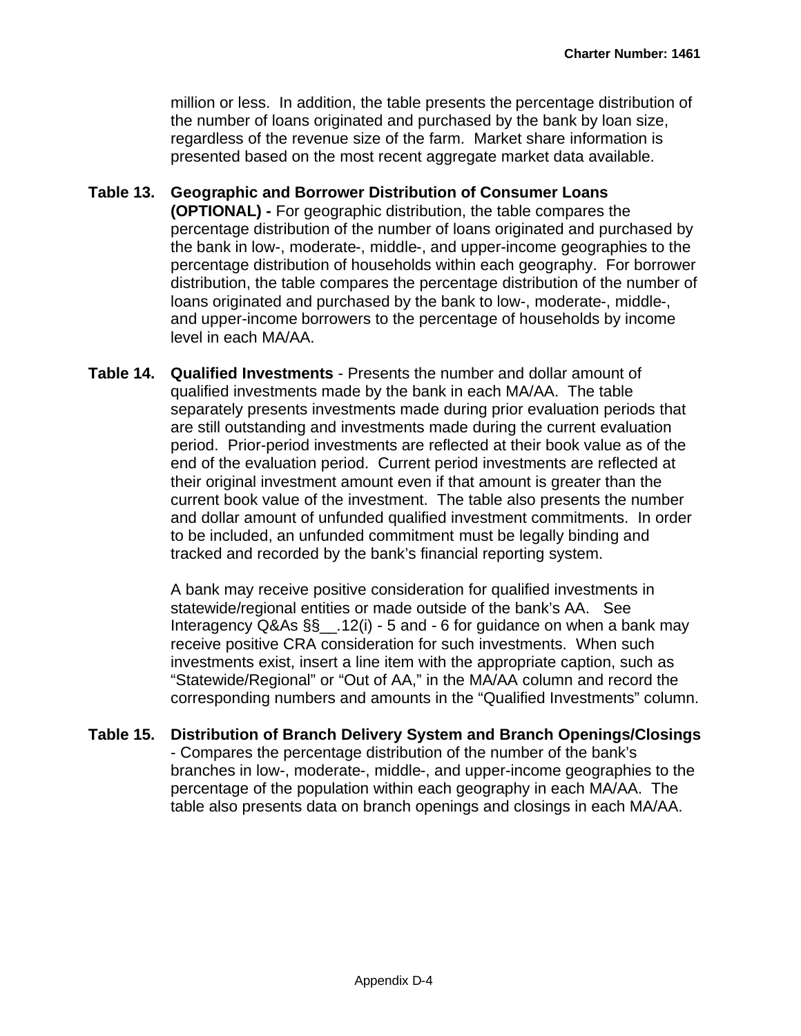million or less. In addition, the table presents the percentage distribution of the number of loans originated and purchased by the bank by loan size, regardless of the revenue size of the farm. Market share information is presented based on the most recent aggregate market data available.

**Table 13. Geographic and Borrower Distribution of Consumer Loans (OPTIONAL) -** For geographic distribution, the table compares the percentage distribution of the number of loans originated and purchased by the bank in low-, moderate-, middle-, and upper-income geographies to the percentage distribution of households within each geography. For borrower distribution, the table compares the percentage distribution of the number of loans originated and purchased by the bank to low-, moderate-, middle-, and upper-income borrowers to the percentage of households by income level in each MA/AA.

**Table 14. Qualified Investments** - Presents the number and dollar amount of qualified investments made by the bank in each MA/AA. The table separately presents investments made during prior evaluation periods that are still outstanding and investments made during the current evaluation period. Prior-period investments are reflected at their book value as of the end of the evaluation period. Current period investments are reflected at their original investment amount even if that amount is greater than the current book value of the investment. The table also presents the number and dollar amount of unfunded qualified investment commitments. In order to be included, an unfunded commitment must be legally binding and tracked and recorded by the bank's financial reporting system.

A bank may receive positive consideration for qualified investments in statewide/regional entities or made outside of the bank's AA. See Interagency Q&As §§__.12(i) - 5 and - 6 for guidance on when a bank may receive positive CRA consideration for such investments. When such investments exist, insert a line item with the appropriate caption, such as "Statewide/Regional" or "Out of AA," in the MA/AA column and record the corresponding numbers and amounts in the "Qualified Investments" column.

**Table 15. Distribution of Branch Delivery System and Branch Openings/Closings** - Compares the percentage distribution of the number of the bank's branches in low-, moderate-, middle-, and upper-income geographies to the percentage of the population within each geography in each MA/AA. The table also presents data on branch openings and closings in each MA/AA.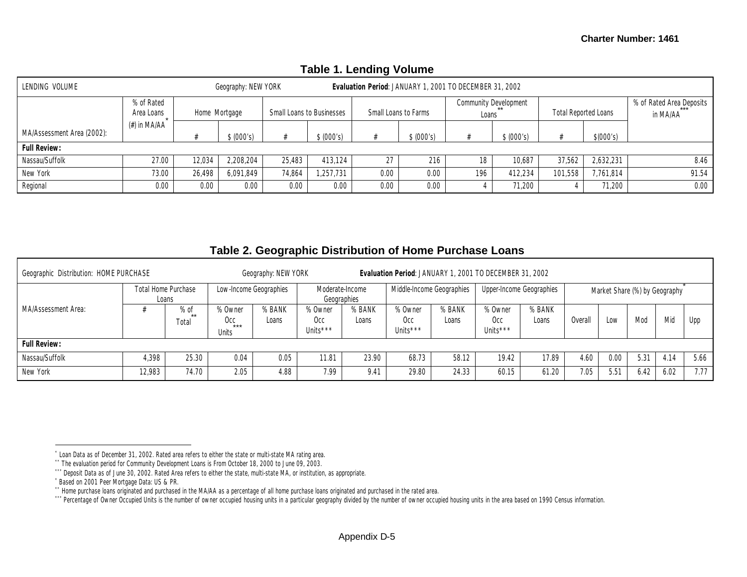## Table 1. Lending Volume

| LENDING VOLUME | Geography: NEW YORK | | Evaluation Period: JANUARY 1, 2001 TO DECEMBER 31, 2002 | | | | | | | | |
|---|---|---|---|---|---|---|---|---|---|---|---|
| MA/Assessment Area (2002): | % of Rated Area Loans (#) in MA/AA* | Home Mortgage | | Small Loans to Businesses | | Small Loans to Farms | | Community Development Loans** | | Total Reported Loans | | % of Rated Area Deposits in MA/AA*** |
| | | # | $ (000's) | # | $ (000's) | # | $ (000's) | # | $ (000's) | # | $(000's) | |
| **Full Review:** | | | | | | | | | | | | |
| Nassau/Suffolk | 27.00 | 12,034 | 2,208,204 | 25,483 | 413,124 | 27 | 216 | 18 | 10,687 | 37,562 | 2,632,231 | 8.46 |
| New York | 73.00 | 26,498 | 6,091,849 | 74,864 | 1,257,731 | 0.00 | 0.00 | 196 | 412,234 | 101,558 | 7,761,814 | 91.54 |
| Regional | 0.00 | 0.00 | 0.00 | 0.00 | 0.00 | 0.00 | 0.00 | 4 | 71,200 | 4 | 71,200 | 0.00 |

## Table 2. Geographic Distribution of Home Purchase Loans

| Geographic Distribution: HOME PURCHASE | Geography: NEW YORK | | Evaluation Period: JANUARY 1, 2001 TO DECEMBER 31, 2002 | | | | | | | | | | | | | |
|---|---|---|---|---|---|---|---|---|---|---|---|---|---|---|---|
| MA/Assessment Area: | Total Home Purchase Loans | | Low-Income Geographies | | Moderate-Income Geographies | | Middle-Income Geographies | | Upper-Income Geographies | | Market Share (%) by Geography* | | | | |
| | # | % of Total** | % Owner Occ Units*** | % BANK Loans | % Owner Occ Units*** | % BANK Loans | % Owner Occ Units*** | % BANK Loans | % Owner Occ Units*** | % BANK Loans | Overall | Low | Mod | Mid | Upp |
| **Full Review:** | | | | | | | | | | | | | | | |
| Nassau/Suffolk | 4,398 | 25.30 | 0.04 | 0.05 | 11.81 | 23.90 | 68.73 | 58.12 | 19.42 | 17.89 | 4.60 | 0.00 | 5.31 | 4.14 | 5.66 |
| New York | 12,983 | 74.70 | 2.05 | 4.88 | 7.99 | 9.41 | 29.80 | 24.33 | 60.15 | 61.20 | 7.05 | 5.51 | 6.42 | 6.02 | 7.77 |

---

\* Loan Data as of December 31, 2002. Rated area refers to either the state or multi-state MA rating area.
\*\* The evaluation period for Community Development Loans is From October 18, 2000 to June 09, 2003.
\*\*\* Deposit Data as of June 30, 2002. Rated Area refers to either the state, multi-state MA, or institution, as appropriate.
\* Based on 2001 Peer Mortgage Data: US & PR.
\*\* Home purchase loans originated and purchased in the MA/AA as a percentage of all home purchase loans originated and purchased in the rated area.
\*\*\* Percentage of Owner Occupied Units is the number of owner occupied housing units in a particular geography divided by the number of owner occupied housing units in the area based on 1990 Census information.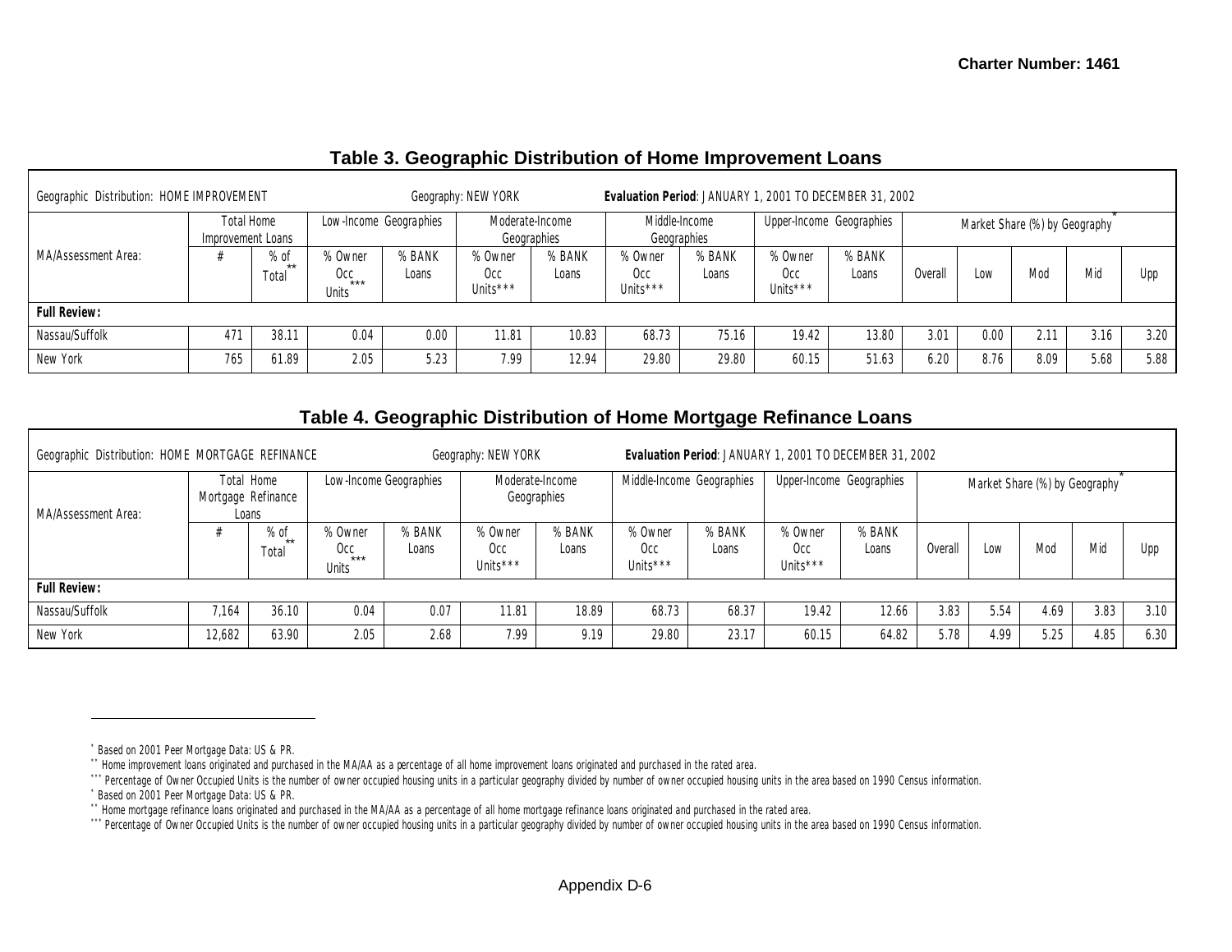## Table 3. Geographic Distribution of Home Improvement Loans

Geographic Distribution: HOME IMPROVEMENT　　Geography: NEW YORK　　**Evaluation Period**: JANUARY 1, 2001 TO DECEMBER 31, 2002

| MA/Assessment Area: | Total Home Improvement Loans | | Low-Income Geographies | | Moderate-Income Geographies | | Middle-Income Geographies | | Upper-Income Geographies | | Market Share (%) by Geography* | | | | |
|---|---|---|---|---|---|---|---|---|---|---|---|---|---|---|---|
| | # | % of Total** | % Owner Occ Units*** | % BANK Loans | % Owner Occ Units*** | % BANK Loans | % Owner Occ Units*** | % BANK Loans | % Owner Occ Units*** | % BANK Loans | Overall | Low | Mod | Mid | Upp |
| **Full Review:** | | | | | | | | | | | | | | | |
| Nassau/Suffolk | 471 | 38.11 | 0.04 | 0.00 | 11.81 | 10.83 | 68.73 | 75.16 | 19.42 | 13.80 | 3.01 | 0.00 | 2.11 | 3.16 | 3.20 |
| New York | 765 | 61.89 | 2.05 | 5.23 | 7.99 | 12.94 | 29.80 | 29.80 | 60.15 | 51.63 | 6.20 | 8.76 | 8.09 | 5.68 | 5.88 |

## Table 4. Geographic Distribution of Home Mortgage Refinance Loans

Geographic Distribution: HOME MORTGAGE REFINANCE　　Geography: NEW YORK　　**Evaluation Period**: JANUARY 1, 2001 TO DECEMBER 31, 2002

| MA/Assessment Area: | Total Home Mortgage Refinance Loans | | Low-Income Geographies | | Moderate-Income Geographies | | Middle-Income Geographies | | Upper-Income Geographies | | Market Share (%) by Geography* | | | | |
|---|---|---|---|---|---|---|---|---|---|---|---|---|---|---|---|
| | # | % of Total** | % Owner Occ Units*** | % BANK Loans | % Owner Occ Units*** | % BANK Loans | % Owner Occ Units*** | % BANK Loans | % Owner Occ Units*** | % BANK Loans | Overall | Low | Mod | Mid | Upp |
| **Full Review:** | | | | | | | | | | | | | | | |
| Nassau/Suffolk | 7,164 | 36.10 | 0.04 | 0.07 | 11.81 | 18.89 | 68.73 | 68.37 | 19.42 | 12.66 | 3.83 | 5.54 | 4.69 | 3.83 | 3.10 |
| New York | 12,682 | 63.90 | 2.05 | 2.68 | 7.99 | 9.19 | 29.80 | 23.17 | 60.15 | 64.82 | 5.78 | 4.99 | 5.25 | 4.85 | 6.30 |

---

* Based on 2001 Peer Mortgage Data: US & PR.

** Home improvement loans originated and purchased in the MA/AA as a percentage of all home improvement loans originated and purchased in the rated area.

*** Percentage of Owner Occupied Units is the number of owner occupied housing units in a particular geography divided by number of owner occupied housing units in the area based on 1990 Census information.

* Based on 2001 Peer Mortgage Data: US & PR.

** Home mortgage refinance loans originated and purchased in the MA/AA as a percentage of all home mortgage refinance loans originated and purchased in the rated area.

*** Percentage of Owner Occupied Units is the number of owner occupied housing units in a particular geography divided by number of owner occupied housing units in the area based on 1990 Census information.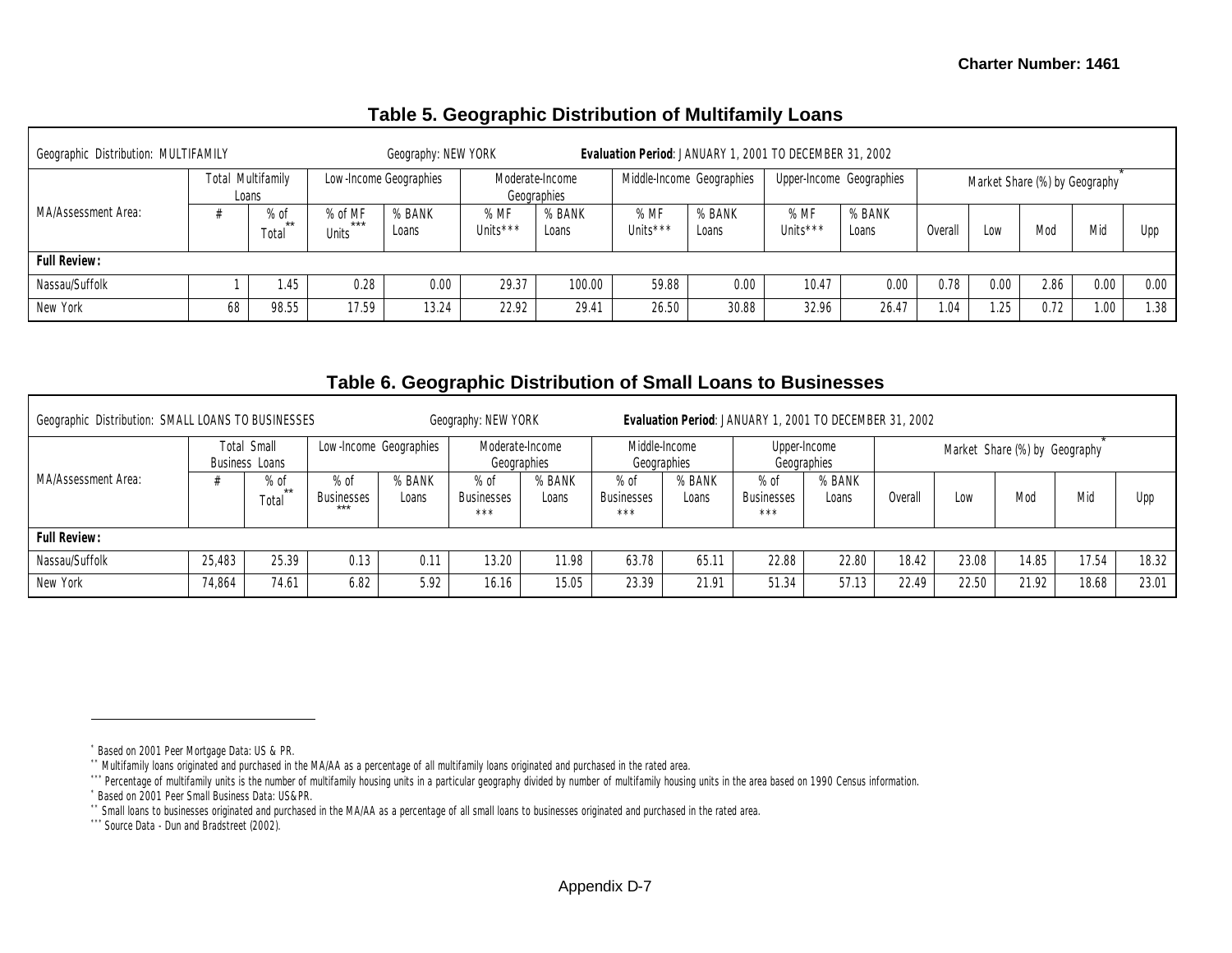## Table 5. Geographic Distribution of Multifamily Loans

| Geographic Distribution: MULTIFAMILY | | | Geography: NEW YORK | | | | Evaluation Period: JANUARY 1, 2001 TO DECEMBER 31, 2002 | | | | | | | | |
|---|---|---|---|---|---|---|---|---|---|---|---|---|---|---|---|
| MA/Assessment Area: | Total Multifamily Loans | | Low-Income Geographies | | Moderate-Income Geographies | | Middle-Income Geographies | | Upper-Income Geographies | | Market Share (%) by Geography* | | | | |
| | # | % of Total** | % of MF Units*** | % BANK Loans | % MF Units*** | % BANK Loans | % MF Units*** | % BANK Loans | % MF Units*** | % BANK Loans | Overall | Low | Mod | Mid | Upp |
| **Full Review:** | | | | | | | | | | | | | | | |
| Nassau/Suffolk | 1 | 1.45 | 0.28 | 0.00 | 29.37 | 100.00 | 59.88 | 0.00 | 10.47 | 0.00 | 0.78 | 0.00 | 2.86 | 0.00 | 0.00 |
| New York | 68 | 98.55 | 17.59 | 13.24 | 22.92 | 29.41 | 26.50 | 30.88 | 32.96 | 26.47 | 1.04 | 1.25 | 0.72 | 1.00 | 1.38 |

## Table 6. Geographic Distribution of Small Loans to Businesses

| Geographic Distribution: SMALL LOANS TO BUSINESSES | | | Geography: NEW YORK | | | | Evaluation Period: JANUARY 1, 2001 TO DECEMBER 31, 2002 | | | | | | | | |
|---|---|---|---|---|---|---|---|---|---|---|---|---|---|---|---|
| MA/Assessment Area: | Total Small Business Loans | | Low-Income Geographies | | Moderate-Income Geographies | | Middle-Income Geographies | | Upper-Income Geographies | | Market Share (%) by Geography* | | | | |
| | # | % of Total** | % of Businesses*** | % BANK Loans | % of Businesses*** | % BANK Loans | % of Businesses*** | % BANK Loans | % of Businesses*** | % BANK Loans | Overall | Low | Mod | Mid | Upp |
| **Full Review:** | | | | | | | | | | | | | | | |
| Nassau/Suffolk | 25,483 | 25.39 | 0.13 | 0.11 | 13.20 | 11.98 | 63.78 | 65.11 | 22.88 | 22.80 | 18.42 | 23.08 | 14.85 | 17.54 | 18.32 |
| New York | 74,864 | 74.61 | 6.82 | 5.92 | 16.16 | 15.05 | 23.39 | 21.91 | 51.34 | 57.13 | 22.49 | 22.50 | 21.92 | 18.68 | 23.01 |

* Based on 2001 Peer Mortgage Data: US & PR.
** Multifamily loans originated and purchased in the MA/AA as a percentage of all multifamily loans originated and purchased in the rated area.
*** Percentage of multifamily units is the number of multifamily housing units in a particular geography divided by number of multifamily housing units in the area based on 1990 Census information.
* Based on 2001 Peer Small Business Data: US&PR.
** Small loans to businesses originated and purchased in the MA/AA as a percentage of all small loans to businesses originated and purchased in the rated area.
*** Source Data - Dun and Bradstreet (2002).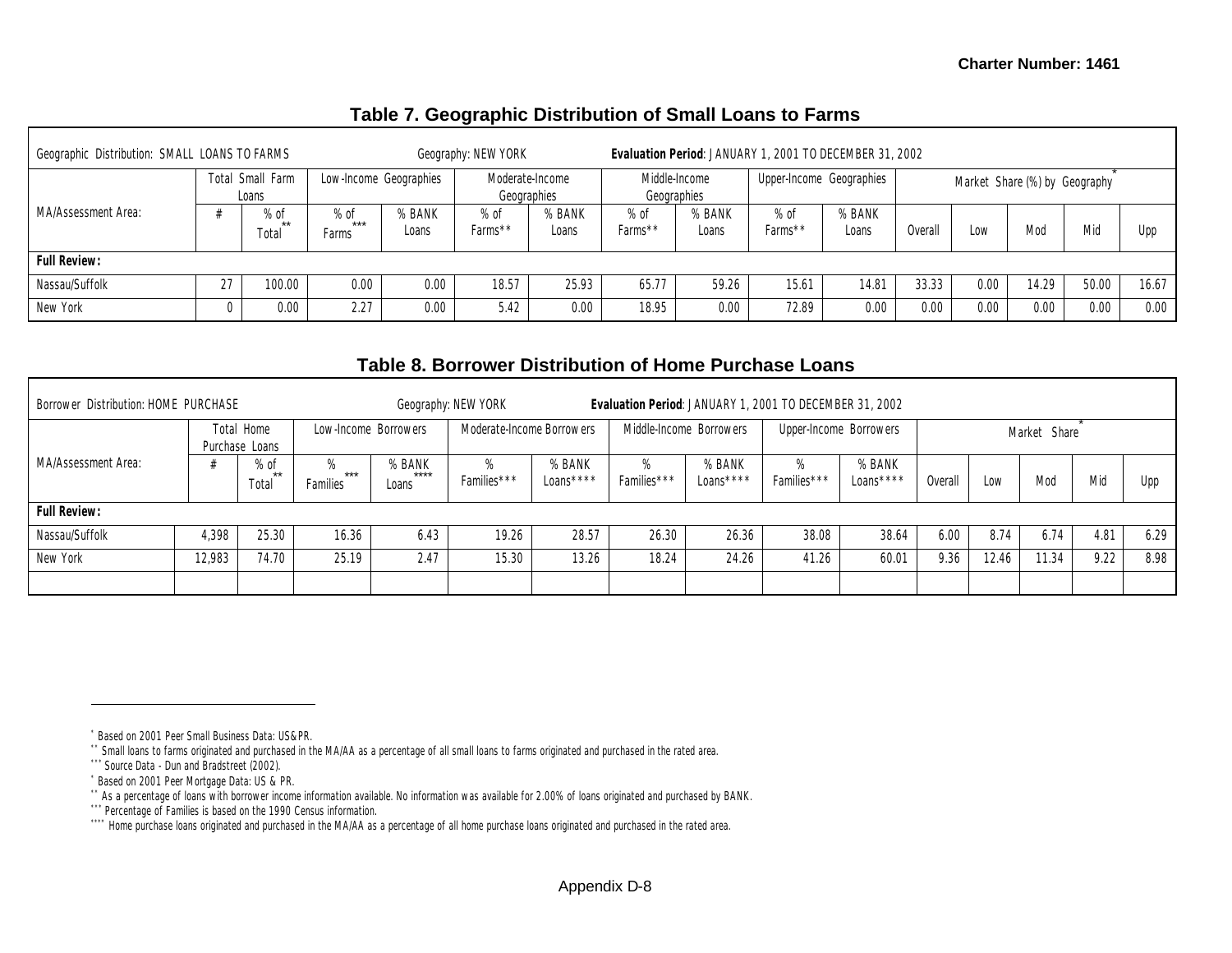## Table 7. Geographic Distribution of Small Loans to Farms

Geographic Distribution: SMALL LOANS TO FARMS | Geography: NEW YORK | **Evaluation Period**: JANUARY 1, 2001 TO DECEMBER 31, 2002

| MA/Assessment Area: | Total Small Farm Loans | | Low-Income Geographies | | Moderate-Income Geographies | | Middle-Income Geographies | | Upper-Income Geographies | | Market Share (%) by Geography* | | | | |
|---|---|---|---|---|---|---|---|---|---|---|---|---|---|---|---|
| | # | % of Total** | % of Farms*** | % BANK Loans | % of Farms** | % BANK Loans | % of Farms** | % BANK Loans | % of Farms** | % BANK Loans | Overall | Low | Mod | Mid | Upp |
| **Full Review:** | | | | | | | | | | | | | | | |
| Nassau/Suffolk | 27 | 100.00 | 0.00 | 0.00 | 18.57 | 25.93 | 65.77 | 59.26 | 15.61 | 14.81 | 33.33 | 0.00 | 14.29 | 50.00 | 16.67 |
| New York | 0 | 0.00 | 2.27 | 0.00 | 5.42 | 0.00 | 18.95 | 0.00 | 72.89 | 0.00 | 0.00 | 0.00 | 0.00 | 0.00 | 0.00 |

## Table 8. Borrower Distribution of Home Purchase Loans

Borrower Distribution: HOME PURCHASE | Geography: NEW YORK | **Evaluation Period**: JANUARY 1, 2001 TO DECEMBER 31, 2002

| MA/Assessment Area: | Total Home Purchase Loans | | Low-Income Borrowers | | Moderate-Income Borrowers | | Middle-Income Borrowers | | Upper-Income Borrowers | | Market Share* | | | | |
|---|---|---|---|---|---|---|---|---|---|---|---|---|---|---|---|
| | # | % of Total** | % Families*** | % BANK Loans**** | % Families*** | % BANK Loans**** | % Families*** | % BANK Loans**** | % Families*** | % BANK Loans**** | Overall | Low | Mod | Mid | Upp |
| **Full Review:** | | | | | | | | | | | | | | | |
| Nassau/Suffolk | 4,398 | 25.30 | 16.36 | 6.43 | 19.26 | 28.57 | 26.30 | 26.36 | 38.08 | 38.64 | 6.00 | 8.74 | 6.74 | 4.81 | 6.29 |
| New York | 12,983 | 74.70 | 25.19 | 2.47 | 15.30 | 13.26 | 18.24 | 24.26 | 41.26 | 60.01 | 9.36 | 12.46 | 11.34 | 9.22 | 8.98 |
| | | | | | | | | | | | | | | | |

---

* Based on 2001 Peer Small Business Data: US&PR.
** Small loans to farms originated and purchased in the MA/AA as a percentage of all small loans to farms originated and purchased in the rated area.
*** Source Data - Dun and Bradstreet (2002).
* Based on 2001 Peer Mortgage Data: US & PR.
** As a percentage of loans with borrower income information available. No information was available for 2.00% of loans originated and purchased by BANK.
*** Percentage of Families is based on the 1990 Census information.
**** Home purchase loans originated and purchased in the MA/AA as a percentage of all home purchase loans originated and purchased in the rated area.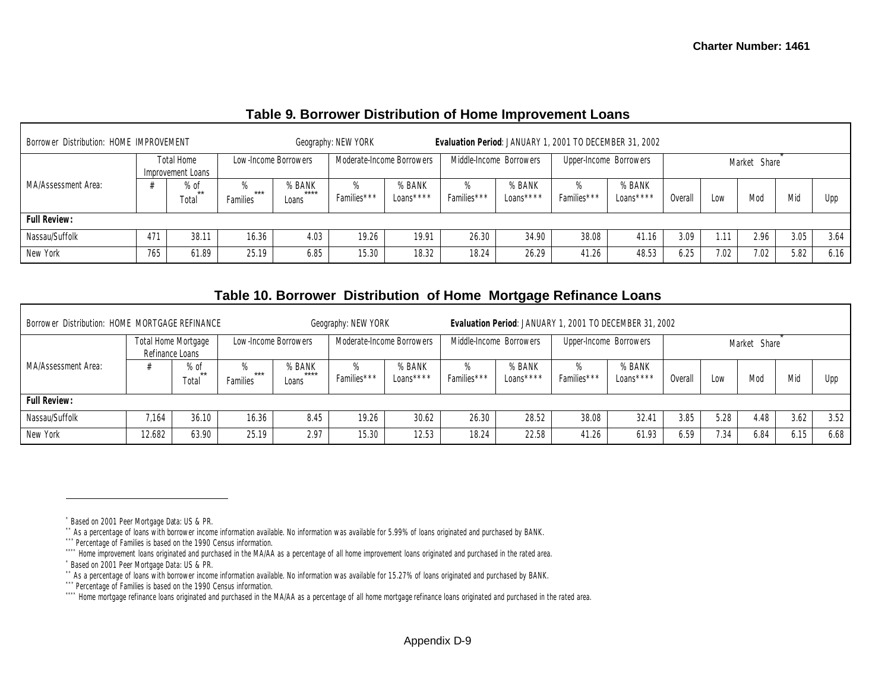## Table 9. Borrower Distribution of Home Improvement Loans

| Borrower Distribution: HOME IMPROVEMENT | | | Geography: NEW YORK | | | | Evaluation Period: JANUARY 1, 2001 TO DECEMBER 31, 2002 | | | | | | | | |
|---|---|---|---|---|---|---|---|---|---|---|---|---|---|---|---|
| MA/Assessment Area: | Total Home Improvement Loans | | Low-Income Borrowers | | Moderate-Income Borrowers | | Middle-Income Borrowers | | Upper-Income Borrowers | | Market Share* | | | | |
| | # | % of Total** | % Families*** | % BANK Loans**** | % Families*** | % BANK Loans**** | % Families*** | % BANK Loans**** | % Families*** | % BANK Loans**** | Overall | Low | Mod | Mid | Upp |
| **Full Review:** | | | | | | | | | | | | | | | |
| Nassau/Suffolk | 471 | 38.11 | 16.36 | 4.03 | 19.26 | 19.91 | 26.30 | 34.90 | 38.08 | 41.16 | 3.09 | 1.11 | 2.96 | 3.05 | 3.64 |
| New York | 765 | 61.89 | 25.19 | 6.85 | 15.30 | 18.32 | 18.24 | 26.29 | 41.26 | 48.53 | 6.25 | 7.02 | 7.02 | 5.82 | 6.16 |

## Table 10. Borrower Distribution of Home Mortgage Refinance Loans

| Borrower Distribution: HOME MORTGAGE REFINANCE | | | Geography: NEW YORK | | | | Evaluation Period: JANUARY 1, 2001 TO DECEMBER 31, 2002 | | | | | | | | |
|---|---|---|---|---|---|---|---|---|---|---|---|---|---|---|---|
| MA/Assessment Area: | Total Home Mortgage Refinance Loans | | Low-Income Borrowers | | Moderate-Income Borrowers | | Middle-Income Borrowers | | Upper-Income Borrowers | | Market Share* | | | | |
| | # | % of Total** | % Families*** | % BANK Loans**** | % Families*** | % BANK Loans**** | % Families*** | % BANK Loans**** | % Families*** | % BANK Loans**** | Overall | Low | Mod | Mid | Upp |
| **Full Review:** | | | | | | | | | | | | | | | |
| Nassau/Suffolk | 7,164 | 36.10 | 16.36 | 8.45 | 19.26 | 30.62 | 26.30 | 28.52 | 38.08 | 32.41 | 3.85 | 5.28 | 4.48 | 3.62 | 3.52 |
| New York | 12,682 | 63.90 | 25.19 | 2.97 | 15.30 | 12.53 | 18.24 | 22.58 | 41.26 | 61.93 | 6.59 | 7.34 | 6.84 | 6.15 | 6.68 |

---

\* Based on 2001 Peer Mortgage Data: US & PR.
\** As a percentage of loans with borrower income information available. No information was available for 5.99% of loans originated and purchased by BANK.
\*** Percentage of Families is based on the 1990 Census information.
\**** Home improvement loans originated and purchased in the MA/AA as a percentage of all home improvement loans originated and purchased in the rated area.
\* Based on 2001 Peer Mortgage Data: US & PR.
\** As a percentage of loans with borrower income information available. No information was available for 15.27% of loans originated and purchased by BANK.
\*** Percentage of Families is based on the 1990 Census information.
\**** Home mortgage refinance loans originated and purchased in the MA/AA as a percentage of all home mortgage refinance loans originated and purchased in the rated area.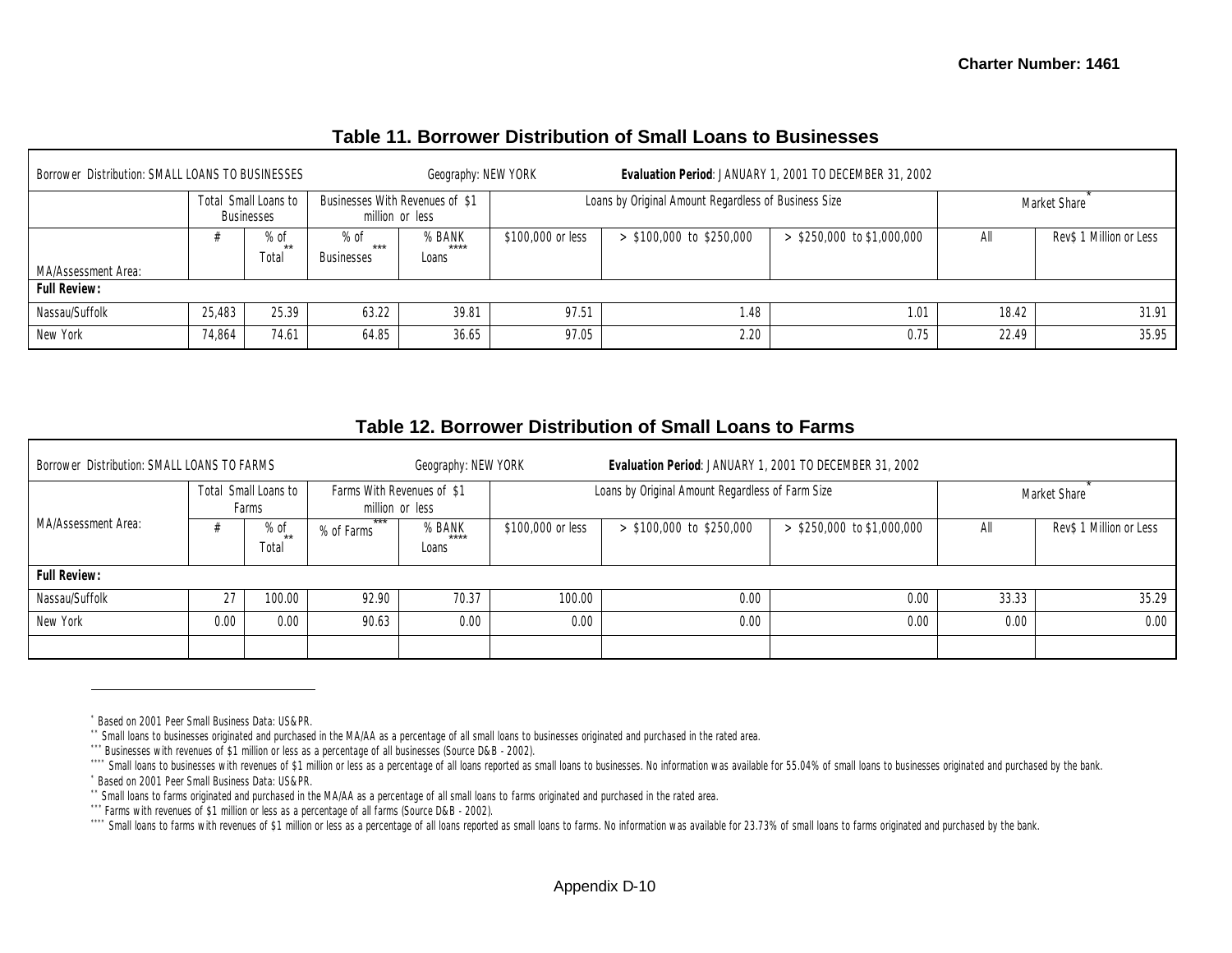## Table 11. Borrower Distribution of Small Loans to Businesses

| Borrower Distribution: SMALL LOANS TO BUSINESSES | | | Geography: NEW YORK | | Evaluation Period: JANUARY 1, 2001 TO DECEMBER 31, 2002 | | | | |
|---|---|---|---|---|---|---|---|---|---|
| | Total Small Loans to Businesses | | Businesses With Revenues of $1 million or less | | Loans by Original Amount Regardless of Business Size | | | Market Share* | |
| MA/Assessment Area: | # | % of Total** | % of Businesses*** | % BANK Loans**** | $100,000 or less | > $100,000 to $250,000 | > $250,000 to $1,000,000 | All | Rev$ 1 Million or Less |
| **Full Review:** | | | | | | | | | |
| Nassau/Suffolk | 25,483 | 25.39 | 63.22 | 39.81 | 97.51 | 1.48 | 1.01 | 18.42 | 31.91 |
| New York | 74,864 | 74.61 | 64.85 | 36.65 | 97.05 | 2.20 | 0.75 | 22.49 | 35.95 |

## Table 12. Borrower Distribution of Small Loans to Farms

| Borrower Distribution: SMALL LOANS TO FARMS | | | Geography: NEW YORK | | Evaluation Period: JANUARY 1, 2001 TO DECEMBER 31, 2002 | | | | |
|---|---|---|---|---|---|---|---|---|---|
| MA/Assessment Area: | Total Small Loans to Farms | | Farms With Revenues of $1 million or less | | Loans by Original Amount Regardless of Farm Size | | | Market Share* | |
| | # | % of Total** | % of Farms*** | % BANK Loans**** | $100,000 or less | > $100,000 to $250,000 | > $250,000 to $1,000,000 | All | Rev$ 1 Million or Less |
| **Full Review:** | | | | | | | | | |
| Nassau/Suffolk | 27 | 100.00 | 92.90 | 70.37 | 100.00 | 0.00 | 0.00 | 33.33 | 35.29 |
| New York | 0.00 | 0.00 | 90.63 | 0.00 | 0.00 | 0.00 | 0.00 | 0.00 | 0.00 |
| | | | | | | | | | |

---

* Based on 2001 Peer Small Business Data: US&PR.

** Small loans to businesses originated and purchased in the MA/AA as a percentage of all small loans to businesses originated and purchased in the rated area.

*** Businesses with revenues of $1 million or less as a percentage of all businesses (Source D&B - 2002).

**** Small loans to businesses with revenues of $1 million or less as a percentage of all loans reported as small loans to businesses. No information was available for 55.04% of small loans to businesses originated and purchased by the bank.

* Based on 2001 Peer Small Business Data: US&PR.

** Small loans to farms originated and purchased in the MA/AA as a percentage of all small loans to farms originated and purchased in the rated area.

*** Farms with revenues of $1 million or less as a percentage of all farms (Source D&B - 2002).

**** Small loans to farms with revenues of $1 million or less as a percentage of all loans reported as small loans to farms. No information was available for 23.73% of small loans to farms originated and purchased by the bank.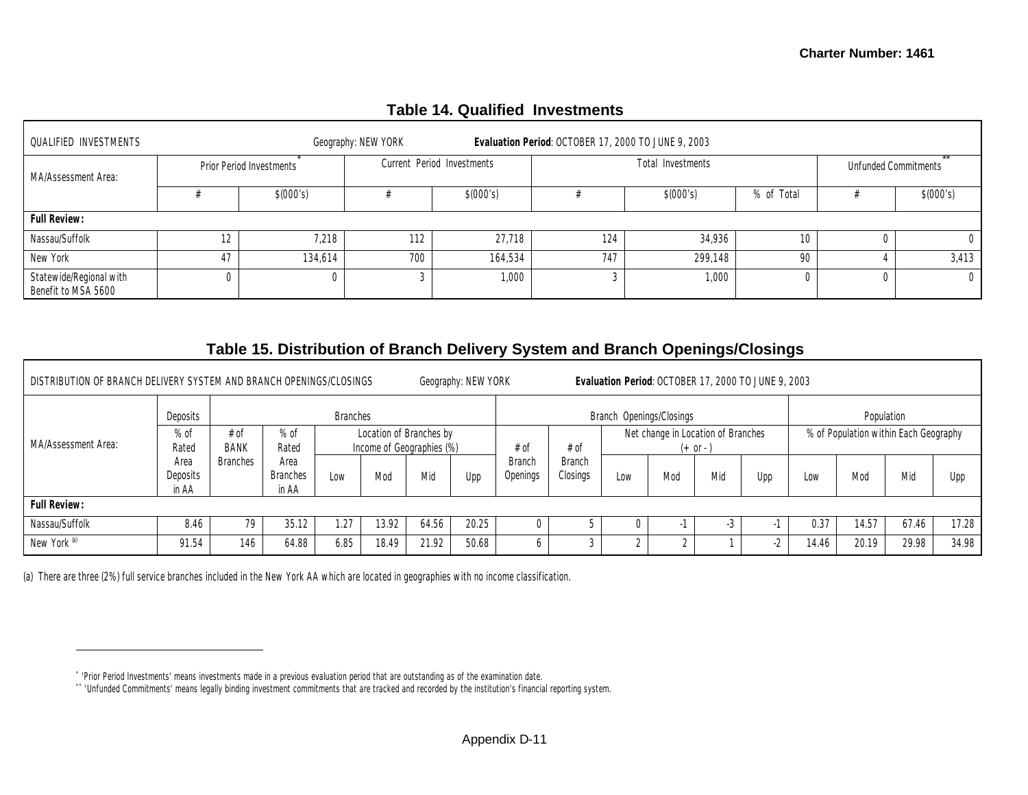## Table 14. Qualified Investments

| QUALIFIED INVESTMENTS | Geography: NEW YORK | | Evaluation Period: OCTOBER 17, 2000 TO JUNE 9, 2003 | | | | | | |
|---|---|---|---|---|---|---|---|---|---|
| MA/Assessment Area: | Prior Period Investments* | | Current Period Investments | | Total Investments | | | Unfunded Commitments** | |
| | # | $(000's) | # | $(000's) | # | $(000's) | % of Total | # | $(000's) |
| **Full Review:** | | | | | | | | | |
| Nassau/Suffolk | 12 | 7,218 | 112 | 27,718 | 124 | 34,936 | 10 | 0 | 0 |
| New York | 47 | 134,614 | 700 | 164,534 | 747 | 299,148 | 90 | 4 | 3,413 |
| Statewide/Regional with Benefit to MSA 5600 | 0 | 0 | 3 | 1,000 | 3 | 1,000 | 0 | 0 | 0 |

## Table 15. Distribution of Branch Delivery System and Branch Openings/Closings

| DISTRIBUTION OF BRANCH DELIVERY SYSTEM AND BRANCH OPENINGS/CLOSINGS | Geography: NEW YORK | | | | | | | Evaluation Period: OCTOBER 17, 2000 TO JUNE 9, 2003 | | | | | | | | | |
|---|---|---|---|---|---|---|---|---|---|---|---|---|---|---|---|---|---|
| MA/Assessment Area: | Deposits | Branches | | | | | | Branch Openings/Closings | | | | | | Population | | | |
| | % of Rated Area Deposits in AA | # of BANK Branches | % of Rated Area Branches in AA | Location of Branches by Income of Geographies (%) | | | | # of Branch Openings | # of Branch Closings | Net change in Location of Branches (+ or - ) | | | | % of Population within Each Geography | | | |
| | | | | Low | Mod | Mid | Upp | | | Low | Mod | Mid | Upp | Low | Mod | Mid | Upp |
| **Full Review:** | | | | | | | | | | | | | | | | | |
| Nassau/Suffolk | 8.46 | 79 | 35.12 | 1.27 | 13.92 | 64.56 | 20.25 | 0 | 5 | 0 | -1 | -3 | -1 | 0.37 | 14.57 | 67.46 | 17.28 |
| New York [(a)] | 91.54 | 146 | 64.88 | 6.85 | 18.49 | 21.92 | 50.68 | 6 | 3 | 2 | 2 | 1 | -2 | 14.46 | 20.19 | 29.98 | 34.98 |

(a) There are three (2%) full service branches included in the New York AA which are located in geographies with no income classification.

* 'Prior Period Investments' means investments made in a previous evaluation period that are outstanding as of the examination date.

** 'Unfunded Commitments' means legally binding investment commitments that are tracked and recorded by the institution's financial reporting system.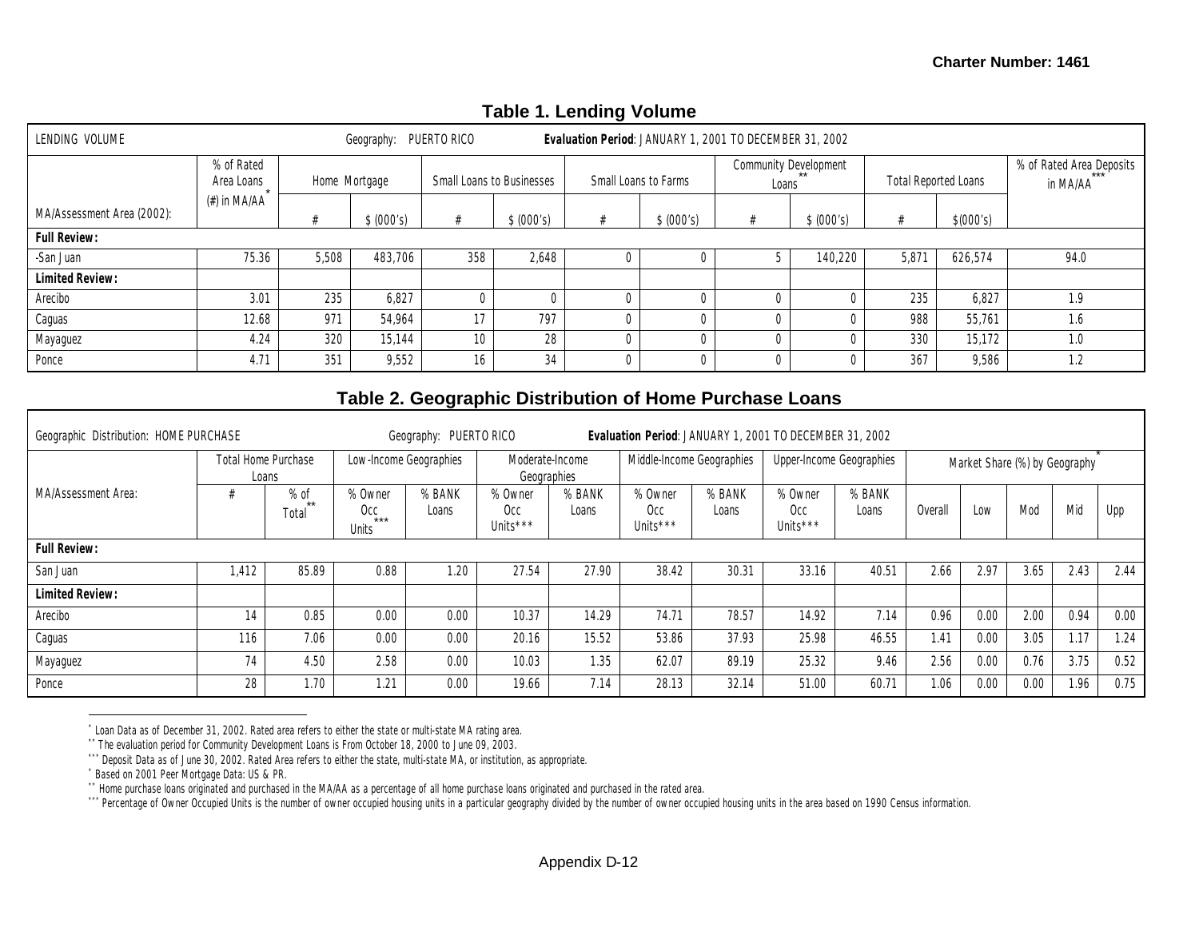## Table 1. Lending Volume

| LENDING VOLUME | | Geography: PUERTO RICO | | | | Evaluation Period: JANUARY 1, 2001 TO DECEMBER 31, 2002 | | | | | | |
|---|---|---|---|---|---|---|---|---|---|---|---|---|
| | % of Rated Area Loans (#) in MA/AA* | Home Mortgage | | Small Loans to Businesses | | Small Loans to Farms | | Community Development Loans** | | Total Reported Loans | | % of Rated Area Deposits in MA/AA*** |
| MA/Assessment Area (2002): | | # | $ (000's) | # | $ (000's) | # | $ (000's) | # | $ (000's) | # | $(000's) | |
| **Full Review:** | | | | | | | | | | | | |
| -San Juan | 75.36 | 5,508 | 483,706 | 358 | 2,648 | 0 | 0 | 5 | 140,220 | 5,871 | 626,574 | 94.0 |
| **Limited Review:** | | | | | | | | | | | | |
| Arecibo | 3.01 | 235 | 6,827 | 0 | 0 | 0 | 0 | 0 | 0 | 235 | 6,827 | 1.9 |
| Caguas | 12.68 | 971 | 54,964 | 17 | 797 | 0 | 0 | 0 | 0 | 988 | 55,761 | 1.6 |
| Mayaguez | 4.24 | 320 | 15,144 | 10 | 28 | 0 | 0 | 0 | 0 | 330 | 15,172 | 1.0 |
| Ponce | 4.71 | 351 | 9,552 | 16 | 34 | 0 | 0 | 0 | 0 | 367 | 9,586 | 1.2 |

## Table 2. Geographic Distribution of Home Purchase Loans

| Geographic Distribution: HOME PURCHASE | | | Geography: PUERTO RICO | | | | Evaluation Period: JANUARY 1, 2001 TO DECEMBER 31, 2002 | | | | | | | | |
|---|---|---|---|---|---|---|---|---|---|---|---|---|---|---|---|
| | Total Home Purchase Loans | | Low-Income Geographies | | Moderate-Income Geographies | | Middle-Income Geographies | | Upper-Income Geographies | | Market Share (%) by Geography* | | | | |
| MA/Assessment Area: | # | % of Total** | % Owner Occ Units*** | % BANK Loans | % Owner Occ Units*** | % BANK Loans | % Owner Occ Units*** | % BANK Loans | % Owner Occ Units*** | % BANK Loans | Overall | Low | Mod | Mid | Upp |
| **Full Review:** | | | | | | | | | | | | | | | |
| San Juan | 1,412 | 85.89 | 0.88 | 1.20 | 27.54 | 27.90 | 38.42 | 30.31 | 33.16 | 40.51 | 2.66 | 2.97 | 3.65 | 2.43 | 2.44 |
| **Limited Review:** | | | | | | | | | | | | | | | |
| Arecibo | 14 | 0.85 | 0.00 | 0.00 | 10.37 | 14.29 | 74.71 | 78.57 | 14.92 | 7.14 | 0.96 | 0.00 | 2.00 | 0.94 | 0.00 |
| Caguas | 116 | 7.06 | 0.00 | 0.00 | 20.16 | 15.52 | 53.86 | 37.93 | 25.98 | 46.55 | 1.41 | 0.00 | 3.05 | 1.17 | 1.24 |
| Mayaguez | 74 | 4.50 | 2.58 | 0.00 | 10.03 | 1.35 | 62.07 | 89.19 | 25.32 | 9.46 | 2.56 | 0.00 | 0.76 | 3.75 | 0.52 |
| Ponce | 28 | 1.70 | 1.21 | 0.00 | 19.66 | 7.14 | 28.13 | 32.14 | 51.00 | 60.71 | 1.06 | 0.00 | 0.00 | 1.96 | 0.75 |

* Loan Data as of December 31, 2002. Rated area refers to either the state or multi-state MA rating area.
** The evaluation period for Community Development Loans is From October 18, 2000 to June 09, 2003.
*** Deposit Data as of June 30, 2002. Rated Area refers to either the state, multi-state MA, or institution, as appropriate.
* Based on 2001 Peer Mortgage Data: US & PR.
** Home purchase loans originated and purchased in the MA/AA as a percentage of all home purchase loans originated and purchased in the rated area.
*** Percentage of Owner Occupied Units is the number of owner occupied housing units in a particular geography divided by the number of owner occupied housing units in the area based on 1990 Census information.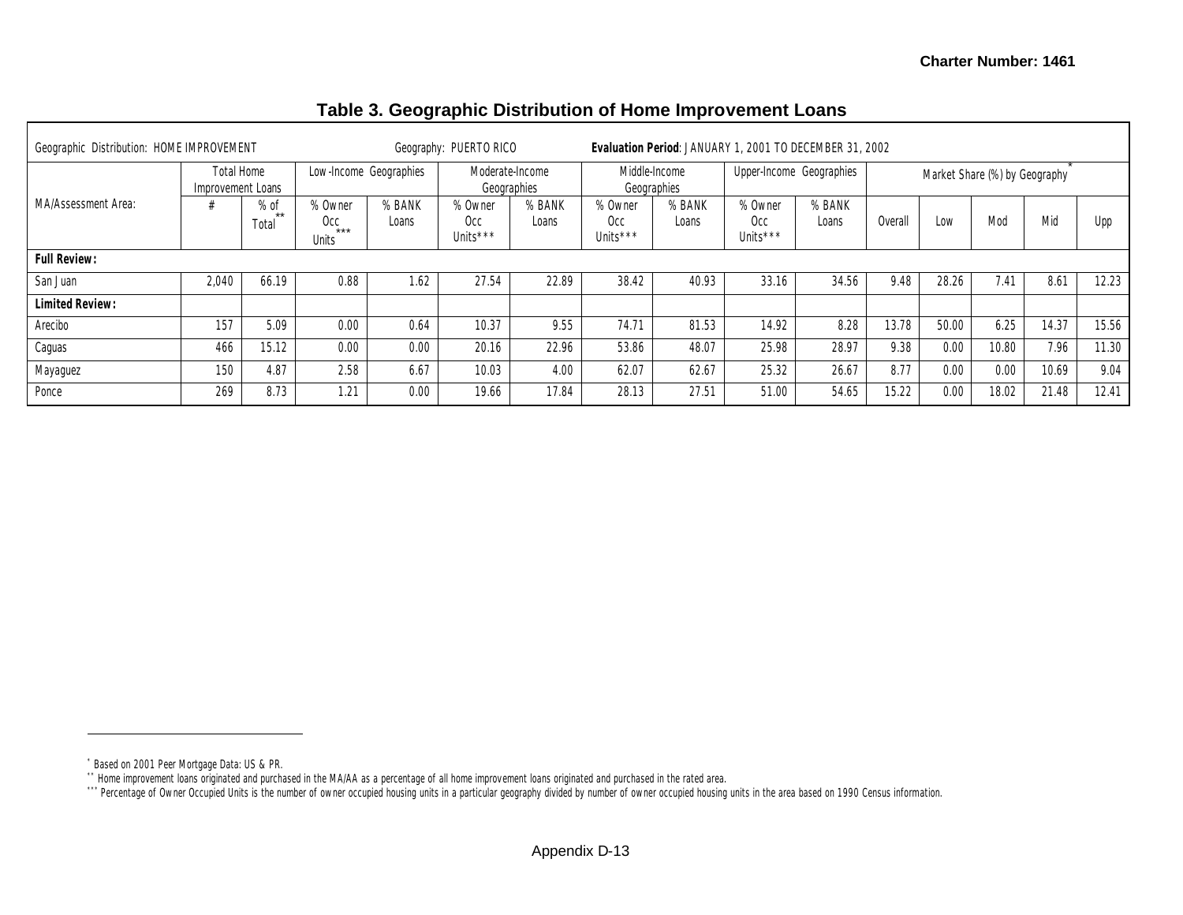# Table 3. Geographic Distribution of Home Improvement Loans

| Geographic Distribution: HOME IMPROVEMENT | | | Geography: PUERTO RICO | | | | **Evaluation Period**: JANUARY 1, 2001 TO DECEMBER 31, 2002 | | | | | | | | |
|---|---|---|---|---|---|---|---|---|---|---|---|---|---|---|---|
| MA/Assessment Area: | Total Home Improvement Loans | | Low-Income Geographies | | Moderate-Income Geographies | | Middle-Income Geographies | | Upper-Income Geographies | | Market Share (%) by Geography* | | | | |
| | # | % of Total** | % Owner Occ Units*** | % BANK Loans | % Owner Occ Units*** | % BANK Loans | % Owner Occ Units*** | % BANK Loans | % Owner Occ Units*** | % BANK Loans | Overall | Low | Mod | Mid | Upp |
| **Full Review:** | | | | | | | | | | | | | | | |
| San Juan | 2,040 | 66.19 | 0.88 | 1.62 | 27.54 | 22.89 | 38.42 | 40.93 | 33.16 | 34.56 | 9.48 | 28.26 | 7.41 | 8.61 | 12.23 |
| **Limited Review:** | | | | | | | | | | | | | | | |
| Arecibo | 157 | 5.09 | 0.00 | 0.64 | 10.37 | 9.55 | 74.71 | 81.53 | 14.92 | 8.28 | 13.78 | 50.00 | 6.25 | 14.37 | 15.56 |
| Caguas | 466 | 15.12 | 0.00 | 0.00 | 20.16 | 22.96 | 53.86 | 48.07 | 25.98 | 28.97 | 9.38 | 0.00 | 10.80 | 7.96 | 11.30 |
| Mayaguez | 150 | 4.87 | 2.58 | 6.67 | 10.03 | 4.00 | 62.07 | 62.67 | 25.32 | 26.67 | 8.77 | 0.00 | 0.00 | 10.69 | 9.04 |
| Ponce | 269 | 8.73 | 1.21 | 0.00 | 19.66 | 17.84 | 28.13 | 27.51 | 51.00 | 54.65 | 15.22 | 0.00 | 18.02 | 21.48 | 12.41 |

\* Based on 2001 Peer Mortgage Data: US & PR.

\*\* Home improvement loans originated and purchased in the MA/AA as a percentage of all home improvement loans originated and purchased in the rated area.

\*\*\* Percentage of Owner Occupied Units is the number of owner occupied housing units in a particular geography divided by number of owner occupied housing units in the area based on 1990 Census information.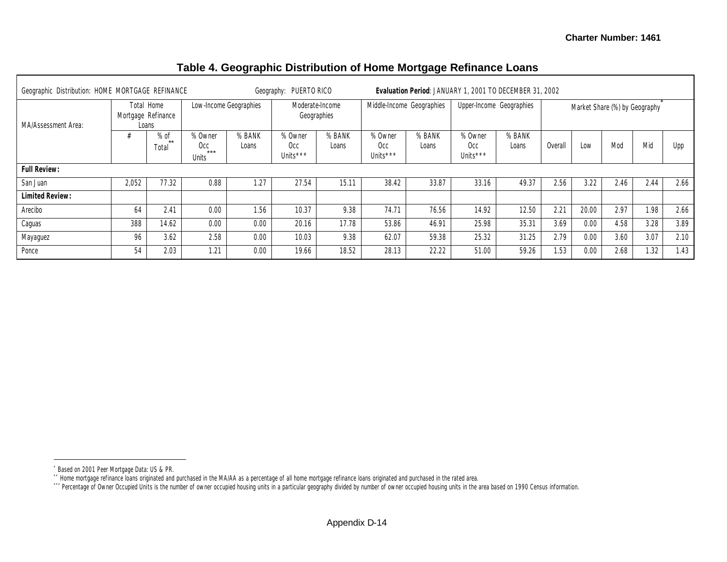Charter Number: 1461

## Table 4. Geographic Distribution of Home Mortgage Refinance Loans

Geographic Distribution: HOME MORTGAGE REFINANCE Geography: PUERTO RICO **Evaluation Period**: JANUARY 1, 2001 TO DECEMBER 31, 2002

| MA/Assessment Area: | Total Home Mortgage Refinance Loans | | Low-Income Geographies | | Moderate-Income Geographies | | Middle-Income Geographies | | Upper-Income Geographies | | Market Share (%) by Geography* | | | | |
|---|---|---|---|---|---|---|---|---|---|---|---|---|---|---|---|
| | # | % of Total** | % Owner Occ Units*** | % BANK Loans | % Owner Occ Units*** | % BANK Loans | % Owner Occ Units*** | % BANK Loans | % Owner Occ Units*** | % BANK Loans | Overall | Low | Mod | Mid | Upp |
| **Full Review:** | | | | | | | | | | | | | | | |
| San Juan | 2,052 | 77.32 | 0.88 | 1.27 | 27.54 | 15.11 | 38.42 | 33.87 | 33.16 | 49.37 | 2.56 | 3.22 | 2.46 | 2.44 | 2.66 |
| **Limited Review:** | | | | | | | | | | | | | | | |
| Arecibo | 64 | 2.41 | 0.00 | 1.56 | 10.37 | 9.38 | 74.71 | 76.56 | 14.92 | 12.50 | 2.21 | 20.00 | 2.97 | 1.98 | 2.66 |
| Caguas | 388 | 14.62 | 0.00 | 0.00 | 20.16 | 17.78 | 53.86 | 46.91 | 25.98 | 35.31 | 3.69 | 0.00 | 4.58 | 3.28 | 3.89 |
| Mayaguez | 96 | 3.62 | 2.58 | 0.00 | 10.03 | 9.38 | 62.07 | 59.38 | 25.32 | 31.25 | 2.79 | 0.00 | 3.60 | 3.07 | 2.10 |
| Ponce | 54 | 2.03 | 1.21 | 0.00 | 19.66 | 18.52 | 28.13 | 22.22 | 51.00 | 59.26 | 1.53 | 0.00 | 2.68 | 1.32 | 1.43 |

\* Based on 2001 Peer Mortgage Data: US & PR.

\*\* Home mortgage refinance loans originated and purchased in the MA/AA as a percentage of all home mortgage refinance loans originated and purchased in the rated area.

\*\*\* Percentage of Owner Occupied Units is the number of owner occupied housing units in a particular geography divided by number of owner occupied housing units in the area based on 1990 Census information.

Appendix D-14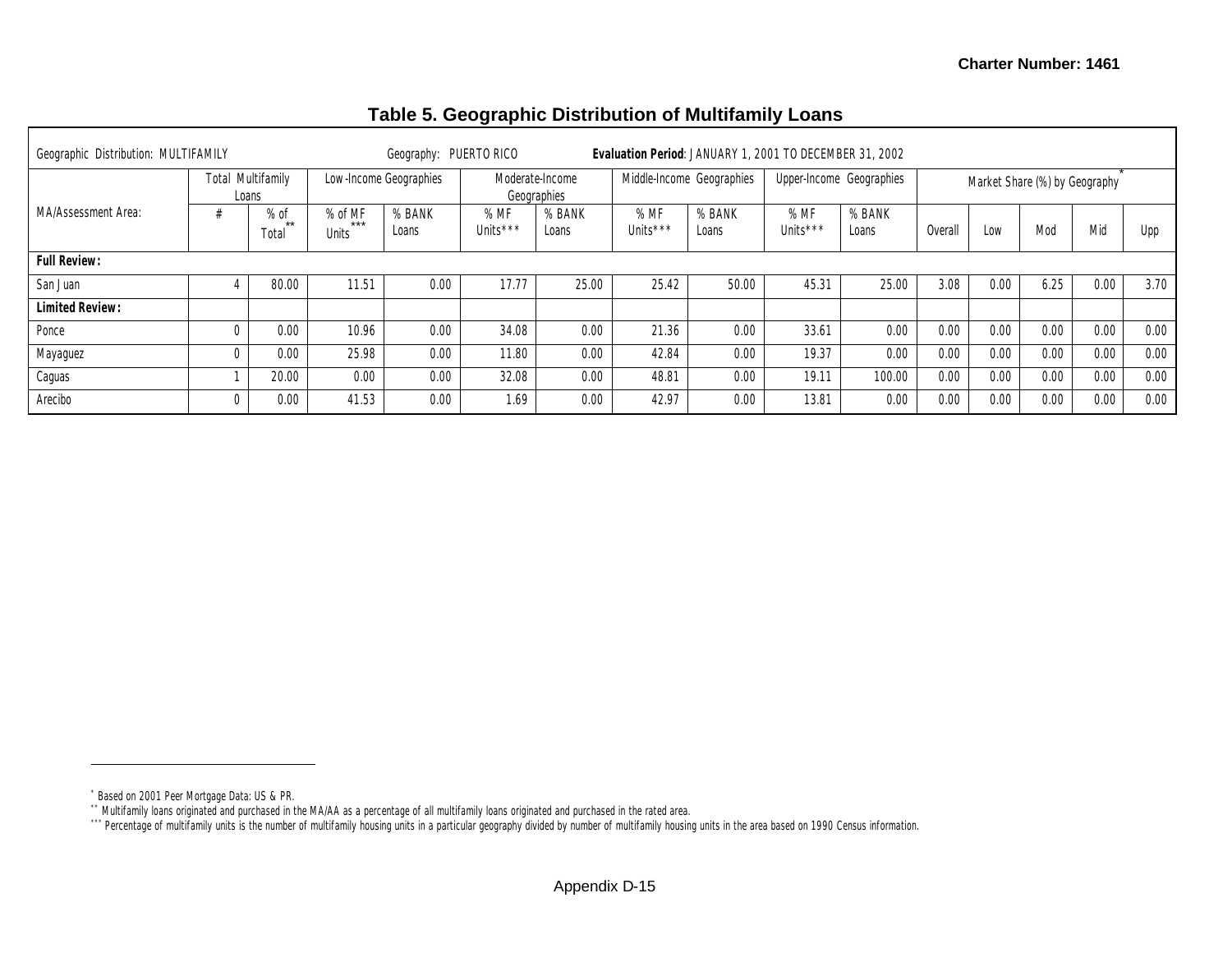# Table 5. Geographic Distribution of Multifamily Loans

| Geographic Distribution: MULTIFAMILY | | | Geography: PUERTO RICO | | Evaluation Period: JANUARY 1, 2001 TO DECEMBER 31, 2002 | | | | | | | | | | |
|---|---|---|---|---|---|---|---|---|---|---|---|---|---|---|---|
| | Total Multifamily Loans | | Low-Income Geographies | | Moderate-Income Geographies | | Middle-Income Geographies | | Upper-Income Geographies | | Market Share (%) by Geography* | | | | |
| MA/Assessment Area: | # | % of Total** | % of MF Units*** | % BANK Loans | % MF Units*** | % BANK Loans | % MF Units*** | % BANK Loans | % MF Units*** | % BANK Loans | Overall | Low | Mod | Mid | Upp |
| **Full Review:** | | | | | | | | | | | | | | | |
| San Juan | 4 | 80.00 | 11.51 | 0.00 | 17.77 | 25.00 | 25.42 | 50.00 | 45.31 | 25.00 | 3.08 | 0.00 | 6.25 | 0.00 | 3.70 |
| **Limited Review:** | | | | | | | | | | | | | | | |
| Ponce | 0 | 0.00 | 10.96 | 0.00 | 34.08 | 0.00 | 21.36 | 0.00 | 33.61 | 0.00 | 0.00 | 0.00 | 0.00 | 0.00 | 0.00 |
| Mayaguez | 0 | 0.00 | 25.98 | 0.00 | 11.80 | 0.00 | 42.84 | 0.00 | 19.37 | 0.00 | 0.00 | 0.00 | 0.00 | 0.00 | 0.00 |
| Caguas | 1 | 20.00 | 0.00 | 0.00 | 32.08 | 0.00 | 48.81 | 0.00 | 19.11 | 100.00 | 0.00 | 0.00 | 0.00 | 0.00 | 0.00 |
| Arecibo | 0 | 0.00 | 41.53 | 0.00 | 1.69 | 0.00 | 42.97 | 0.00 | 13.81 | 0.00 | 0.00 | 0.00 | 0.00 | 0.00 | 0.00 |

\* Based on 2001 Peer Mortgage Data: US & PR.

\** Multifamily loans originated and purchased in the MA/AA as a percentage of all multifamily loans originated and purchased in the rated area.

\*** Percentage of multifamily units is the number of multifamily housing units in a particular geography divided by number of multifamily housing units in the area based on 1990 Census information.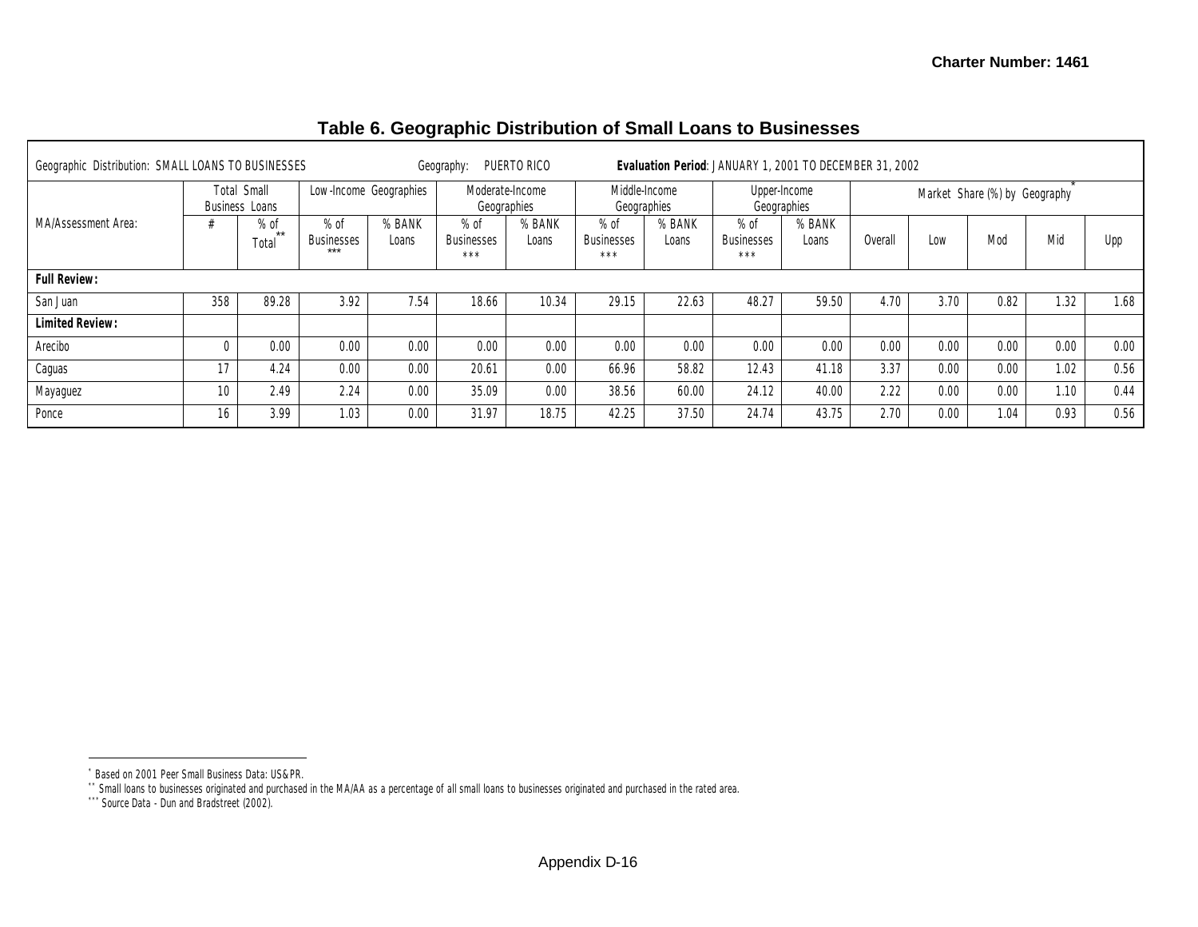# Table 6. Geographic Distribution of Small Loans to Businesses

| Geographic Distribution: SMALL LOANS TO BUSINESSES | | | Geography: PUERTO RICO | | | | Evaluation Period: JANUARY 1, 2001 TO DECEMBER 31, 2002 | | | | | | | | |
|---|---|---|---|---|---|---|---|---|---|---|---|---|---|---|---|
| MA/Assessment Area: | Total Small Business Loans | | Low-Income Geographies | | Moderate-Income Geographies | | Middle-Income Geographies | | Upper-Income Geographies | | Market Share (%) by Geography* | | | | |
| | # | % of Total** | % of Businesses*** | % BANK Loans | % of Businesses*** | % BANK Loans | % of Businesses*** | % BANK Loans | % of Businesses*** | % BANK Loans | Overall | Low | Mod | Mid | Upp |
| **Full Review:** | | | | | | | | | | | | | | | |
| San Juan | 358 | 89.28 | 3.92 | 7.54 | 18.66 | 10.34 | 29.15 | 22.63 | 48.27 | 59.50 | 4.70 | 3.70 | 0.82 | 1.32 | 1.68 |
| **Limited Review:** | | | | | | | | | | | | | | | |
| Arecibo | 0 | 0.00 | 0.00 | 0.00 | 0.00 | 0.00 | 0.00 | 0.00 | 0.00 | 0.00 | 0.00 | 0.00 | 0.00 | 0.00 | 0.00 |
| Caguas | 17 | 4.24 | 0.00 | 0.00 | 20.61 | 0.00 | 66.96 | 58.82 | 12.43 | 41.18 | 3.37 | 0.00 | 0.00 | 1.02 | 0.56 |
| Mayaguez | 10 | 2.49 | 2.24 | 0.00 | 35.09 | 0.00 | 38.56 | 60.00 | 24.12 | 40.00 | 2.22 | 0.00 | 0.00 | 1.10 | 0.44 |
| Ponce | 16 | 3.99 | 1.03 | 0.00 | 31.97 | 18.75 | 42.25 | 37.50 | 24.74 | 43.75 | 2.70 | 0.00 | 1.04 | 0.93 | 0.56 |

\* Based on 2001 Peer Small Business Data: US&PR.

\*\* Small loans to businesses originated and purchased in the MA/AA as a percentage of all small loans to businesses originated and purchased in the rated area.

\*\*\* Source Data - Dun and Bradstreet (2002).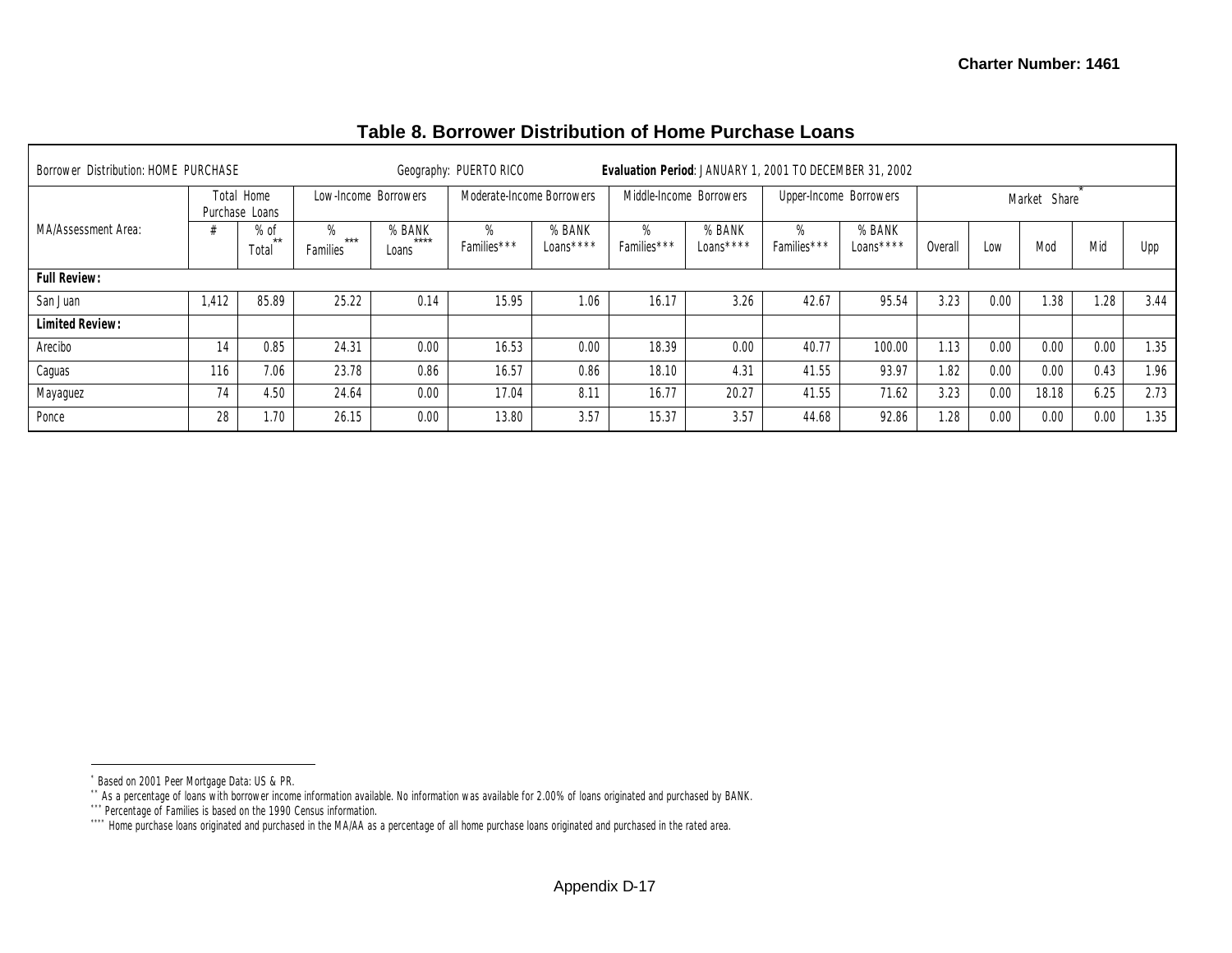## Table 8. Borrower Distribution of Home Purchase Loans

| Borrower Distribution: HOME PURCHASE | | | Geography: PUERTO RICO | | | | Evaluation Period: JANUARY 1, 2001 TO DECEMBER 31, 2002 | | | | | | | | |
|---|---|---|---|---|---|---|---|---|---|---|---|---|---|---|---|
| MA/Assessment Area: | Total Home Purchase Loans | | Low-Income Borrowers | | Moderate-Income Borrowers | | Middle-Income Borrowers | | Upper-Income Borrowers | | Market Share* | | | | |
| | # | % of Total** | % Families*** | % BANK Loans**** | % Families*** | % BANK Loans**** | % Families*** | % BANK Loans**** | % Families*** | % BANK Loans**** | Overall | Low | Mod | Mid | Upp |
| **Full Review:** | | | | | | | | | | | | | | | |
| San Juan | 1,412 | 85.89 | 25.22 | 0.14 | 15.95 | 1.06 | 16.17 | 3.26 | 42.67 | 95.54 | 3.23 | 0.00 | 1.38 | 1.28 | 3.44 |
| **Limited Review:** | | | | | | | | | | | | | | | |
| Arecibo | 14 | 0.85 | 24.31 | 0.00 | 16.53 | 0.00 | 18.39 | 0.00 | 40.77 | 100.00 | 1.13 | 0.00 | 0.00 | 0.00 | 1.35 |
| Caguas | 116 | 7.06 | 23.78 | 0.86 | 16.57 | 0.86 | 18.10 | 4.31 | 41.55 | 93.97 | 1.82 | 0.00 | 0.00 | 0.43 | 1.96 |
| Mayaguez | 74 | 4.50 | 24.64 | 0.00 | 17.04 | 8.11 | 16.77 | 20.27 | 41.55 | 71.62 | 3.23 | 0.00 | 18.18 | 6.25 | 2.73 |
| Ponce | 28 | 1.70 | 26.15 | 0.00 | 13.80 | 3.57 | 15.37 | 3.57 | 44.68 | 92.86 | 1.28 | 0.00 | 0.00 | 0.00 | 1.35 |

* Based on 2001 Peer Mortgage Data: US & PR.
** As a percentage of loans with borrower income information available. No information was available for 2.00% of loans originated and purchased by BANK.
*** Percentage of Families is based on the 1990 Census information.
**** Home purchase loans originated and purchased in the MA/AA as a percentage of all home purchase loans originated and purchased in the rated area.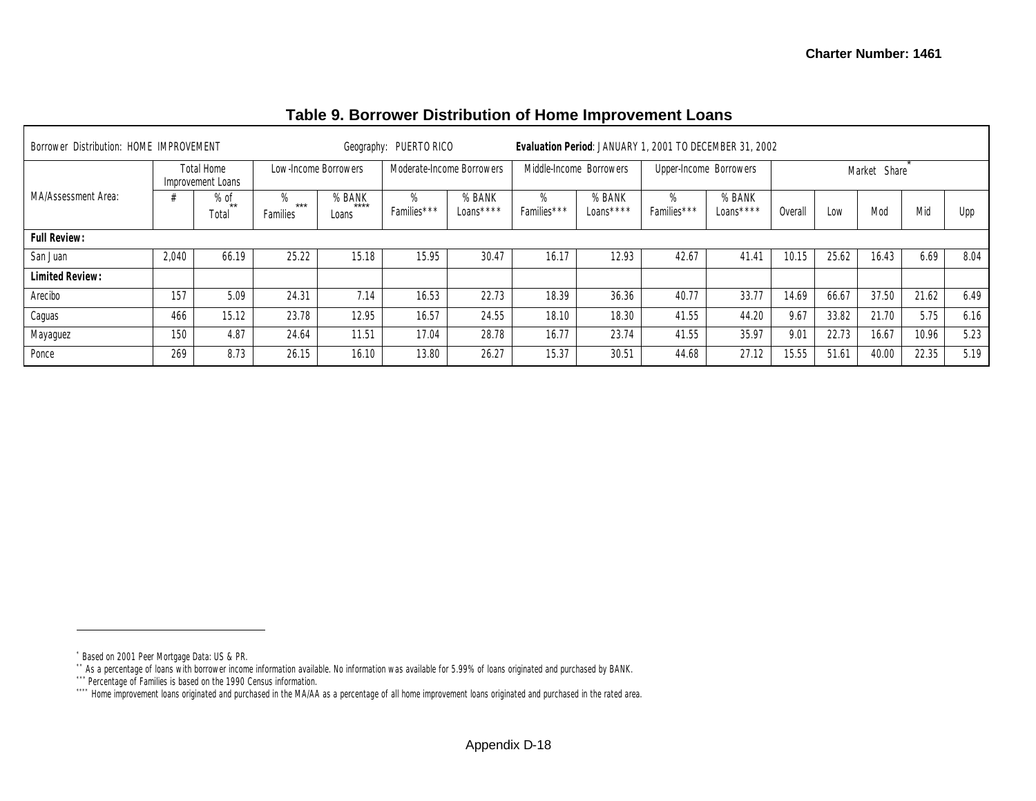## Table 9. Borrower Distribution of Home Improvement Loans

| Borrower Distribution: HOME IMPROVEMENT | Geography: PUERTO RICO | | Evaluation Period: JANUARY 1, 2001 TO DECEMBER 31, 2002 | | | | | | | | | | | | |
|---|---|---|---|---|---|---|---|---|---|---|---|---|---|---|---|
| MA/Assessment Area: | Total Home Improvement Loans | | Low-Income Borrowers | | Moderate-Income Borrowers | | Middle-Income Borrowers | | Upper-Income Borrowers | | Market Share* | | | | |
| | # | % of Total** | % Families*** | % BANK Loans**** | % Families*** | % BANK Loans**** | % Families*** | % BANK Loans**** | % Families*** | % BANK Loans**** | Overall | Low | Mod | Mid | Upp |
| **Full Review:** | | | | | | | | | | | | | | | |
| San Juan | 2,040 | 66.19 | 25.22 | 15.18 | 15.95 | 30.47 | 16.17 | 12.93 | 42.67 | 41.41 | 10.15 | 25.62 | 16.43 | 6.69 | 8.04 |
| **Limited Review:** | | | | | | | | | | | | | | | |
| Arecibo | 157 | 5.09 | 24.31 | 7.14 | 16.53 | 22.73 | 18.39 | 36.36 | 40.77 | 33.77 | 14.69 | 66.67 | 37.50 | 21.62 | 6.49 |
| Caguas | 466 | 15.12 | 23.78 | 12.95 | 16.57 | 24.55 | 18.10 | 18.30 | 41.55 | 44.20 | 9.67 | 33.82 | 21.70 | 5.75 | 6.16 |
| Mayaguez | 150 | 4.87 | 24.64 | 11.51 | 17.04 | 28.78 | 16.77 | 23.74 | 41.55 | 35.97 | 9.01 | 22.73 | 16.67 | 10.96 | 5.23 |
| Ponce | 269 | 8.73 | 26.15 | 16.10 | 13.80 | 26.27 | 15.37 | 30.51 | 44.68 | 27.12 | 15.55 | 51.61 | 40.00 | 22.35 | 5.19 |

---

* Based on 2001 Peer Mortgage Data: US & PR.

** As a percentage of loans with borrower income information available. No information was available for 5.99% of loans originated and purchased by BANK.

*** Percentage of Families is based on the 1990 Census information.

**** Home improvement loans originated and purchased in the MA/AA as a percentage of all home improvement loans originated and purchased in the rated area.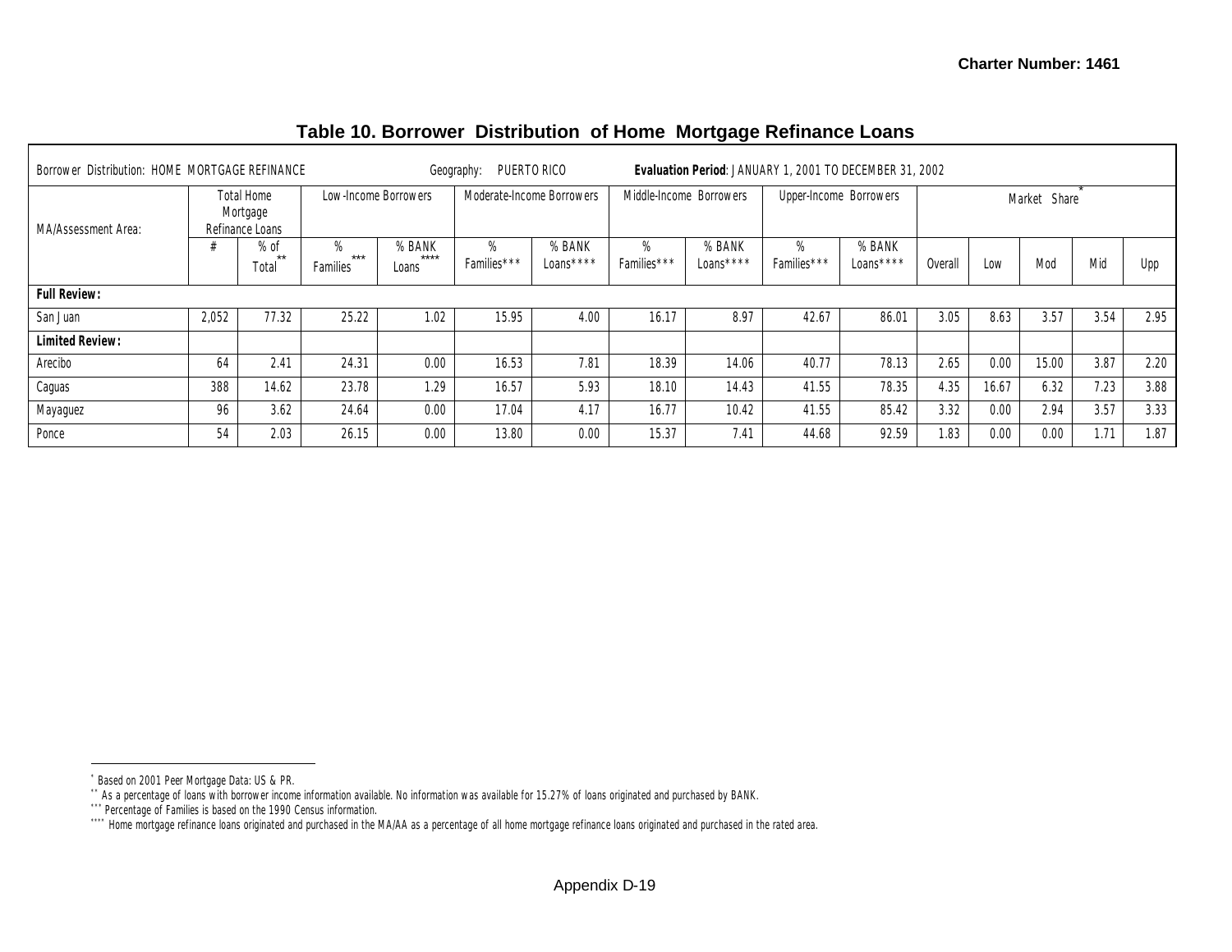## Table 10. Borrower Distribution of Home Mortgage Refinance Loans

| Borrower Distribution: HOME MORTGAGE REFINANCE | | | Geography: PUERTO RICO | | | | **Evaluation Period**: JANUARY 1, 2001 TO DECEMBER 31, 2002 | | | | | | | | |
|---|---|---|---|---|---|---|---|---|---|---|---|---|---|---|---|
| MA/Assessment Area: | Total Home Mortgage Refinance Loans | | Low-Income Borrowers | | Moderate-Income Borrowers | | Middle-Income Borrowers | | Upper-Income Borrowers | | Market Share* | | | | |
| | # | % of Total** | % Families*** | % BANK Loans**** | % Families*** | % BANK Loans**** | % Families*** | % BANK Loans**** | % Families*** | % BANK Loans**** | Overall | Low | Mod | Mid | Upp |
| **Full Review:** | | | | | | | | | | | | | | | |
| San Juan | 2,052 | 77.32 | 25.22 | 1.02 | 15.95 | 4.00 | 16.17 | 8.97 | 42.67 | 86.01 | 3.05 | 8.63 | 3.57 | 3.54 | 2.95 |
| **Limited Review:** | | | | | | | | | | | | | | | |
| Arecibo | 64 | 2.41 | 24.31 | 0.00 | 16.53 | 7.81 | 18.39 | 14.06 | 40.77 | 78.13 | 2.65 | 0.00 | 15.00 | 3.87 | 2.20 |
| Caguas | 388 | 14.62 | 23.78 | 1.29 | 16.57 | 5.93 | 18.10 | 14.43 | 41.55 | 78.35 | 4.35 | 16.67 | 6.32 | 7.23 | 3.88 |
| Mayaguez | 96 | 3.62 | 24.64 | 0.00 | 17.04 | 4.17 | 16.77 | 10.42 | 41.55 | 85.42 | 3.32 | 0.00 | 2.94 | 3.57 | 3.33 |
| Ponce | 54 | 2.03 | 26.15 | 0.00 | 13.80 | 0.00 | 15.37 | 7.41 | 44.68 | 92.59 | 1.83 | 0.00 | 0.00 | 1.71 | 1.87 |

\* Based on 2001 Peer Mortgage Data: US & PR.

\*\* As a percentage of loans with borrower income information available. No information was available for 15.27% of loans originated and purchased by BANK.

\*\*\* Percentage of Families is based on the 1990 Census information.

\*\*\*\* Home mortgage refinance loans originated and purchased in the MA/AA as a percentage of all home mortgage refinance loans originated and purchased in the rated area.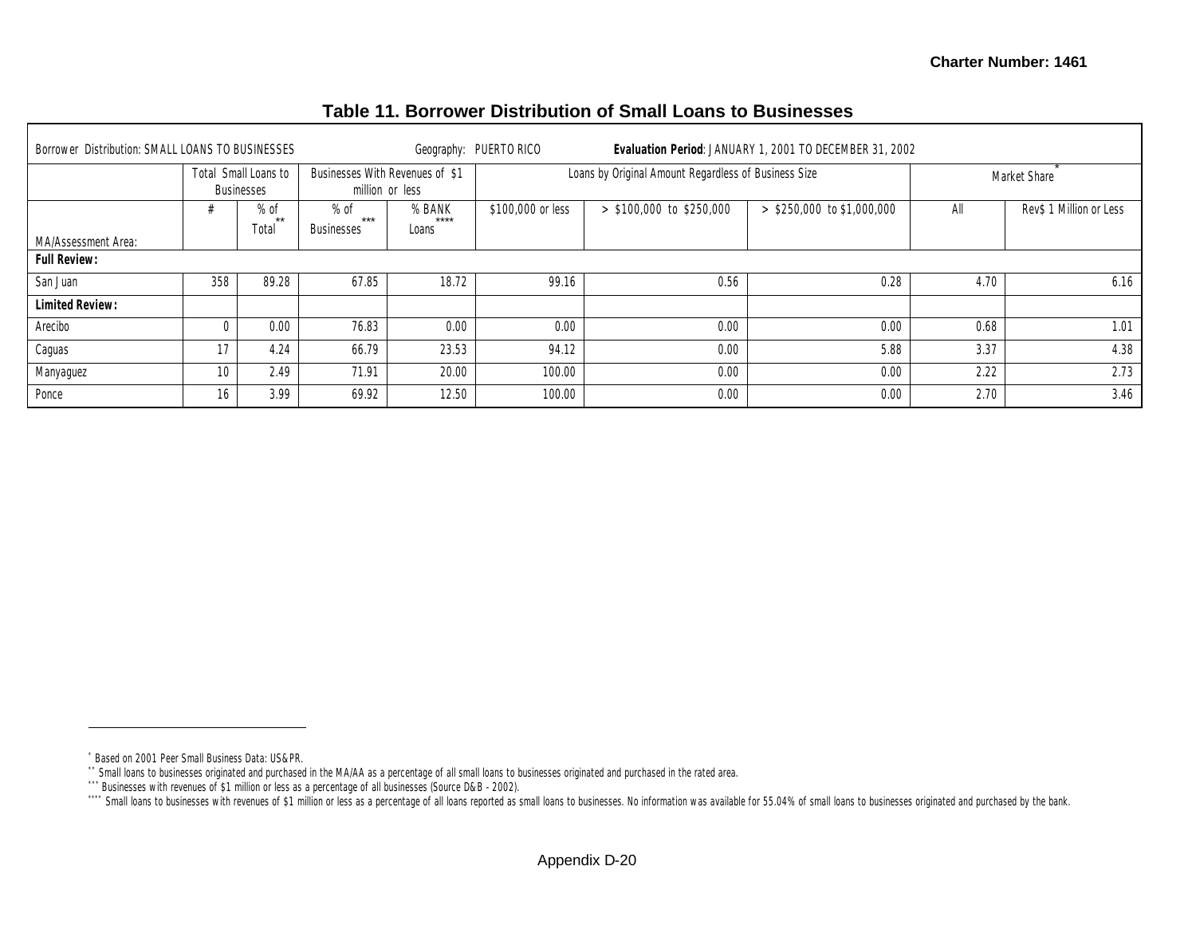## Table 11. Borrower Distribution of Small Loans to Businesses

| Borrower Distribution: SMALL LOANS TO BUSINESSES | | | Geography: PUERTO RICO | | **Evaluation Period**: JANUARY 1, 2001 TO DECEMBER 31, 2002 | | | | |
|---|---|---|---|---|---|---|---|---|---|
| | Total Small Loans to Businesses | | Businesses With Revenues of $1 million or less | | Loans by Original Amount Regardless of Business Size | | | Market Share* | |
| MA/Assessment Area: | # | % of Total** | % of Businesses*** | % BANK Loans**** | $100,000 or less | > $100,000 to $250,000 | > $250,000 to $1,000,000 | All | Rev$ 1 Million or Less |
| **Full Review:** | | | | | | | | | |
| San Juan | 358 | 89.28 | 67.85 | 18.72 | 99.16 | 0.56 | 0.28 | 4.70 | 6.16 |
| **Limited Review:** | | | | | | | | | |
| Arecibo | 0 | 0.00 | 76.83 | 0.00 | 0.00 | 0.00 | 0.00 | 0.68 | 1.01 |
| Caguas | 17 | 4.24 | 66.79 | 23.53 | 94.12 | 0.00 | 5.88 | 3.37 | 4.38 |
| Manyaguez | 10 | 2.49 | 71.91 | 20.00 | 100.00 | 0.00 | 0.00 | 2.22 | 2.73 |
| Ponce | 16 | 3.99 | 69.92 | 12.50 | 100.00 | 0.00 | 0.00 | 2.70 | 3.46 |

\* Based on 2001 Peer Small Business Data: US&PR.

\*\* Small loans to businesses originated and purchased in the MA/AA as a percentage of all small loans to businesses originated and purchased in the rated area.

\*\*\* Businesses with revenues of $1 million or less as a percentage of all businesses (Source D&B - 2002).

\*\*\*\* Small loans to businesses with revenues of $1 million or less as a percentage of all loans reported as small loans to businesses. No information was available for 55.04% of small loans to businesses originated and purchased by the bank.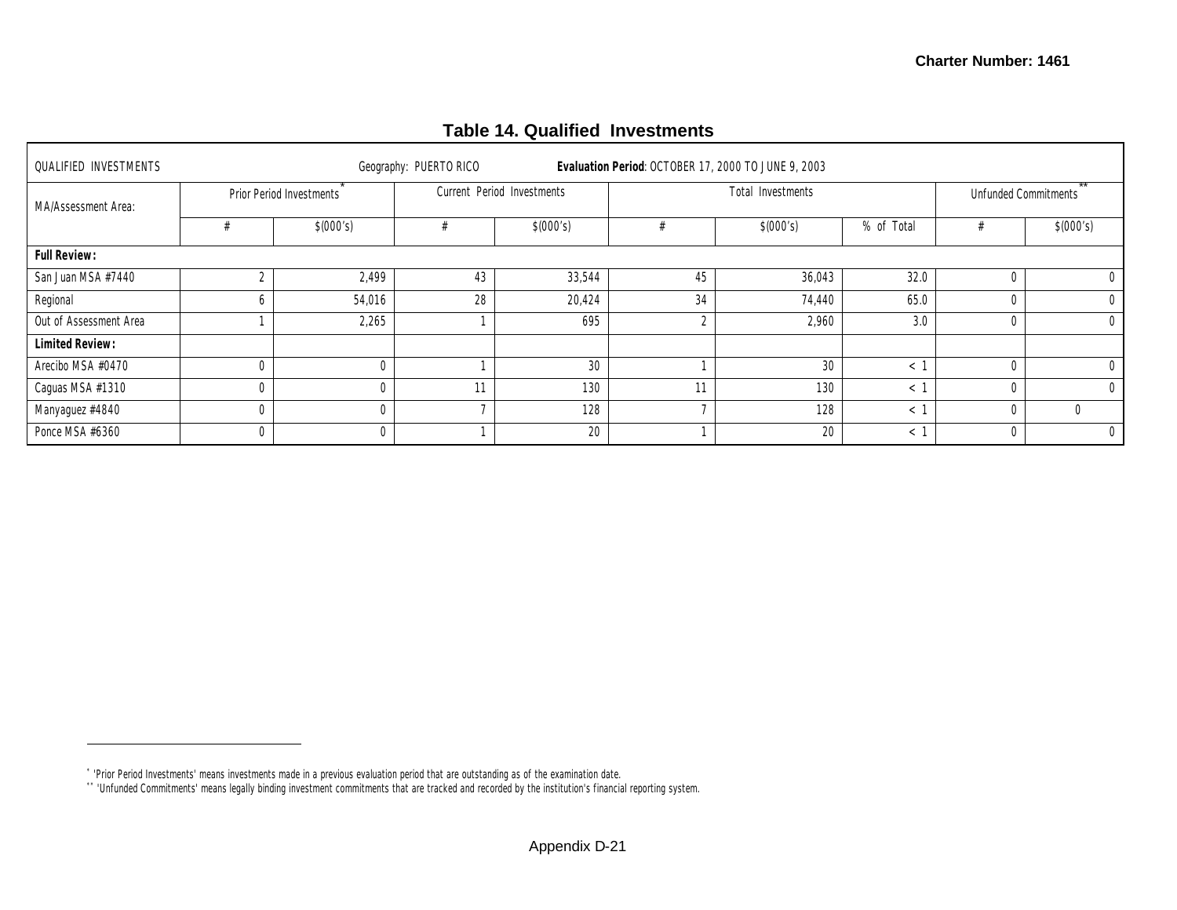Charter Number: 1461

# Table 14. Qualified Investments

| QUALIFIED INVESTMENTS | | | Geography: PUERTO RICO | | **Evaluation Period**: OCTOBER 17, 2000 TO JUNE 9, 2003 | | | | |
|---|---|---|---|---|---|---|---|---|---|
| MA/Assessment Area: | Prior Period Investments* | | Current Period Investments | | Total Investments | | | Unfunded Commitments** | |
| | # | $(000's) | # | $(000's) | # | $(000's) | % of Total | # | $(000's) |
| **Full Review:** | | | | | | | | | |
| San Juan MSA #7440 | 2 | 2,499 | 43 | 33,544 | 45 | 36,043 | 32.0 | 0 | 0 |
| Regional | 6 | 54,016 | 28 | 20,424 | 34 | 74,440 | 65.0 | 0 | 0 |
| Out of Assessment Area | 1 | 2,265 | 1 | 695 | 2 | 2,960 | 3.0 | 0 | 0 |
| **Limited Review:** | | | | | | | | | |
| Arecibo MSA #0470 | 0 | 0 | 1 | 30 | 1 | 30 | < 1 | 0 | 0 |
| Caguas MSA #1310 | 0 | 0 | 11 | 130 | 11 | 130 | < 1 | 0 | 0 |
| Manyaguez #4840 | 0 | 0 | 7 | 128 | 7 | 128 | < 1 | 0 | 0 |
| Ponce MSA #6360 | 0 | 0 | 1 | 20 | 1 | 20 | < 1 | 0 | 0 |

---

* 'Prior Period Investments' means investments made in a previous evaluation period that are outstanding as of the examination date.

** 'Unfunded Commitments' means legally binding investment commitments that are tracked and recorded by the institution's financial reporting system.

Appendix D-21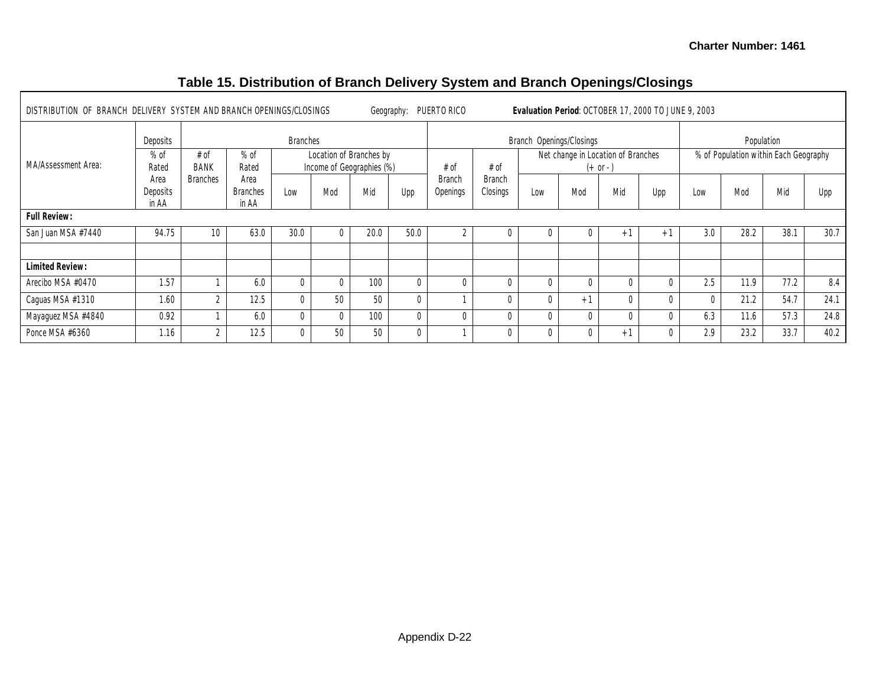Charter Number: 1461

# Table 15. Distribution of Branch Delivery System and Branch Openings/Closings

DISTRIBUTION OF BRANCH DELIVERY SYSTEM AND BRANCH OPENINGS/CLOSINGS Geography: PUERTO RICO **Evaluation Period**: OCTOBER 17, 2000 TO JUNE 9, 2003

| MA/Assessment Area: | Deposits | Branches | | | | | | | Branch Openings/Closings | | | | | | Population | | | |
|---|---|---|---|---|---|---|---|---|---|---|---|---|---|---|---|---|---|---|
| | % of Rated Area Deposits in AA | # of BANK Branches | % of Rated Area Branches in AA | Location of Branches by Income of Geographies (%) | | | | | # of Branch Openings | # of Branch Closings | Net change in Location of Branches (+ or - ) | | | | % of Population within Each Geography | | | |
| | | | | Low | Mod | Mid | Upp | | | | Low | Mod | Mid | Upp | Low | Mod | Mid | Upp |
| **Full Review:** | | | | | | | | | | | | | | | | | | |
| San Juan MSA #7440 | 94.75 | 10 | 63.0 | 30.0 | 0 | 20.0 | 50.0 | | 2 | 0 | 0 | 0 | +1 | +1 | 3.0 | 28.2 | 38.1 | 30.7 |
| | | | | | | | | | | | | | | | | | | |
| **Limited Review:** | | | | | | | | | | | | | | | | | | |
| Arecibo MSA #0470 | 1.57 | 1 | 6.0 | 0 | 0 | 100 | 0 | | 0 | 0 | 0 | 0 | 0 | 0 | 2.5 | 11.9 | 77.2 | 8.4 |
| Caguas MSA #1310 | 1.60 | 2 | 12.5 | 0 | 50 | 50 | 0 | | 1 | 0 | 0 | +1 | 0 | 0 | 0 | 21.2 | 54.7 | 24.1 |
| Mayaguez MSA #4840 | 0.92 | 1 | 6.0 | 0 | 0 | 100 | 0 | | 0 | 0 | 0 | 0 | 0 | 0 | 6.3 | 11.6 | 57.3 | 24.8 |
| Ponce MSA #6360 | 1.16 | 2 | 12.5 | 0 | 50 | 50 | 0 | | 1 | 0 | 0 | 0 | +1 | 0 | 2.9 | 23.2 | 33.7 | 40.2 |

Appendix D-22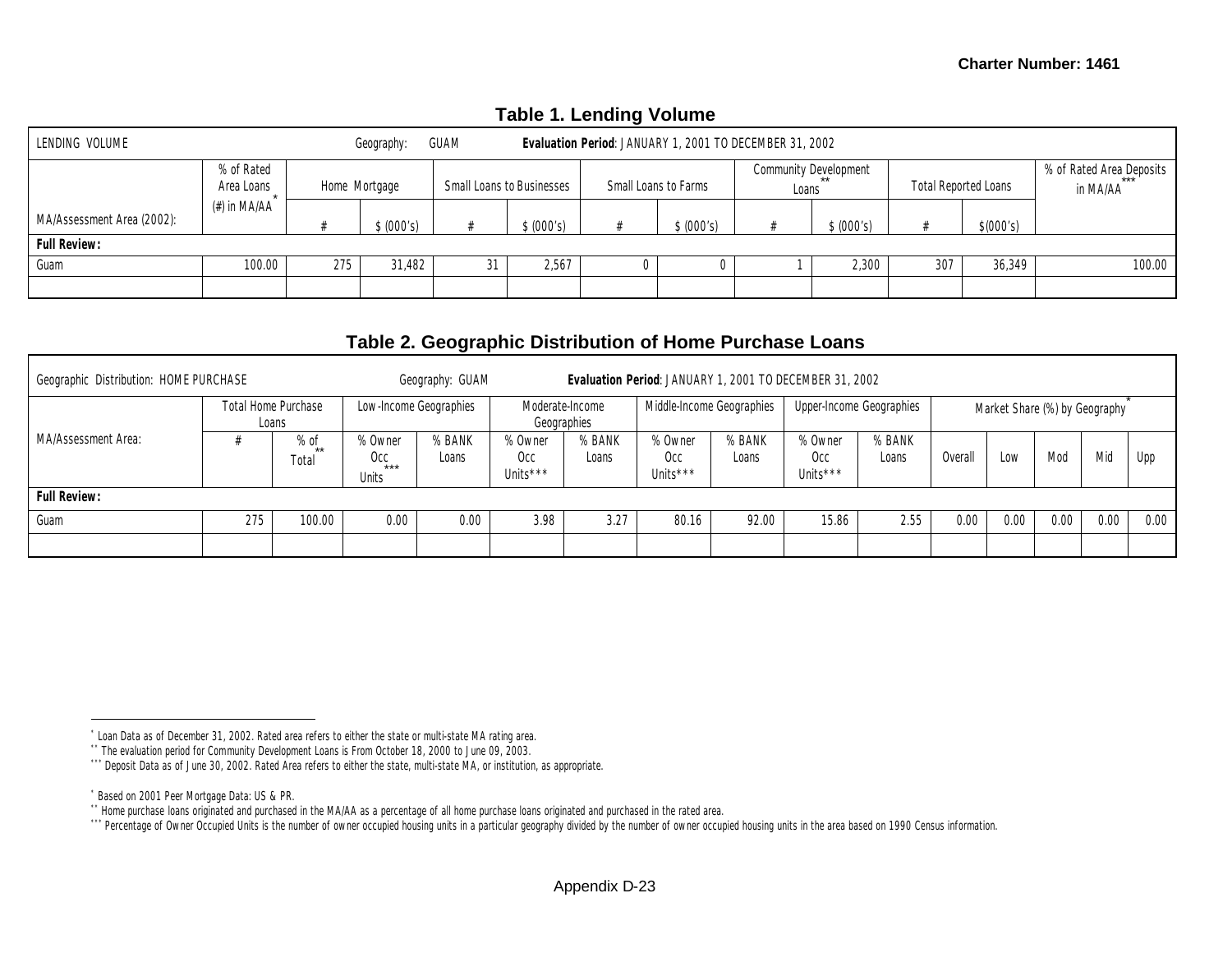Charter Number: 1461

## Table 1. Lending Volume

| LENDING VOLUME | | | | | | | | | | | |
|---|---|---|---|---|---|---|---|---|---|---|---|
| Geography: GUAM | | | | | | | | | | | |
| Evaluation Period: JANUARY 1, 2001 TO DECEMBER 31, 2002 | | | | | | | | | | | |
| MA/Assessment Area (2002): | % of Rated Area Loans (#) in MA/AA* | Home Mortgage | | Small Loans to Businesses | | Small Loans to Farms | | Community Development Loans** | | Total Reported Loans | | % of Rated Area Deposits in MA/AA*** |
| | | # | $ (000's) | # | $ (000's) | # | $ (000's) | # | $ (000's) | # | $(000's) | |
| **Full Review:** | | | | | | | | | | | | |
| Guam | 100.00 | 275 | 31,482 | 31 | 2,567 | 0 | 0 | 1 | 2,300 | 307 | 36,349 | 100.00 |

\* Loan Data as of December 31, 2002. Rated area refers to either the state or multi-state MA rating area.
\*\* The evaluation period for Community Development Loans is From October 18, 2000 to June 09, 2003.
\*\*\* Deposit Data as of June 30, 2002. Rated Area refers to either the state, multi-state MA, or institution, as appropriate.

## Table 2. Geographic Distribution of Home Purchase Loans

| Geographic Distribution: HOME PURCHASE | | | | | | | | | | | | | | | |
|---|---|---|---|---|---|---|---|---|---|---|---|---|---|---|---|
| Geography: GUAM | | | | | | | | | | | | | | | |
| Evaluation Period: JANUARY 1, 2001 TO DECEMBER 31, 2002 | | | | | | | | | | | | | | | |
| MA/Assessment Area: | Total Home Purchase Loans | | Low-Income Geographies | | Moderate-Income Geographies | | Middle-Income Geographies | | Upper-Income Geographies | | Market Share (%) by Geography* | | | | |
| | # | % of Total** | % Owner Occ Units*** | % BANK Loans | % Owner Occ Units*** | % BANK Loans | % Owner Occ Units*** | % BANK Loans | % Owner Occ Units*** | % BANK Loans | Overall | Low | Mod | Mid | Upp |
| **Full Review:** | | | | | | | | | | | | | | | |
| Guam | 275 | 100.00 | 0.00 | 0.00 | 3.98 | 3.27 | 80.16 | 92.00 | 15.86 | 2.55 | 0.00 | 0.00 | 0.00 | 0.00 | 0.00 |

\* Based on 2001 Peer Mortgage Data: US & PR.
\*\* Home purchase loans originated and purchased in the MA/AA as a percentage of all home purchase loans originated and purchased in the rated area.
\*\*\* Percentage of Owner Occupied Units is the number of owner occupied housing units in a particular geography divided by the number of owner occupied housing units in the area based on 1990 Census information.

Appendix D-23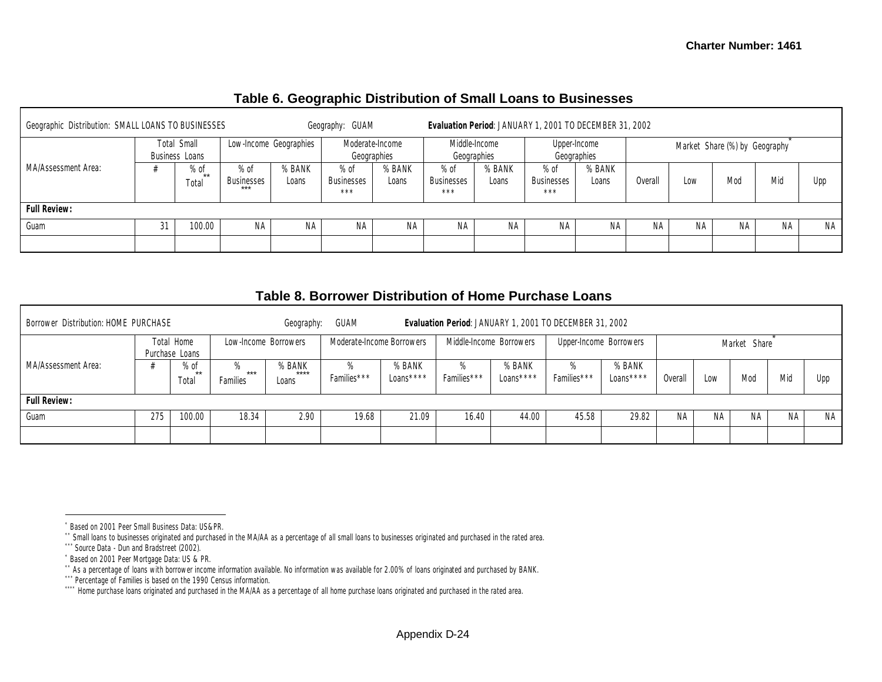## Table 6. Geographic Distribution of Small Loans to Businesses

| Geographic Distribution: SMALL LOANS TO BUSINESSES | | | Geography: GUAM | | | | Evaluation Period: JANUARY 1, 2001 TO DECEMBER 31, 2002 | | | | | | | | |
|---|---|---|---|---|---|---|---|---|---|---|---|---|---|---|---|
| MA/Assessment Area: | Total Small Business Loans | | Low-Income Geographies | | Moderate-Income Geographies | | Middle-Income Geographies | | Upper-Income Geographies | | Market Share (%) by Geography* | | | | |
| | # | % of Total** | % of Businesses *** | % BANK Loans | % of Businesses *** | % BANK Loans | % of Businesses *** | % BANK Loans | % of Businesses *** | % BANK Loans | Overall | Low | Mod | Mid | Upp |
| **Full Review:** | | | | | | | | | | | | | | | |
| Guam | 31 | 100.00 | NA | NA | NA | NA | NA | NA | NA | NA | NA | NA | NA | NA | NA |
| | | | | | | | | | | | | | | | |

## Table 8. Borrower Distribution of Home Purchase Loans

| Borrower Distribution: HOME PURCHASE | | | Geography: GUAM | | | | Evaluation Period: JANUARY 1, 2001 TO DECEMBER 31, 2002 | | | | | | | | |
|---|---|---|---|---|---|---|---|---|---|---|---|---|---|---|---|
| MA/Assessment Area: | Total Home Purchase Loans | | Low-Income Borrowers | | Moderate-Income Borrowers | | Middle-Income Borrowers | | Upper-Income Borrowers | | Market Share* | | | | |
| | # | % of Total** | % Families*** | % BANK Loans**** | % Families*** | % BANK Loans**** | % Families*** | % BANK Loans**** | % Families*** | % BANK Loans**** | Overall | Low | Mod | Mid | Upp |
| **Full Review:** | | | | | | | | | | | | | | | |
| Guam | 275 | 100.00 | 18.34 | 2.90 | 19.68 | 21.09 | 16.40 | 44.00 | 45.58 | 29.82 | NA | NA | NA | NA | NA |
| | | | | | | | | | | | | | | | |

---

* Based on 2001 Peer Small Business Data: US&PR.
** Small loans to businesses originated and purchased in the MA/AA as a percentage of all small loans to businesses originated and purchased in the rated area.
*** Source Data - Dun and Bradstreet (2002).
* Based on 2001 Peer Mortgage Data: US & PR.
** As a percentage of loans with borrower income information available. No information was available for 2.00% of loans originated and purchased by BANK.
*** Percentage of Families is based on the 1990 Census information.
**** Home purchase loans originated and purchased in the MA/AA as a percentage of all home purchase loans originated and purchased in the rated area.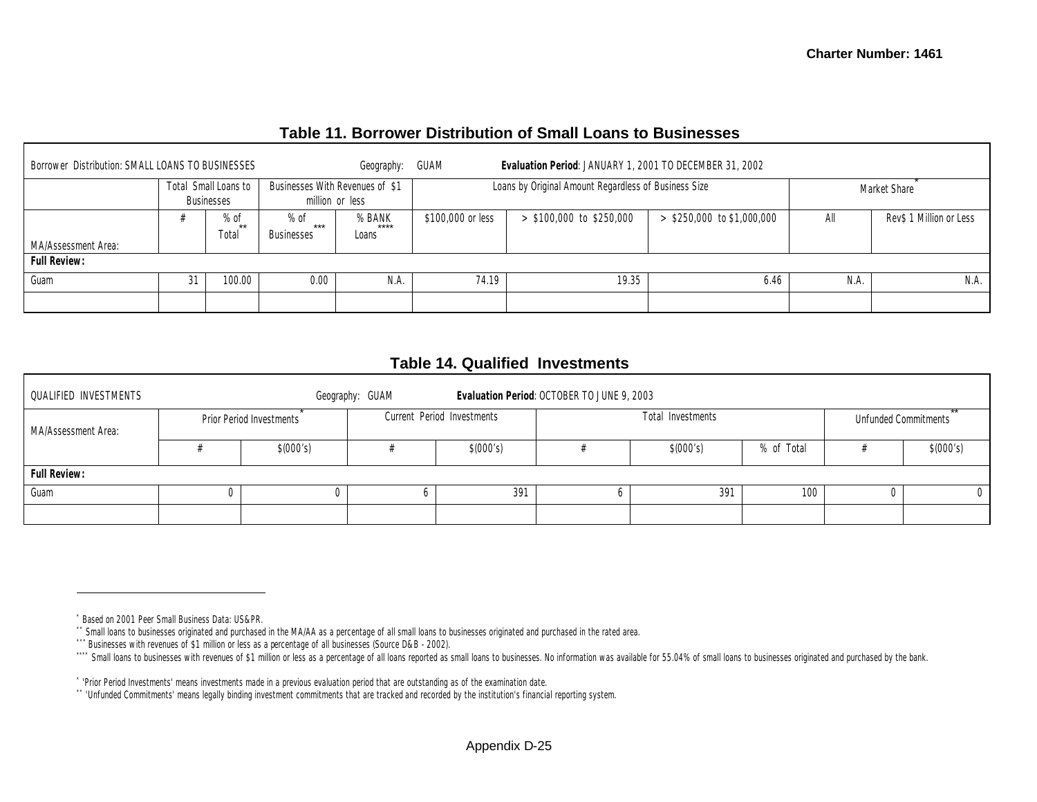## Table 11. Borrower Distribution of Small Loans to Businesses

| Borrower Distribution: SMALL LOANS TO BUSINESSES | | | Geography: GUAM | | Evaluation Period: JANUARY 1, 2001 TO DECEMBER 31, 2002 | | | | |
|---|---|---|---|---|---|---|---|---|---|
| | Total Small Loans to Businesses | | Businesses With Revenues of $1 million or less | | Loans by Original Amount Regardless of Business Size | | | Market Share* | |
| MA/Assessment Area: | # | % of Total** | % of Businesses*** | % BANK Loans**** | $100,000 or less | > $100,000 to $250,000 | > $250,000 to $1,000,000 | All | Rev$ 1 Million or Less |
| **Full Review:** | | | | | | | | | |
| Guam | 31 | 100.00 | 0.00 | N.A. | 74.19 | 19.35 | 6.46 | N.A. | N.A. |
| | | | | | | | | | |

## Table 14. Qualified Investments

| QUALIFIED INVESTMENTS | | Geography: GUAM | | Evaluation Period: OCTOBER TO JUNE 9, 2003 | | | | |
|---|---|---|---|---|---|---|---|---|
| MA/Assessment Area: | Prior Period Investments* | | Current Period Investments | | Total Investments | | | Unfunded Commitments** | |
| | # | $(000's) | # | $(000's) | # | $(000's) | % of Total | # | $(000's) |
| **Full Review:** | | | | | | | | | |
| Guam | 0 | 0 | 6 | 391 | 6 | 391 | 100 | 0 | 0 |
| | | | | | | | | | |

---

* Based on 2001 Peer Small Business Data: US&PR.
** Small loans to businesses originated and purchased in the MA/AA as a percentage of all small loans to businesses originated and purchased in the rated area.
*** Businesses with revenues of $1 million or less as a percentage of all businesses (Source D&B - 2002).
**** Small loans to businesses with revenues of $1 million or less as a percentage of all loans reported as small loans to businesses. No information was available for 55.04% of small loans to businesses originated and purchased by the bank.

* 'Prior Period Investments' means investments made in a previous evaluation period that are outstanding as of the examination date.
** 'Unfunded Commitments' means legally binding investment commitments that are tracked and recorded by the institution's financial reporting system.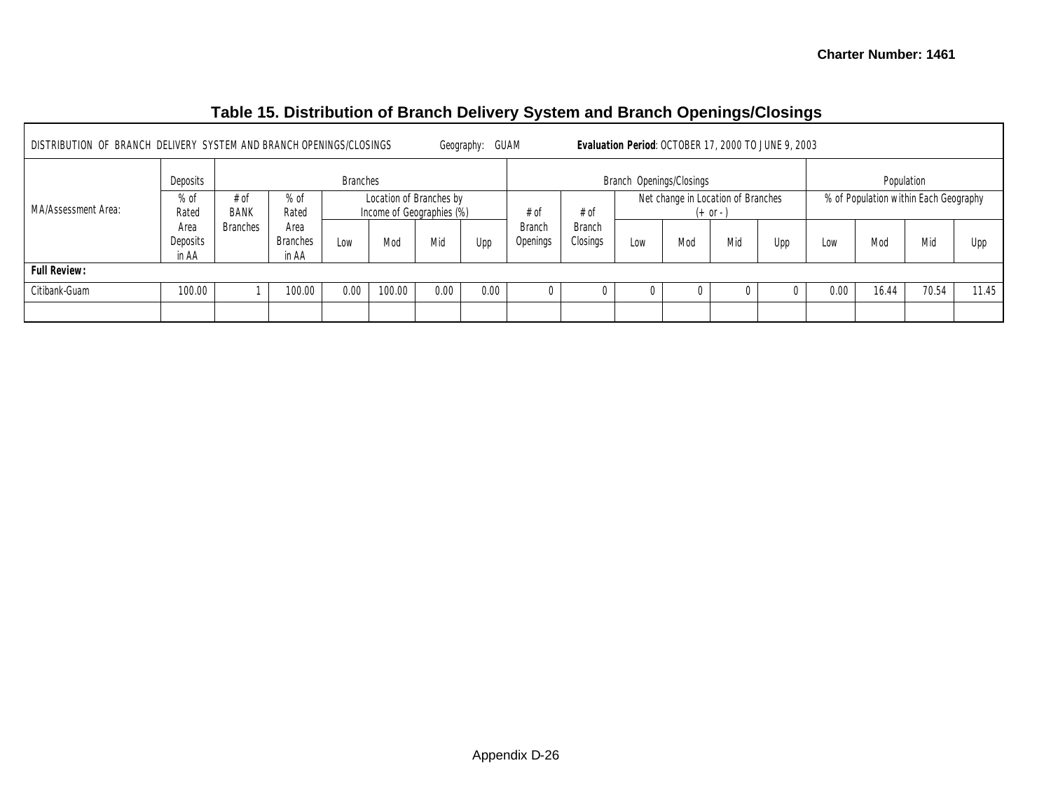## Table 15. Distribution of Branch Delivery System and Branch Openings/Closings

DISTRIBUTION OF BRANCH DELIVERY SYSTEM AND BRANCH OPENINGS/CLOSINGS Geography: GUAM **Evaluation Period**: OCTOBER 17, 2000 TO JUNE 9, 2003

| MA/Assessment Area: | Deposits | Branches | | | | | | | Branch Openings/Closings | | | | | | Population | | | |
|---|---|---|---|---|---|---|---|---|---|---|---|---|---|---|---|---|---|---|
| | % of Rated Area Deposits in AA | # of BANK Branches | % of Rated Area Branches in AA | Location of Branches by Income of Geographies (%) | | | | # of Branch Openings | # of Branch Closings | Net change in Location of Branches (+ or - ) | | | | % of Population within Each Geography | | | |
| | | | | Low | Mod | Mid | Upp | | | Low | Mod | Mid | Upp | Low | Mod | Mid | Upp |
| **Full Review:** | | | | | | | | | | | | | | | | | |
| Citibank-Guam | 100.00 | 1 | 100.00 | 0.00 | 100.00 | 0.00 | 0.00 | 0 | 0 | 0 | 0 | 0 | 0 | 0.00 | 16.44 | 70.54 | 11.45 |
| | | | | | | | | | | | | | | | | | |